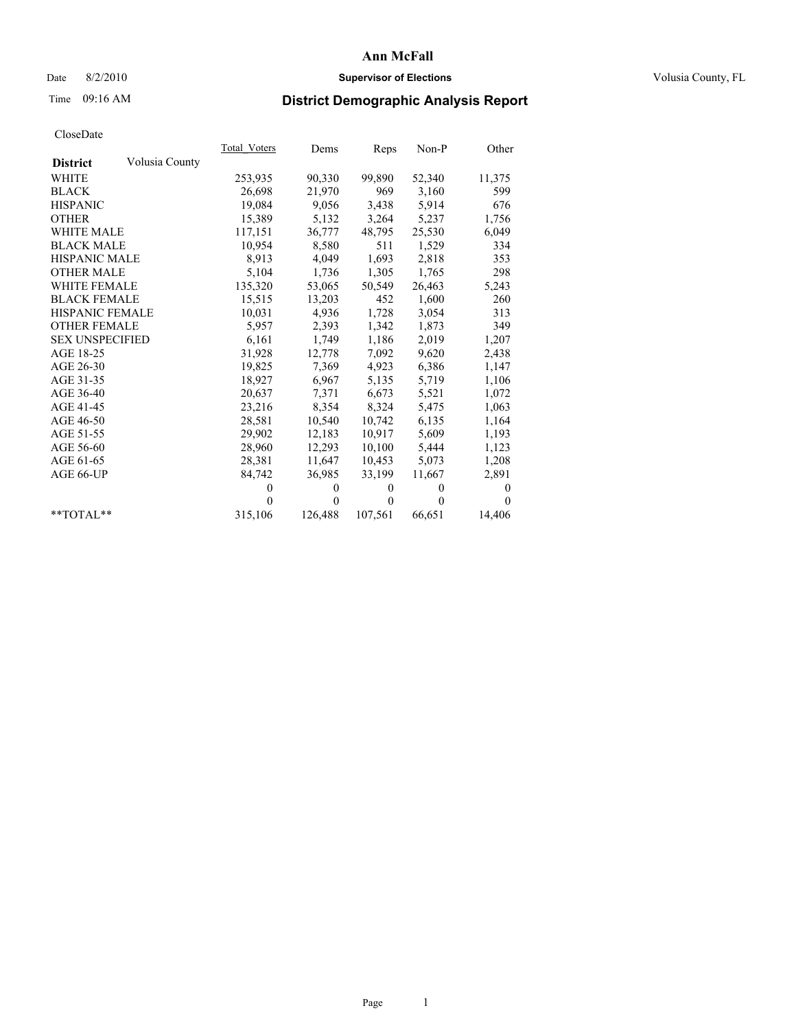# Ann McFall

Date 8/2/2010 **Supervisor of Elections** Volusia County, FL

Time 09:16 AM

## District Demographic Analysis Report

CloseDate

| District Volusia County | Total_Voters | Dems | Reps | Non-P | Other |
|---|---|---|---|---|---|
| WHITE | 253,935 | 90,330 | 99,890 | 52,340 | 11,375 |
| BLACK | 26,698 | 21,970 | 969 | 3,160 | 599 |
| HISPANIC | 19,084 | 9,056 | 3,438 | 5,914 | 676 |
| OTHER | 15,389 | 5,132 | 3,264 | 5,237 | 1,756 |
| WHITE MALE | 117,151 | 36,777 | 48,795 | 25,530 | 6,049 |
| BLACK MALE | 10,954 | 8,580 | 511 | 1,529 | 334 |
| HISPANIC MALE | 8,913 | 4,049 | 1,693 | 2,818 | 353 |
| OTHER MALE | 5,104 | 1,736 | 1,305 | 1,765 | 298 |
| WHITE FEMALE | 135,320 | 53,065 | 50,549 | 26,463 | 5,243 |
| BLACK FEMALE | 15,515 | 13,203 | 452 | 1,600 | 260 |
| HISPANIC FEMALE | 10,031 | 4,936 | 1,728 | 3,054 | 313 |
| OTHER FEMALE | 5,957 | 2,393 | 1,342 | 1,873 | 349 |
| SEX UNSPECIFIED | 6,161 | 1,749 | 1,186 | 2,019 | 1,207 |
| AGE 18-25 | 31,928 | 12,778 | 7,092 | 9,620 | 2,438 |
| AGE 26-30 | 19,825 | 7,369 | 4,923 | 6,386 | 1,147 |
| AGE 31-35 | 18,927 | 6,967 | 5,135 | 5,719 | 1,106 |
| AGE 36-40 | 20,637 | 7,371 | 6,673 | 5,521 | 1,072 |
| AGE 41-45 | 23,216 | 8,354 | 8,324 | 5,475 | 1,063 |
| AGE 46-50 | 28,581 | 10,540 | 10,742 | 6,135 | 1,164 |
| AGE 51-55 | 29,902 | 12,183 | 10,917 | 5,609 | 1,193 |
| AGE 56-60 | 28,960 | 12,293 | 10,100 | 5,444 | 1,123 |
| AGE 61-65 | 28,381 | 11,647 | 10,453 | 5,073 | 1,208 |
| AGE 66-UP | 84,742 | 36,985 | 33,199 | 11,667 | 2,891 |
| | 0 | 0 | 0 | 0 | 0 |
| | 0 | 0 | 0 | 0 | 0 |
| **TOTAL** | 315,106 | 126,488 | 107,561 | 66,651 | 14,406 |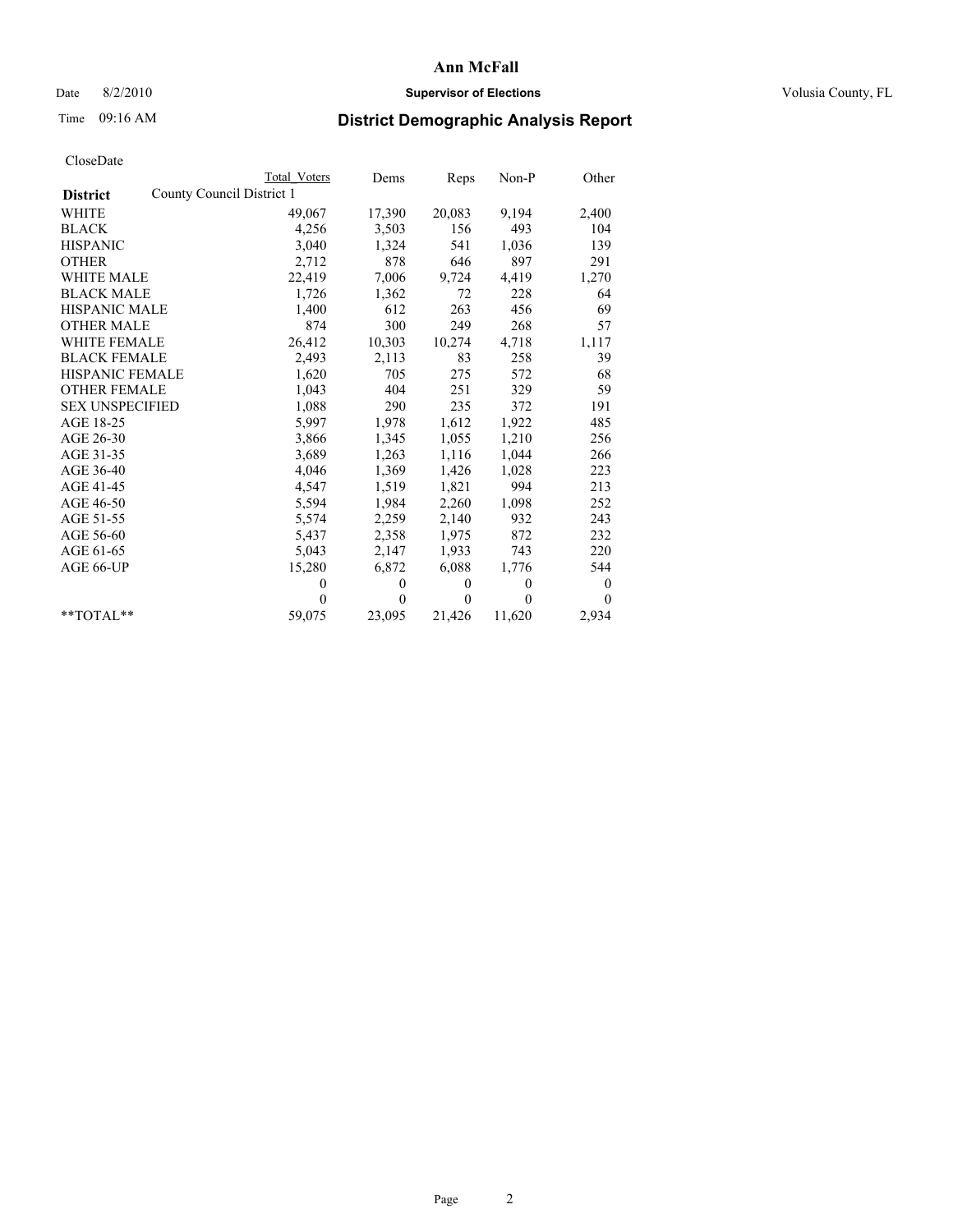# Ann McFall

Date 8/2/2010 **Supervisor of Elections** Volusia County, FL

Time 09:16 AM

## District Demographic Analysis Report

CloseDate

| | Total Voters | Dems | Reps | Non-P | Other |
|---|---|---|---|---|---|
| **District** County Council District 1 | | | | | |
| WHITE | 49,067 | 17,390 | 20,083 | 9,194 | 2,400 |
| BLACK | 4,256 | 3,503 | 156 | 493 | 104 |
| HISPANIC | 3,040 | 1,324 | 541 | 1,036 | 139 |
| OTHER | 2,712 | 878 | 646 | 897 | 291 |
| WHITE MALE | 22,419 | 7,006 | 9,724 | 4,419 | 1,270 |
| BLACK MALE | 1,726 | 1,362 | 72 | 228 | 64 |
| HISPANIC MALE | 1,400 | 612 | 263 | 456 | 69 |
| OTHER MALE | 874 | 300 | 249 | 268 | 57 |
| WHITE FEMALE | 26,412 | 10,303 | 10,274 | 4,718 | 1,117 |
| BLACK FEMALE | 2,493 | 2,113 | 83 | 258 | 39 |
| HISPANIC FEMALE | 1,620 | 705 | 275 | 572 | 68 |
| OTHER FEMALE | 1,043 | 404 | 251 | 329 | 59 |
| SEX UNSPECIFIED | 1,088 | 290 | 235 | 372 | 191 |
| AGE 18-25 | 5,997 | 1,978 | 1,612 | 1,922 | 485 |
| AGE 26-30 | 3,866 | 1,345 | 1,055 | 1,210 | 256 |
| AGE 31-35 | 3,689 | 1,263 | 1,116 | 1,044 | 266 |
| AGE 36-40 | 4,046 | 1,369 | 1,426 | 1,028 | 223 |
| AGE 41-45 | 4,547 | 1,519 | 1,821 | 994 | 213 |
| AGE 46-50 | 5,594 | 1,984 | 2,260 | 1,098 | 252 |
| AGE 51-55 | 5,574 | 2,259 | 2,140 | 932 | 243 |
| AGE 56-60 | 5,437 | 2,358 | 1,975 | 872 | 232 |
| AGE 61-65 | 5,043 | 2,147 | 1,933 | 743 | 220 |
| AGE 66-UP | 15,280 | 6,872 | 6,088 | 1,776 | 544 |
| | 0 | 0 | 0 | 0 | 0 |
| | 0 | 0 | 0 | 0 | 0 |
| **TOTAL** | 59,075 | 23,095 | 21,426 | 11,620 | 2,934 |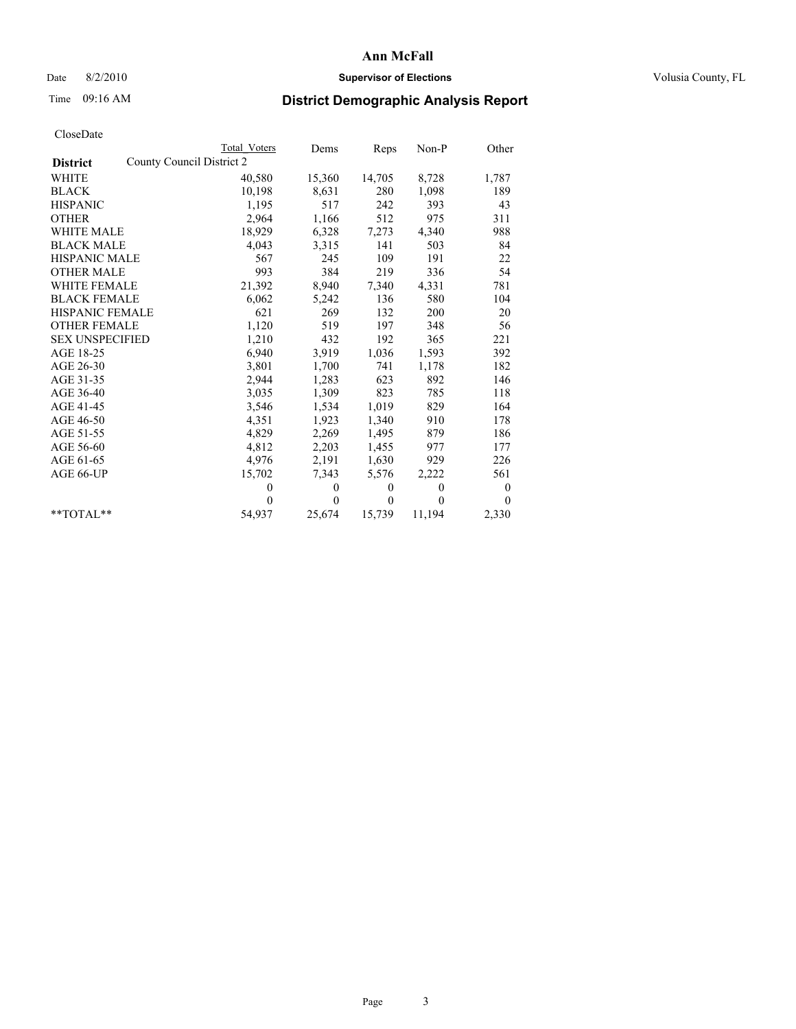# Ann McFall

Date 8/2/2010 **Supervisor of Elections** Volusia County, FL

Time 09:16 AM

## District Demographic Analysis Report

CloseDate

| **District** | County Council District 2 | Total Voters | Dems | Reps | Non-P | Other |
|---|---|---|---|---|---|---|
| WHITE | | 40,580 | 15,360 | 14,705 | 8,728 | 1,787 |
| BLACK | | 10,198 | 8,631 | 280 | 1,098 | 189 |
| HISPANIC | | 1,195 | 517 | 242 | 393 | 43 |
| OTHER | | 2,964 | 1,166 | 512 | 975 | 311 |
| WHITE MALE | | 18,929 | 6,328 | 7,273 | 4,340 | 988 |
| BLACK MALE | | 4,043 | 3,315 | 141 | 503 | 84 |
| HISPANIC MALE | | 567 | 245 | 109 | 191 | 22 |
| OTHER MALE | | 993 | 384 | 219 | 336 | 54 |
| WHITE FEMALE | | 21,392 | 8,940 | 7,340 | 4,331 | 781 |
| BLACK FEMALE | | 6,062 | 5,242 | 136 | 580 | 104 |
| HISPANIC FEMALE | | 621 | 269 | 132 | 200 | 20 |
| OTHER FEMALE | | 1,120 | 519 | 197 | 348 | 56 |
| SEX UNSPECIFIED | | 1,210 | 432 | 192 | 365 | 221 |
| AGE 18-25 | | 6,940 | 3,919 | 1,036 | 1,593 | 392 |
| AGE 26-30 | | 3,801 | 1,700 | 741 | 1,178 | 182 |
| AGE 31-35 | | 2,944 | 1,283 | 623 | 892 | 146 |
| AGE 36-40 | | 3,035 | 1,309 | 823 | 785 | 118 |
| AGE 41-45 | | 3,546 | 1,534 | 1,019 | 829 | 164 |
| AGE 46-50 | | 4,351 | 1,923 | 1,340 | 910 | 178 |
| AGE 51-55 | | 4,829 | 2,269 | 1,495 | 879 | 186 |
| AGE 56-60 | | 4,812 | 2,203 | 1,455 | 977 | 177 |
| AGE 61-65 | | 4,976 | 2,191 | 1,630 | 929 | 226 |
| AGE 66-UP | | 15,702 | 7,343 | 5,576 | 2,222 | 561 |
| | | 0 | 0 | 0 | 0 | 0 |
| | | 0 | 0 | 0 | 0 | 0 |
| **TOTAL** | | 54,937 | 25,674 | 15,739 | 11,194 | 2,330 |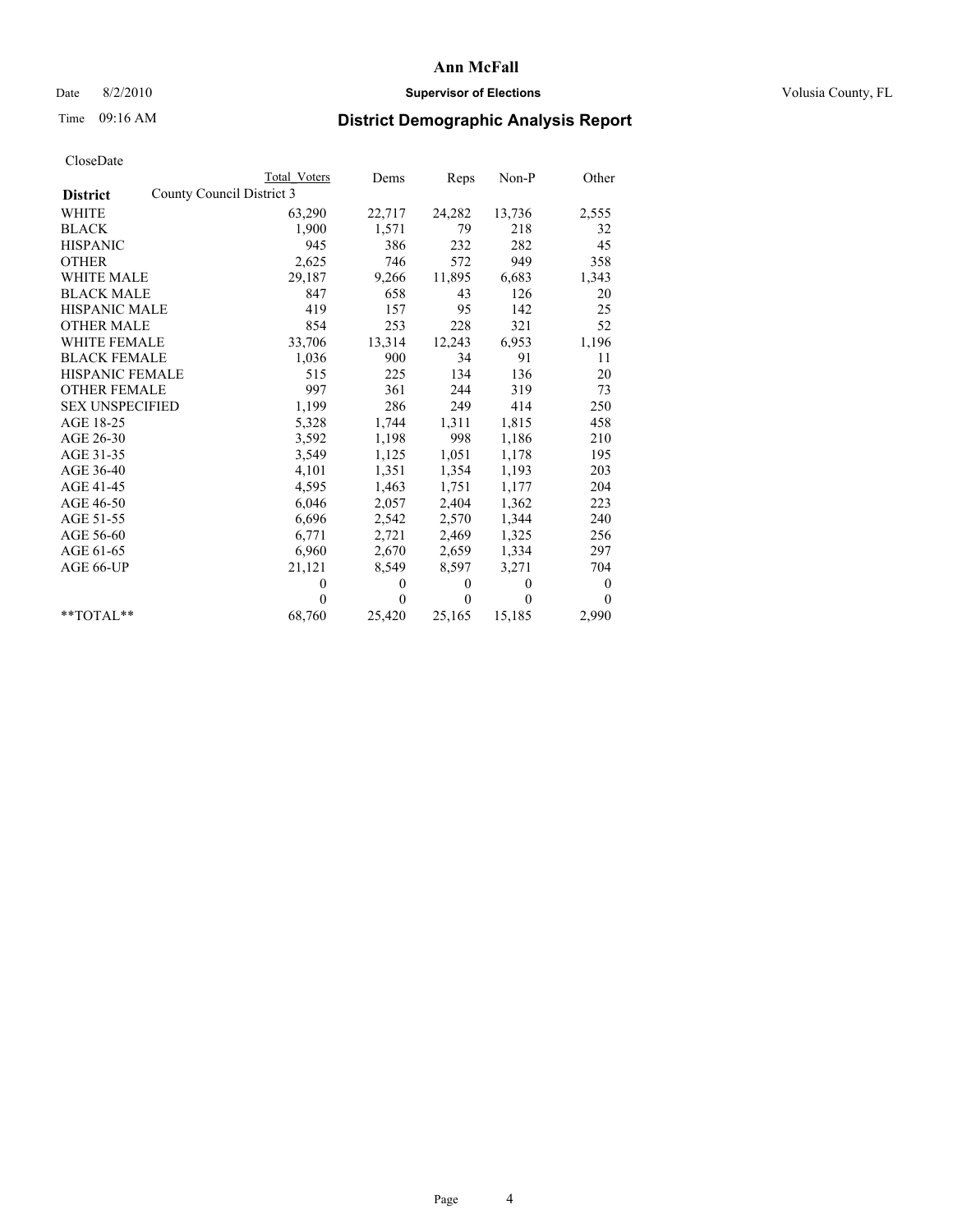Ann McFall

Date 8/2/2010 **Supervisor of Elections** Volusia County, FL

Time 09:16 AM

## District Demographic Analysis Report

CloseDate

| District | County Council District 3 | Total Voters | Dems | Reps | Non-P | Other |
|---|---|---|---|---|---|---|
| WHITE | | 63,290 | 22,717 | 24,282 | 13,736 | 2,555 |
| BLACK | | 1,900 | 1,571 | 79 | 218 | 32 |
| HISPANIC | | 945 | 386 | 232 | 282 | 45 |
| OTHER | | 2,625 | 746 | 572 | 949 | 358 |
| WHITE MALE | | 29,187 | 9,266 | 11,895 | 6,683 | 1,343 |
| BLACK MALE | | 847 | 658 | 43 | 126 | 20 |
| HISPANIC MALE | | 419 | 157 | 95 | 142 | 25 |
| OTHER MALE | | 854 | 253 | 228 | 321 | 52 |
| WHITE FEMALE | | 33,706 | 13,314 | 12,243 | 6,953 | 1,196 |
| BLACK FEMALE | | 1,036 | 900 | 34 | 91 | 11 |
| HISPANIC FEMALE | | 515 | 225 | 134 | 136 | 20 |
| OTHER FEMALE | | 997 | 361 | 244 | 319 | 73 |
| SEX UNSPECIFIED | | 1,199 | 286 | 249 | 414 | 250 |
| AGE 18-25 | | 5,328 | 1,744 | 1,311 | 1,815 | 458 |
| AGE 26-30 | | 3,592 | 1,198 | 998 | 1,186 | 210 |
| AGE 31-35 | | 3,549 | 1,125 | 1,051 | 1,178 | 195 |
| AGE 36-40 | | 4,101 | 1,351 | 1,354 | 1,193 | 203 |
| AGE 41-45 | | 4,595 | 1,463 | 1,751 | 1,177 | 204 |
| AGE 46-50 | | 6,046 | 2,057 | 2,404 | 1,362 | 223 |
| AGE 51-55 | | 6,696 | 2,542 | 2,570 | 1,344 | 240 |
| AGE 56-60 | | 6,771 | 2,721 | 2,469 | 1,325 | 256 |
| AGE 61-65 | | 6,960 | 2,670 | 2,659 | 1,334 | 297 |
| AGE 66-UP | | 21,121 | 8,549 | 8,597 | 3,271 | 704 |
| | | 0 | 0 | 0 | 0 | 0 |
| | | 0 | 0 | 0 | 0 | 0 |
| **TOTAL** | | 68,760 | 25,420 | 25,165 | 15,185 | 2,990 |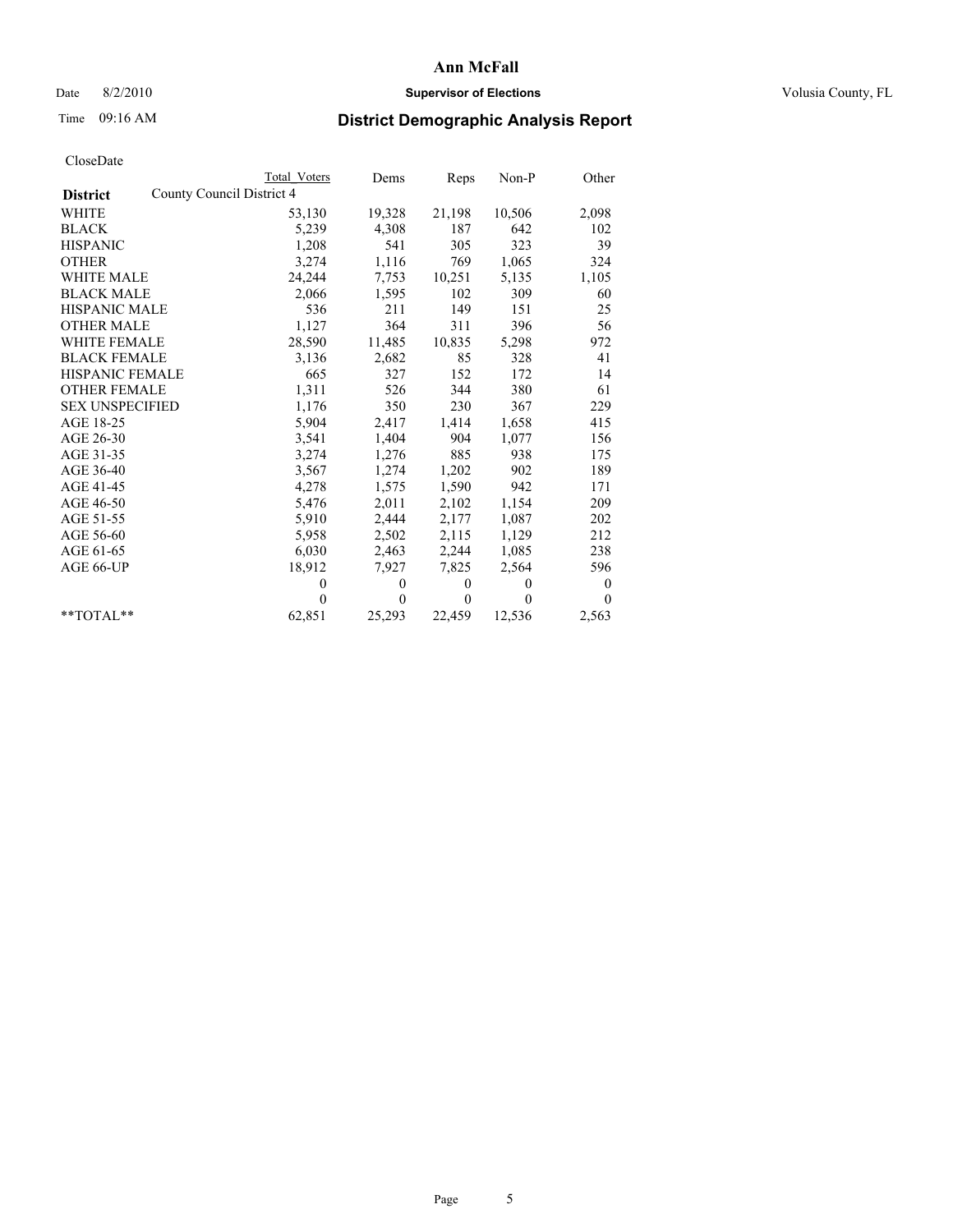**Ann McFall**

Date 8/2/2010 **Supervisor of Elections** Volusia County, FL

Time 09:16 AM

## District Demographic Analysis Report

CloseDate

| **District** County Council District 4 | Total Voters | Dems | Reps | Non-P | Other |
|---|---|---|---|---|---|
| WHITE | 53,130 | 19,328 | 21,198 | 10,506 | 2,098 |
| BLACK | 5,239 | 4,308 | 187 | 642 | 102 |
| HISPANIC | 1,208 | 541 | 305 | 323 | 39 |
| OTHER | 3,274 | 1,116 | 769 | 1,065 | 324 |
| WHITE MALE | 24,244 | 7,753 | 10,251 | 5,135 | 1,105 |
| BLACK MALE | 2,066 | 1,595 | 102 | 309 | 60 |
| HISPANIC MALE | 536 | 211 | 149 | 151 | 25 |
| OTHER MALE | 1,127 | 364 | 311 | 396 | 56 |
| WHITE FEMALE | 28,590 | 11,485 | 10,835 | 5,298 | 972 |
| BLACK FEMALE | 3,136 | 2,682 | 85 | 328 | 41 |
| HISPANIC FEMALE | 665 | 327 | 152 | 172 | 14 |
| OTHER FEMALE | 1,311 | 526 | 344 | 380 | 61 |
| SEX UNSPECIFIED | 1,176 | 350 | 230 | 367 | 229 |
| AGE 18-25 | 5,904 | 2,417 | 1,414 | 1,658 | 415 |
| AGE 26-30 | 3,541 | 1,404 | 904 | 1,077 | 156 |
| AGE 31-35 | 3,274 | 1,276 | 885 | 938 | 175 |
| AGE 36-40 | 3,567 | 1,274 | 1,202 | 902 | 189 |
| AGE 41-45 | 4,278 | 1,575 | 1,590 | 942 | 171 |
| AGE 46-50 | 5,476 | 2,011 | 2,102 | 1,154 | 209 |
| AGE 51-55 | 5,910 | 2,444 | 2,177 | 1,087 | 202 |
| AGE 56-60 | 5,958 | 2,502 | 2,115 | 1,129 | 212 |
| AGE 61-65 | 6,030 | 2,463 | 2,244 | 1,085 | 238 |
| AGE 66-UP | 18,912 | 7,927 | 7,825 | 2,564 | 596 |
| | 0 | 0 | 0 | 0 | 0 |
| | 0 | 0 | 0 | 0 | 0 |
| **TOTAL** | 62,851 | 25,293 | 22,459 | 12,536 | 2,563 |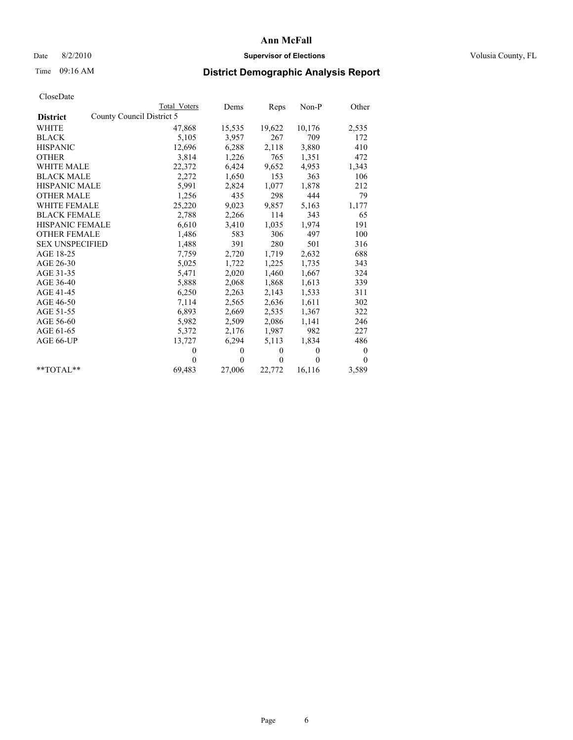# Ann McFall

Date 8/2/2010 **Supervisor of Elections** Volusia County, FL

Time 09:16 AM

## District Demographic Analysis Report

CloseDate

| | Total Voters | Dems | Reps | Non-P | Other |
|---|---|---|---|---|---|
| **District** County Council District 5 | | | | | |
| WHITE | 47,868 | 15,535 | 19,622 | 10,176 | 2,535 |
| BLACK | 5,105 | 3,957 | 267 | 709 | 172 |
| HISPANIC | 12,696 | 6,288 | 2,118 | 3,880 | 410 |
| OTHER | 3,814 | 1,226 | 765 | 1,351 | 472 |
| WHITE MALE | 22,372 | 6,424 | 9,652 | 4,953 | 1,343 |
| BLACK MALE | 2,272 | 1,650 | 153 | 363 | 106 |
| HISPANIC MALE | 5,991 | 2,824 | 1,077 | 1,878 | 212 |
| OTHER MALE | 1,256 | 435 | 298 | 444 | 79 |
| WHITE FEMALE | 25,220 | 9,023 | 9,857 | 5,163 | 1,177 |
| BLACK FEMALE | 2,788 | 2,266 | 114 | 343 | 65 |
| HISPANIC FEMALE | 6,610 | 3,410 | 1,035 | 1,974 | 191 |
| OTHER FEMALE | 1,486 | 583 | 306 | 497 | 100 |
| SEX UNSPECIFIED | 1,488 | 391 | 280 | 501 | 316 |
| AGE 18-25 | 7,759 | 2,720 | 1,719 | 2,632 | 688 |
| AGE 26-30 | 5,025 | 1,722 | 1,225 | 1,735 | 343 |
| AGE 31-35 | 5,471 | 2,020 | 1,460 | 1,667 | 324 |
| AGE 36-40 | 5,888 | 2,068 | 1,868 | 1,613 | 339 |
| AGE 41-45 | 6,250 | 2,263 | 2,143 | 1,533 | 311 |
| AGE 46-50 | 7,114 | 2,565 | 2,636 | 1,611 | 302 |
| AGE 51-55 | 6,893 | 2,669 | 2,535 | 1,367 | 322 |
| AGE 56-60 | 5,982 | 2,509 | 2,086 | 1,141 | 246 |
| AGE 61-65 | 5,372 | 2,176 | 1,987 | 982 | 227 |
| AGE 66-UP | 13,727 | 6,294 | 5,113 | 1,834 | 486 |
| | 0 | 0 | 0 | 0 | 0 |
| | 0 | 0 | 0 | 0 | 0 |
| **TOTAL** | 69,483 | 27,006 | 22,772 | 16,116 | 3,589 |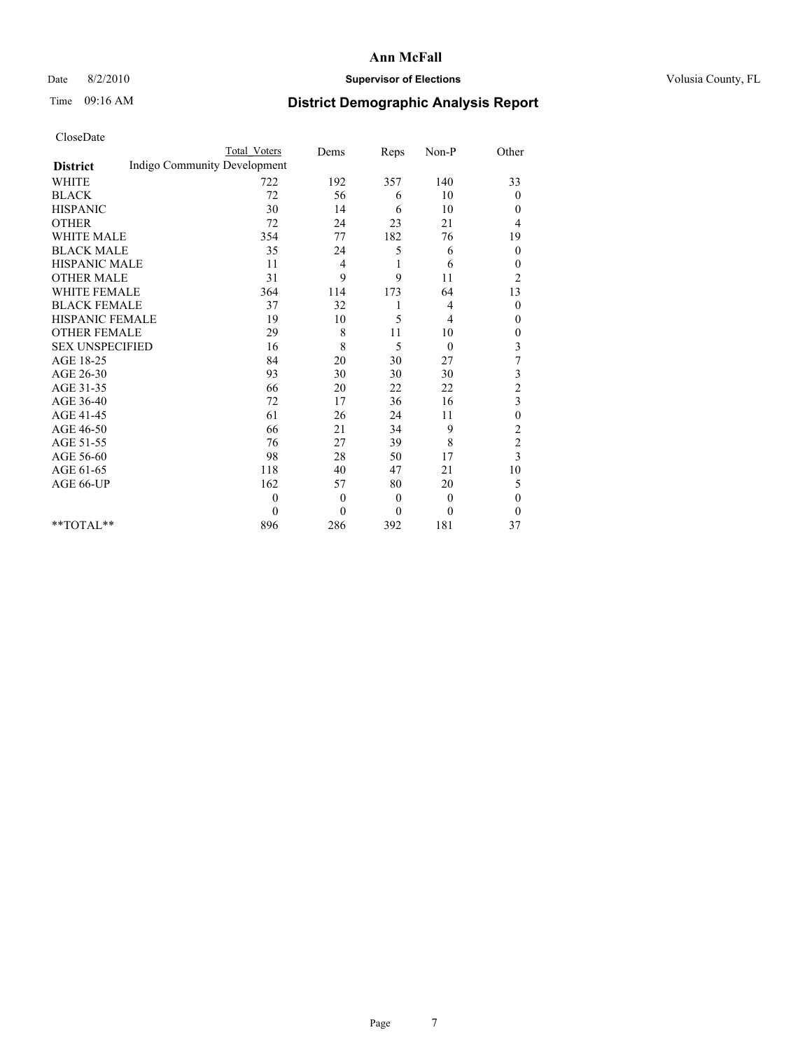# Ann McFall

Date 8/2/2010 **Supervisor of Elections** Volusia County, FL

Time 09:16 AM **District Demographic Analysis Report**

CloseDate

| **District** | Total Voters | Dems | Reps | Non-P | Other |
|---|---|---|---|---|---|
| Indigo Community Development | | | | | |
| WHITE | 722 | 192 | 357 | 140 | 33 |
| BLACK | 72 | 56 | 6 | 10 | 0 |
| HISPANIC | 30 | 14 | 6 | 10 | 0 |
| OTHER | 72 | 24 | 23 | 21 | 4 |
| WHITE MALE | 354 | 77 | 182 | 76 | 19 |
| BLACK MALE | 35 | 24 | 5 | 6 | 0 |
| HISPANIC MALE | 11 | 4 | 1 | 6 | 0 |
| OTHER MALE | 31 | 9 | 9 | 11 | 2 |
| WHITE FEMALE | 364 | 114 | 173 | 64 | 13 |
| BLACK FEMALE | 37 | 32 | 1 | 4 | 0 |
| HISPANIC FEMALE | 19 | 10 | 5 | 4 | 0 |
| OTHER FEMALE | 29 | 8 | 11 | 10 | 0 |
| SEX UNSPECIFIED | 16 | 8 | 5 | 0 | 3 |
| AGE 18-25 | 84 | 20 | 30 | 27 | 7 |
| AGE 26-30 | 93 | 30 | 30 | 30 | 3 |
| AGE 31-35 | 66 | 20 | 22 | 22 | 2 |
| AGE 36-40 | 72 | 17 | 36 | 16 | 3 |
| AGE 41-45 | 61 | 26 | 24 | 11 | 0 |
| AGE 46-50 | 66 | 21 | 34 | 9 | 2 |
| AGE 51-55 | 76 | 27 | 39 | 8 | 2 |
| AGE 56-60 | 98 | 28 | 50 | 17 | 3 |
| AGE 61-65 | 118 | 40 | 47 | 21 | 10 |
| AGE 66-UP | 162 | 57 | 80 | 20 | 5 |
| | 0 | 0 | 0 | 0 | 0 |
| | 0 | 0 | 0 | 0 | 0 |
| **TOTAL** | 896 | 286 | 392 | 181 | 37 |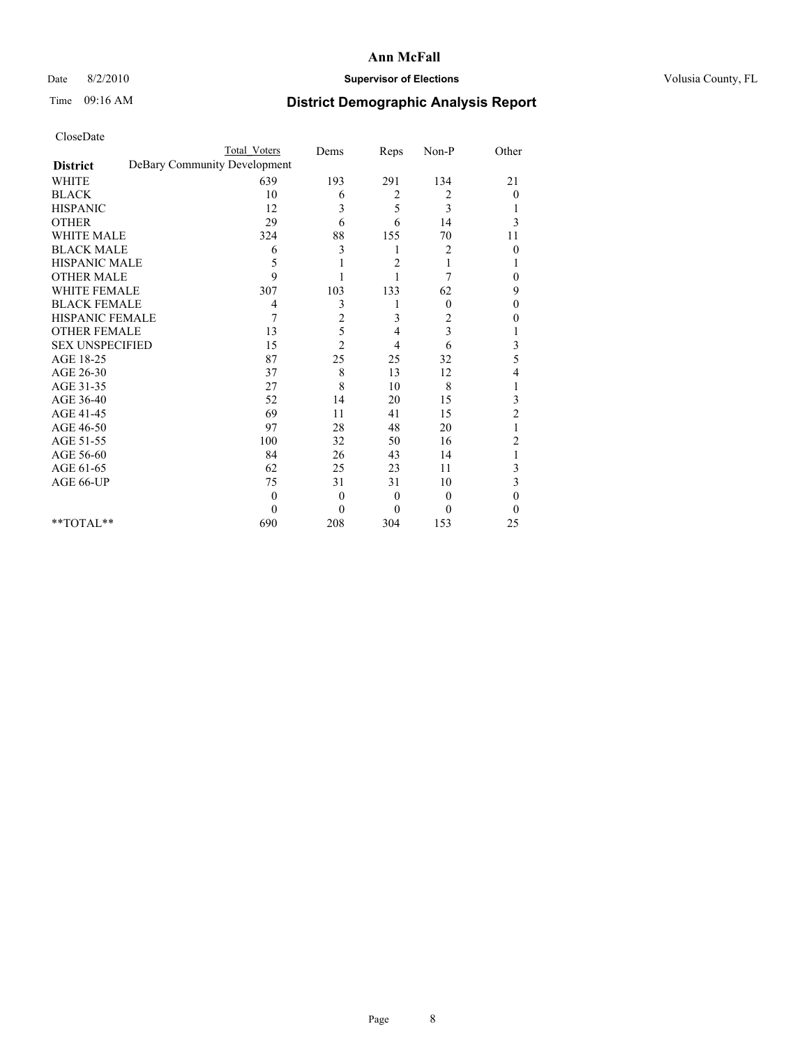# Ann McFall

Date 8/2/2010 **Supervisor of Elections** Volusia County, FL

Time 09:16 AM **District Demographic Analysis Report**

CloseDate

| | Total Voters | Dems | Reps | Non-P | Other |
|---|---|---|---|---|---|
| **District** | DeBary Community Development | | | | |
| WHITE | 639 | 193 | 291 | 134 | 21 |
| BLACK | 10 | 6 | 2 | 2 | 0 |
| HISPANIC | 12 | 3 | 5 | 3 | 1 |
| OTHER | 29 | 6 | 6 | 14 | 3 |
| WHITE MALE | 324 | 88 | 155 | 70 | 11 |
| BLACK MALE | 6 | 3 | 1 | 2 | 0 |
| HISPANIC MALE | 5 | 1 | 2 | 1 | 1 |
| OTHER MALE | 9 | 1 | 1 | 7 | 0 |
| WHITE FEMALE | 307 | 103 | 133 | 62 | 9 |
| BLACK FEMALE | 4 | 3 | 1 | 0 | 0 |
| HISPANIC FEMALE | 7 | 2 | 3 | 2 | 0 |
| OTHER FEMALE | 13 | 5 | 4 | 3 | 1 |
| SEX UNSPECIFIED | 15 | 2 | 4 | 6 | 3 |
| AGE 18-25 | 87 | 25 | 25 | 32 | 5 |
| AGE 26-30 | 37 | 8 | 13 | 12 | 4 |
| AGE 31-35 | 27 | 8 | 10 | 8 | 1 |
| AGE 36-40 | 52 | 14 | 20 | 15 | 3 |
| AGE 41-45 | 69 | 11 | 41 | 15 | 2 |
| AGE 46-50 | 97 | 28 | 48 | 20 | 1 |
| AGE 51-55 | 100 | 32 | 50 | 16 | 2 |
| AGE 56-60 | 84 | 26 | 43 | 14 | 1 |
| AGE 61-65 | 62 | 25 | 23 | 11 | 3 |
| AGE 66-UP | 75 | 31 | 31 | 10 | 3 |
| | 0 | 0 | 0 | 0 | 0 |
| | 0 | 0 | 0 | 0 | 0 |
| **TOTAL** | 690 | 208 | 304 | 153 | 25 |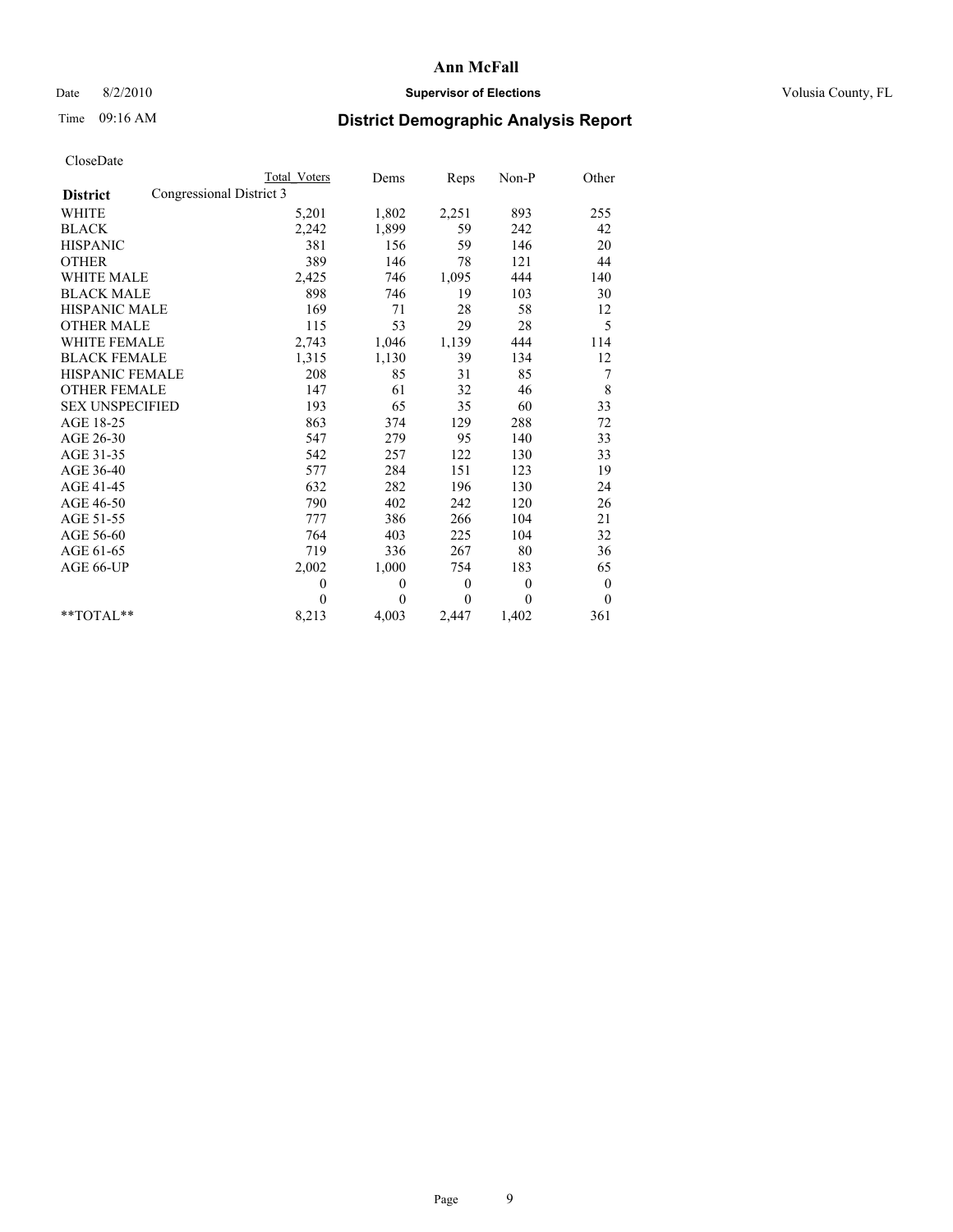# Ann McFall

Date 8/2/2010 **Supervisor of Elections** Volusia County, FL

Time 09:16 AM **District Demographic Analysis Report**

CloseDate

| | Total Voters | Dems | Reps | Non-P | Other |
|---|---|---|---|---|---|
| **District** Congressional District 3 | | | | | |
| WHITE | 5,201 | 1,802 | 2,251 | 893 | 255 |
| BLACK | 2,242 | 1,899 | 59 | 242 | 42 |
| HISPANIC | 381 | 156 | 59 | 146 | 20 |
| OTHER | 389 | 146 | 78 | 121 | 44 |
| WHITE MALE | 2,425 | 746 | 1,095 | 444 | 140 |
| BLACK MALE | 898 | 746 | 19 | 103 | 30 |
| HISPANIC MALE | 169 | 71 | 28 | 58 | 12 |
| OTHER MALE | 115 | 53 | 29 | 28 | 5 |
| WHITE FEMALE | 2,743 | 1,046 | 1,139 | 444 | 114 |
| BLACK FEMALE | 1,315 | 1,130 | 39 | 134 | 12 |
| HISPANIC FEMALE | 208 | 85 | 31 | 85 | 7 |
| OTHER FEMALE | 147 | 61 | 32 | 46 | 8 |
| SEX UNSPECIFIED | 193 | 65 | 35 | 60 | 33 |
| AGE 18-25 | 863 | 374 | 129 | 288 | 72 |
| AGE 26-30 | 547 | 279 | 95 | 140 | 33 |
| AGE 31-35 | 542 | 257 | 122 | 130 | 33 |
| AGE 36-40 | 577 | 284 | 151 | 123 | 19 |
| AGE 41-45 | 632 | 282 | 196 | 130 | 24 |
| AGE 46-50 | 790 | 402 | 242 | 120 | 26 |
| AGE 51-55 | 777 | 386 | 266 | 104 | 21 |
| AGE 56-60 | 764 | 403 | 225 | 104 | 32 |
| AGE 61-65 | 719 | 336 | 267 | 80 | 36 |
| AGE 66-UP | 2,002 | 1,000 | 754 | 183 | 65 |
| | 0 | 0 | 0 | 0 | 0 |
| | 0 | 0 | 0 | 0 | 0 |
| **TOTAL** | 8,213 | 4,003 | 2,447 | 1,402 | 361 |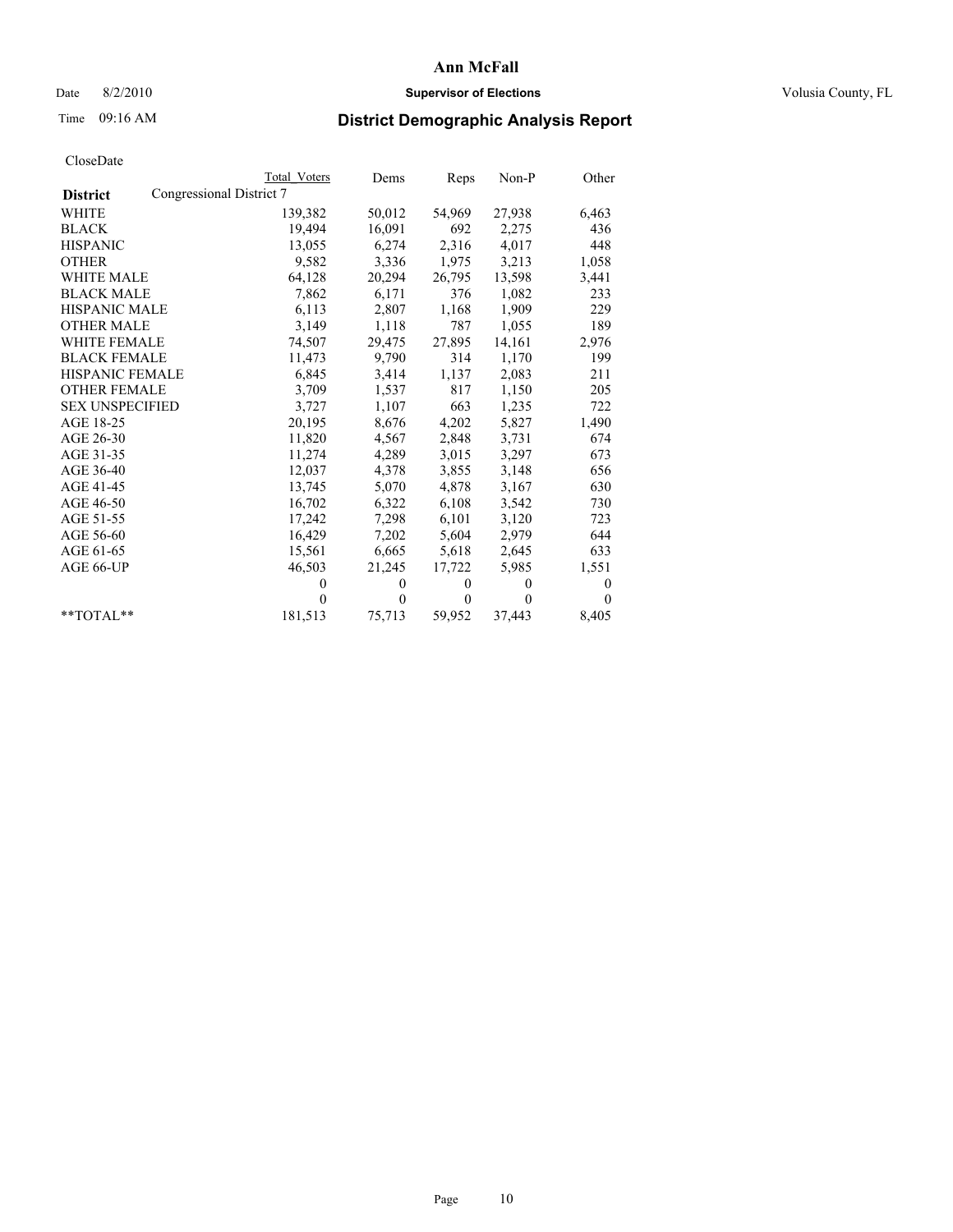Ann McFall

Date 8/2/2010 **Supervisor of Elections** Volusia County, FL

Time 09:16 AM **District Demographic Analysis Report**

CloseDate

| **District** | Congressional District 7 Total Voters | Dems | Reps | Non-P | Other |
|---|---|---|---|---|---|
| WHITE | 139,382 | 50,012 | 54,969 | 27,938 | 6,463 |
| BLACK | 19,494 | 16,091 | 692 | 2,275 | 436 |
| HISPANIC | 13,055 | 6,274 | 2,316 | 4,017 | 448 |
| OTHER | 9,582 | 3,336 | 1,975 | 3,213 | 1,058 |
| WHITE MALE | 64,128 | 20,294 | 26,795 | 13,598 | 3,441 |
| BLACK MALE | 7,862 | 6,171 | 376 | 1,082 | 233 |
| HISPANIC MALE | 6,113 | 2,807 | 1,168 | 1,909 | 229 |
| OTHER MALE | 3,149 | 1,118 | 787 | 1,055 | 189 |
| WHITE FEMALE | 74,507 | 29,475 | 27,895 | 14,161 | 2,976 |
| BLACK FEMALE | 11,473 | 9,790 | 314 | 1,170 | 199 |
| HISPANIC FEMALE | 6,845 | 3,414 | 1,137 | 2,083 | 211 |
| OTHER FEMALE | 3,709 | 1,537 | 817 | 1,150 | 205 |
| SEX UNSPECIFIED | 3,727 | 1,107 | 663 | 1,235 | 722 |
| AGE 18-25 | 20,195 | 8,676 | 4,202 | 5,827 | 1,490 |
| AGE 26-30 | 11,820 | 4,567 | 2,848 | 3,731 | 674 |
| AGE 31-35 | 11,274 | 4,289 | 3,015 | 3,297 | 673 |
| AGE 36-40 | 12,037 | 4,378 | 3,855 | 3,148 | 656 |
| AGE 41-45 | 13,745 | 5,070 | 4,878 | 3,167 | 630 |
| AGE 46-50 | 16,702 | 6,322 | 6,108 | 3,542 | 730 |
| AGE 51-55 | 17,242 | 7,298 | 6,101 | 3,120 | 723 |
| AGE 56-60 | 16,429 | 7,202 | 5,604 | 2,979 | 644 |
| AGE 61-65 | 15,561 | 6,665 | 5,618 | 2,645 | 633 |
| AGE 66-UP | 46,503 | 21,245 | 17,722 | 5,985 | 1,551 |
| | 0 | 0 | 0 | 0 | 0 |
| | 0 | 0 | 0 | 0 | 0 |
| **TOTAL** | 181,513 | 75,713 | 59,952 | 37,443 | 8,405 |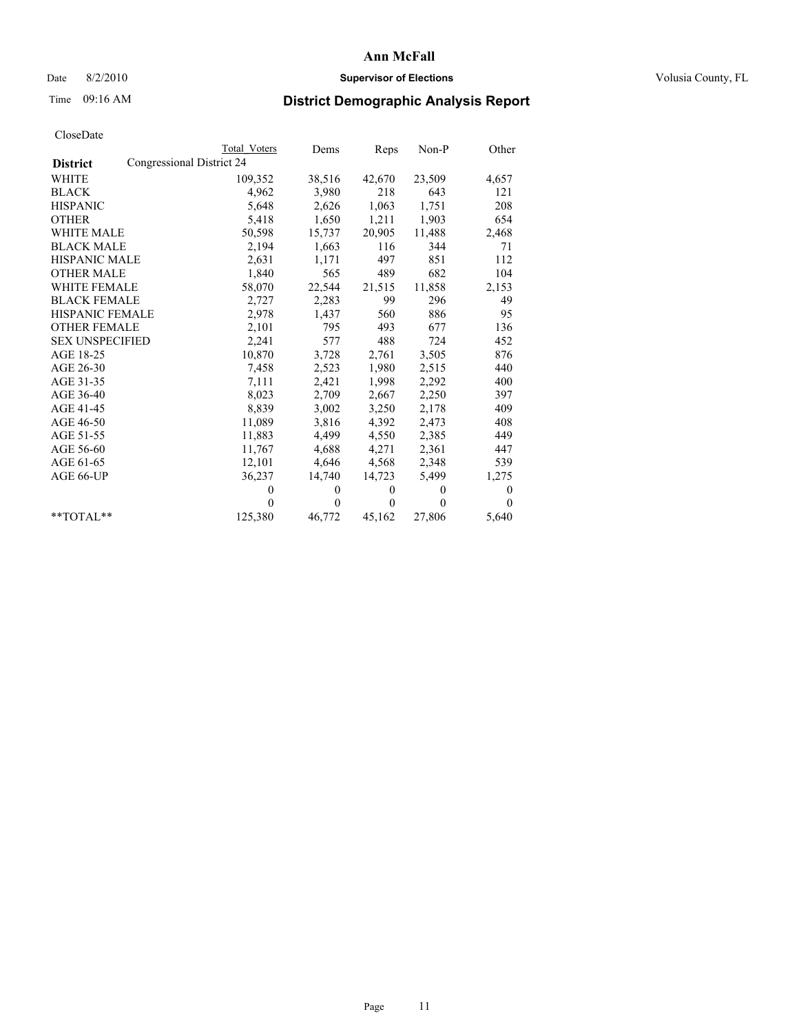# Ann McFall

Date 8/2/2010 **Supervisor of Elections** Volusia County, FL

Time 09:16 AM

## District Demographic Analysis Report

CloseDate

| | Total Voters | Dems | Reps | Non-P | Other |
|---|---|---|---|---|---|
| **District** Congressional District 24 | | | | | |
| WHITE | 109,352 | 38,516 | 42,670 | 23,509 | 4,657 |
| BLACK | 4,962 | 3,980 | 218 | 643 | 121 |
| HISPANIC | 5,648 | 2,626 | 1,063 | 1,751 | 208 |
| OTHER | 5,418 | 1,650 | 1,211 | 1,903 | 654 |
| WHITE MALE | 50,598 | 15,737 | 20,905 | 11,488 | 2,468 |
| BLACK MALE | 2,194 | 1,663 | 116 | 344 | 71 |
| HISPANIC MALE | 2,631 | 1,171 | 497 | 851 | 112 |
| OTHER MALE | 1,840 | 565 | 489 | 682 | 104 |
| WHITE FEMALE | 58,070 | 22,544 | 21,515 | 11,858 | 2,153 |
| BLACK FEMALE | 2,727 | 2,283 | 99 | 296 | 49 |
| HISPANIC FEMALE | 2,978 | 1,437 | 560 | 886 | 95 |
| OTHER FEMALE | 2,101 | 795 | 493 | 677 | 136 |
| SEX UNSPECIFIED | 2,241 | 577 | 488 | 724 | 452 |
| AGE 18-25 | 10,870 | 3,728 | 2,761 | 3,505 | 876 |
| AGE 26-30 | 7,458 | 2,523 | 1,980 | 2,515 | 440 |
| AGE 31-35 | 7,111 | 2,421 | 1,998 | 2,292 | 400 |
| AGE 36-40 | 8,023 | 2,709 | 2,667 | 2,250 | 397 |
| AGE 41-45 | 8,839 | 3,002 | 3,250 | 2,178 | 409 |
| AGE 46-50 | 11,089 | 3,816 | 4,392 | 2,473 | 408 |
| AGE 51-55 | 11,883 | 4,499 | 4,550 | 2,385 | 449 |
| AGE 56-60 | 11,767 | 4,688 | 4,271 | 2,361 | 447 |
| AGE 61-65 | 12,101 | 4,646 | 4,568 | 2,348 | 539 |
| AGE 66-UP | 36,237 | 14,740 | 14,723 | 5,499 | 1,275 |
| | 0 | 0 | 0 | 0 | 0 |
| | 0 | 0 | 0 | 0 | 0 |
| **TOTAL** | 125,380 | 46,772 | 45,162 | 27,806 | 5,640 |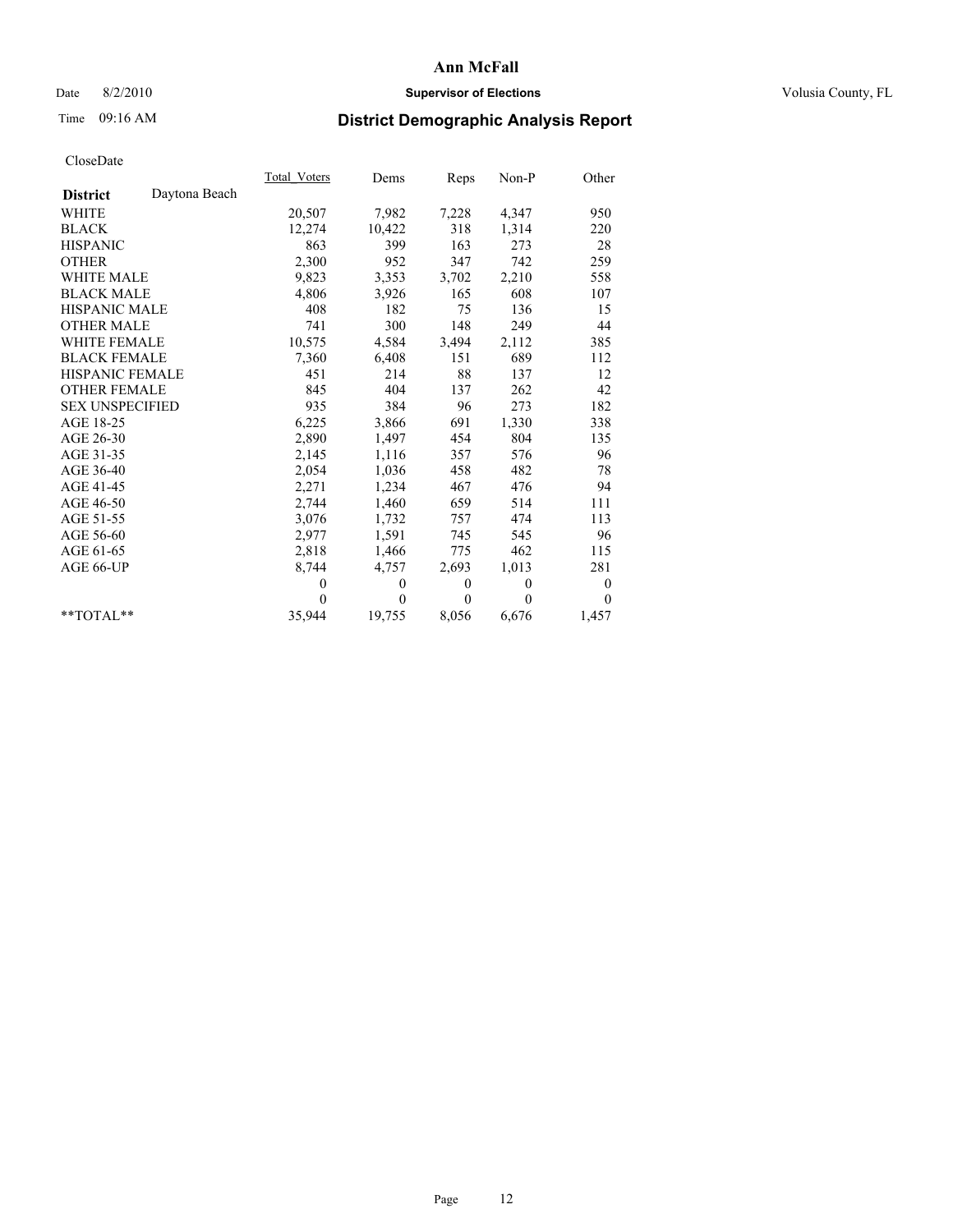**Ann McFall**

Date 8/2/2010 **Supervisor of Elections** Volusia County, FL

Time 09:16 AM

## District Demographic Analysis Report

CloseDate

| | Total_Voters | Dems | Reps | Non-P | Other |
|---|---|---|---|---|---|
| **District** Daytona Beach | | | | | |
| WHITE | 20,507 | 7,982 | 7,228 | 4,347 | 950 |
| BLACK | 12,274 | 10,422 | 318 | 1,314 | 220 |
| HISPANIC | 863 | 399 | 163 | 273 | 28 |
| OTHER | 2,300 | 952 | 347 | 742 | 259 |
| WHITE MALE | 9,823 | 3,353 | 3,702 | 2,210 | 558 |
| BLACK MALE | 4,806 | 3,926 | 165 | 608 | 107 |
| HISPANIC MALE | 408 | 182 | 75 | 136 | 15 |
| OTHER MALE | 741 | 300 | 148 | 249 | 44 |
| WHITE FEMALE | 10,575 | 4,584 | 3,494 | 2,112 | 385 |
| BLACK FEMALE | 7,360 | 6,408 | 151 | 689 | 112 |
| HISPANIC FEMALE | 451 | 214 | 88 | 137 | 12 |
| OTHER FEMALE | 845 | 404 | 137 | 262 | 42 |
| SEX UNSPECIFIED | 935 | 384 | 96 | 273 | 182 |
| AGE 18-25 | 6,225 | 3,866 | 691 | 1,330 | 338 |
| AGE 26-30 | 2,890 | 1,497 | 454 | 804 | 135 |
| AGE 31-35 | 2,145 | 1,116 | 357 | 576 | 96 |
| AGE 36-40 | 2,054 | 1,036 | 458 | 482 | 78 |
| AGE 41-45 | 2,271 | 1,234 | 467 | 476 | 94 |
| AGE 46-50 | 2,744 | 1,460 | 659 | 514 | 111 |
| AGE 51-55 | 3,076 | 1,732 | 757 | 474 | 113 |
| AGE 56-60 | 2,977 | 1,591 | 745 | 545 | 96 |
| AGE 61-65 | 2,818 | 1,466 | 775 | 462 | 115 |
| AGE 66-UP | 8,744 | 4,757 | 2,693 | 1,013 | 281 |
| | 0 | 0 | 0 | 0 | 0 |
| | 0 | 0 | 0 | 0 | 0 |
| **TOTAL** | 35,944 | 19,755 | 8,056 | 6,676 | 1,457 |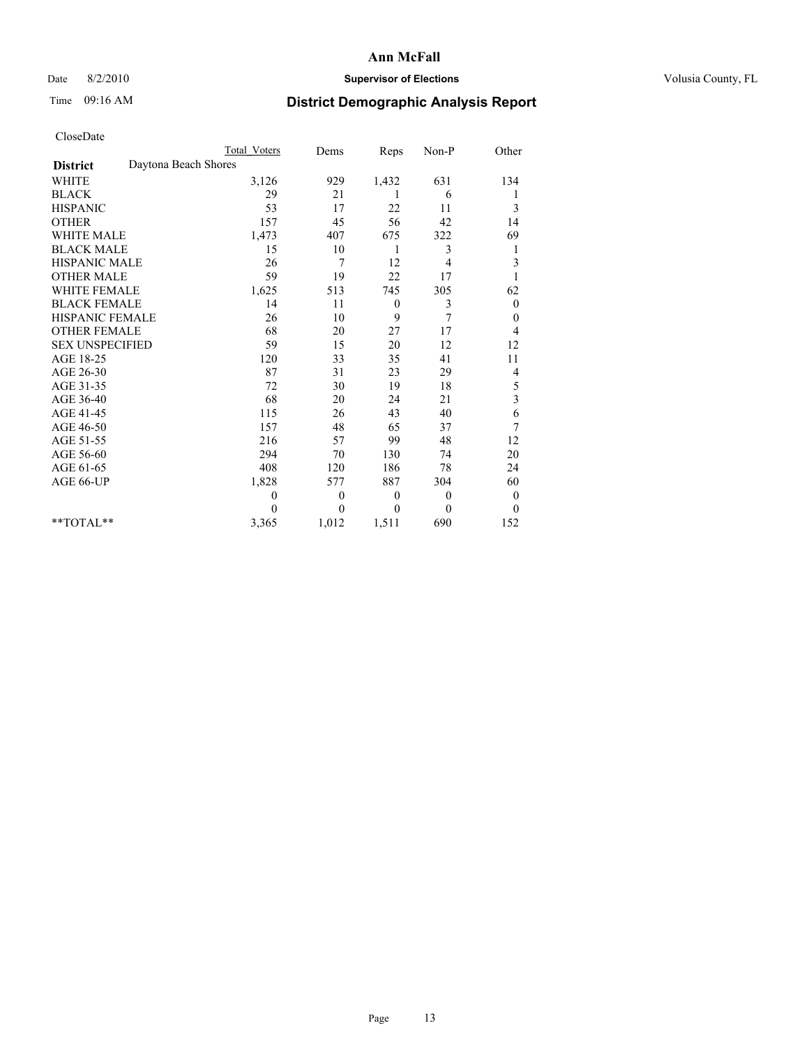# Ann McFall

Date 8/2/2010 **Supervisor of Elections** Volusia County, FL

Time 09:16 AM **District Demographic Analysis Report**

CloseDate

| | Total Voters | Dems | Reps | Non-P | Other |
|---|---|---|---|---|---|
| **District** Daytona Beach Shores | | | | | |
| WHITE | 3,126 | 929 | 1,432 | 631 | 134 |
| BLACK | 29 | 21 | 1 | 6 | 1 |
| HISPANIC | 53 | 17 | 22 | 11 | 3 |
| OTHER | 157 | 45 | 56 | 42 | 14 |
| WHITE MALE | 1,473 | 407 | 675 | 322 | 69 |
| BLACK MALE | 15 | 10 | 1 | 3 | 1 |
| HISPANIC MALE | 26 | 7 | 12 | 4 | 3 |
| OTHER MALE | 59 | 19 | 22 | 17 | 1 |
| WHITE FEMALE | 1,625 | 513 | 745 | 305 | 62 |
| BLACK FEMALE | 14 | 11 | 0 | 3 | 0 |
| HISPANIC FEMALE | 26 | 10 | 9 | 7 | 0 |
| OTHER FEMALE | 68 | 20 | 27 | 17 | 4 |
| SEX UNSPECIFIED | 59 | 15 | 20 | 12 | 12 |
| AGE 18-25 | 120 | 33 | 35 | 41 | 11 |
| AGE 26-30 | 87 | 31 | 23 | 29 | 4 |
| AGE 31-35 | 72 | 30 | 19 | 18 | 5 |
| AGE 36-40 | 68 | 20 | 24 | 21 | 3 |
| AGE 41-45 | 115 | 26 | 43 | 40 | 6 |
| AGE 46-50 | 157 | 48 | 65 | 37 | 7 |
| AGE 51-55 | 216 | 57 | 99 | 48 | 12 |
| AGE 56-60 | 294 | 70 | 130 | 74 | 20 |
| AGE 61-65 | 408 | 120 | 186 | 78 | 24 |
| AGE 66-UP | 1,828 | 577 | 887 | 304 | 60 |
| | 0 | 0 | 0 | 0 | 0 |
| | 0 | 0 | 0 | 0 | 0 |
| **TOTAL** | 3,365 | 1,012 | 1,511 | 690 | 152 |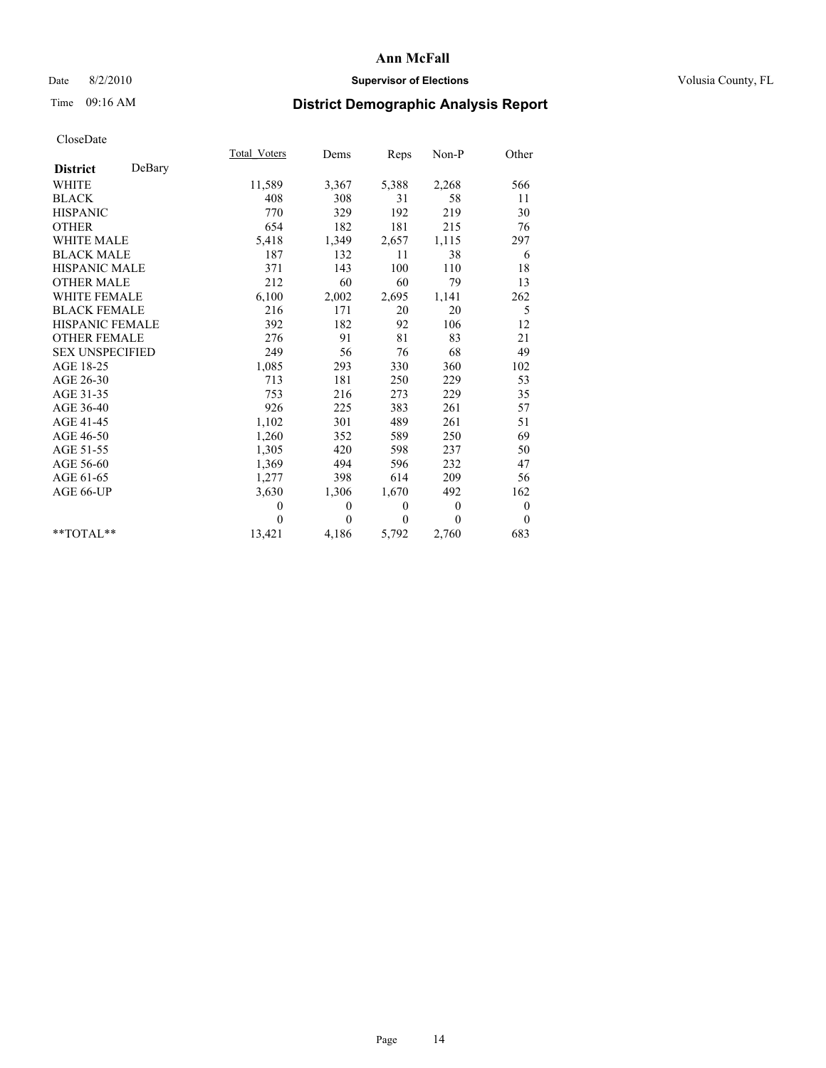# Ann McFall

Date 8/2/2010 **Supervisor of Elections** Volusia County, FL

Time 09:16 AM **District Demographic Analysis Report**

CloseDate

| **District** DeBary | Total_Voters | Dems | Reps | Non-P | Other |
|---|---|---|---|---|---|
| WHITE | 11,589 | 3,367 | 5,388 | 2,268 | 566 |
| BLACK | 408 | 308 | 31 | 58 | 11 |
| HISPANIC | 770 | 329 | 192 | 219 | 30 |
| OTHER | 654 | 182 | 181 | 215 | 76 |
| WHITE MALE | 5,418 | 1,349 | 2,657 | 1,115 | 297 |
| BLACK MALE | 187 | 132 | 11 | 38 | 6 |
| HISPANIC MALE | 371 | 143 | 100 | 110 | 18 |
| OTHER MALE | 212 | 60 | 60 | 79 | 13 |
| WHITE FEMALE | 6,100 | 2,002 | 2,695 | 1,141 | 262 |
| BLACK FEMALE | 216 | 171 | 20 | 20 | 5 |
| HISPANIC FEMALE | 392 | 182 | 92 | 106 | 12 |
| OTHER FEMALE | 276 | 91 | 81 | 83 | 21 |
| SEX UNSPECIFIED | 249 | 56 | 76 | 68 | 49 |
| AGE 18-25 | 1,085 | 293 | 330 | 360 | 102 |
| AGE 26-30 | 713 | 181 | 250 | 229 | 53 |
| AGE 31-35 | 753 | 216 | 273 | 229 | 35 |
| AGE 36-40 | 926 | 225 | 383 | 261 | 57 |
| AGE 41-45 | 1,102 | 301 | 489 | 261 | 51 |
| AGE 46-50 | 1,260 | 352 | 589 | 250 | 69 |
| AGE 51-55 | 1,305 | 420 | 598 | 237 | 50 |
| AGE 56-60 | 1,369 | 494 | 596 | 232 | 47 |
| AGE 61-65 | 1,277 | 398 | 614 | 209 | 56 |
| AGE 66-UP | 3,630 | 1,306 | 1,670 | 492 | 162 |
| | 0 | 0 | 0 | 0 | 0 |
| | 0 | 0 | 0 | 0 | 0 |
| **TOTAL** | 13,421 | 4,186 | 5,792 | 2,760 | 683 |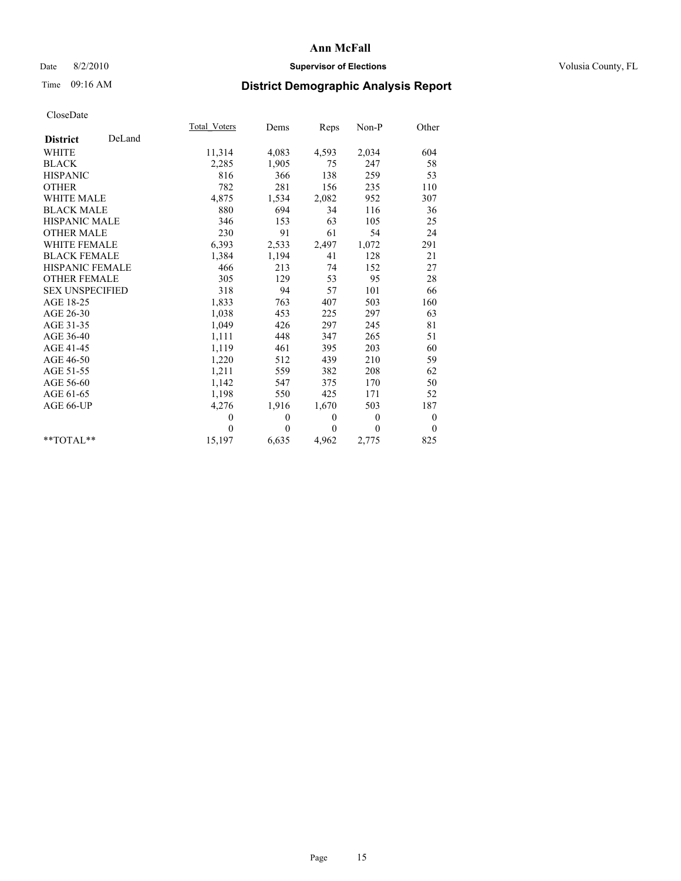# Ann McFall

Date 8/2/2010 **Supervisor of Elections** Volusia County, FL

Time 09:16 AM **District Demographic Analysis Report**

CloseDate

| | Total_Voters | Dems | Reps | Non-P | Other |
|---|---|---|---|---|---|
| **District** DeLand | | | | | |
| WHITE | 11,314 | 4,083 | 4,593 | 2,034 | 604 |
| BLACK | 2,285 | 1,905 | 75 | 247 | 58 |
| HISPANIC | 816 | 366 | 138 | 259 | 53 |
| OTHER | 782 | 281 | 156 | 235 | 110 |
| WHITE MALE | 4,875 | 1,534 | 2,082 | 952 | 307 |
| BLACK MALE | 880 | 694 | 34 | 116 | 36 |
| HISPANIC MALE | 346 | 153 | 63 | 105 | 25 |
| OTHER MALE | 230 | 91 | 61 | 54 | 24 |
| WHITE FEMALE | 6,393 | 2,533 | 2,497 | 1,072 | 291 |
| BLACK FEMALE | 1,384 | 1,194 | 41 | 128 | 21 |
| HISPANIC FEMALE | 466 | 213 | 74 | 152 | 27 |
| OTHER FEMALE | 305 | 129 | 53 | 95 | 28 |
| SEX UNSPECIFIED | 318 | 94 | 57 | 101 | 66 |
| AGE 18-25 | 1,833 | 763 | 407 | 503 | 160 |
| AGE 26-30 | 1,038 | 453 | 225 | 297 | 63 |
| AGE 31-35 | 1,049 | 426 | 297 | 245 | 81 |
| AGE 36-40 | 1,111 | 448 | 347 | 265 | 51 |
| AGE 41-45 | 1,119 | 461 | 395 | 203 | 60 |
| AGE 46-50 | 1,220 | 512 | 439 | 210 | 59 |
| AGE 51-55 | 1,211 | 559 | 382 | 208 | 62 |
| AGE 56-60 | 1,142 | 547 | 375 | 170 | 50 |
| AGE 61-65 | 1,198 | 550 | 425 | 171 | 52 |
| AGE 66-UP | 4,276 | 1,916 | 1,670 | 503 | 187 |
| | 0 | 0 | 0 | 0 | 0 |
| | 0 | 0 | 0 | 0 | 0 |
| **TOTAL** | 15,197 | 6,635 | 4,962 | 2,775 | 825 |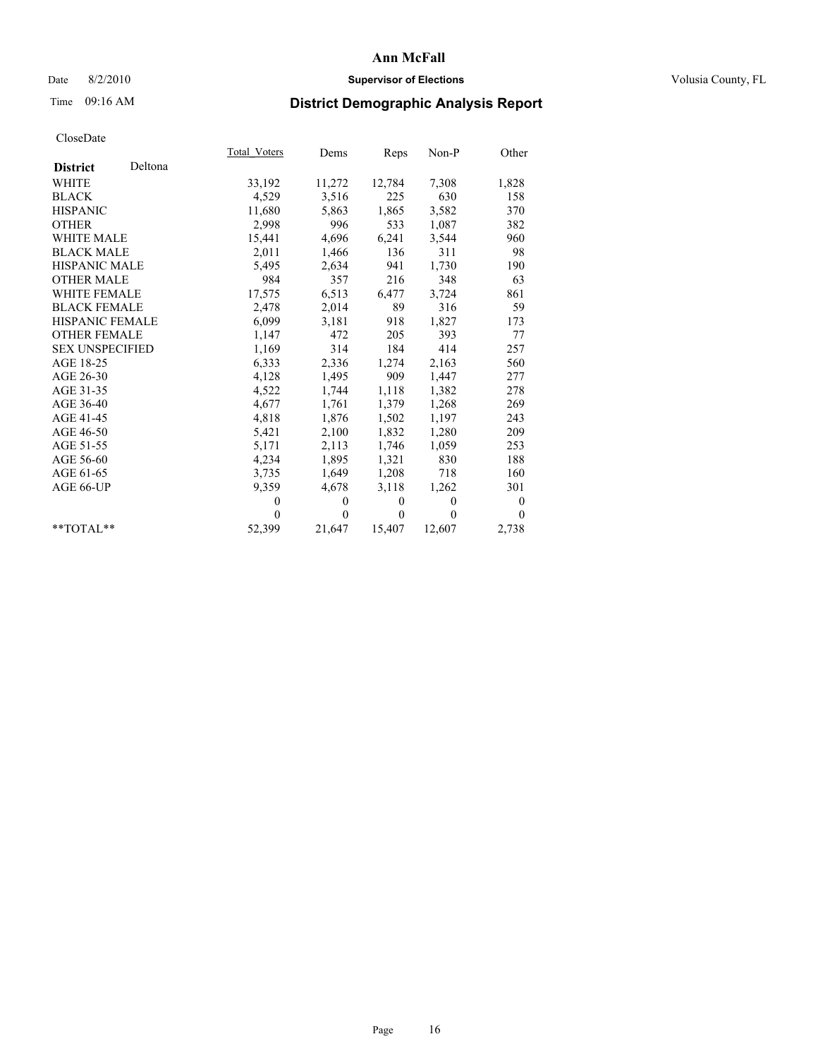# Ann McFall

Date 8/2/2010 **Supervisor of Elections** Volusia County, FL

Time 09:16 AM **District Demographic Analysis Report**

CloseDate

| **District** Deltona | Total_Voters | Dems | Reps | Non-P | Other |
|---|---|---|---|---|---|
| WHITE | 33,192 | 11,272 | 12,784 | 7,308 | 1,828 |
| BLACK | 4,529 | 3,516 | 225 | 630 | 158 |
| HISPANIC | 11,680 | 5,863 | 1,865 | 3,582 | 370 |
| OTHER | 2,998 | 996 | 533 | 1,087 | 382 |
| WHITE MALE | 15,441 | 4,696 | 6,241 | 3,544 | 960 |
| BLACK MALE | 2,011 | 1,466 | 136 | 311 | 98 |
| HISPANIC MALE | 5,495 | 2,634 | 941 | 1,730 | 190 |
| OTHER MALE | 984 | 357 | 216 | 348 | 63 |
| WHITE FEMALE | 17,575 | 6,513 | 6,477 | 3,724 | 861 |
| BLACK FEMALE | 2,478 | 2,014 | 89 | 316 | 59 |
| HISPANIC FEMALE | 6,099 | 3,181 | 918 | 1,827 | 173 |
| OTHER FEMALE | 1,147 | 472 | 205 | 393 | 77 |
| SEX UNSPECIFIED | 1,169 | 314 | 184 | 414 | 257 |
| AGE 18-25 | 6,333 | 2,336 | 1,274 | 2,163 | 560 |
| AGE 26-30 | 4,128 | 1,495 | 909 | 1,447 | 277 |
| AGE 31-35 | 4,522 | 1,744 | 1,118 | 1,382 | 278 |
| AGE 36-40 | 4,677 | 1,761 | 1,379 | 1,268 | 269 |
| AGE 41-45 | 4,818 | 1,876 | 1,502 | 1,197 | 243 |
| AGE 46-50 | 5,421 | 2,100 | 1,832 | 1,280 | 209 |
| AGE 51-55 | 5,171 | 2,113 | 1,746 | 1,059 | 253 |
| AGE 56-60 | 4,234 | 1,895 | 1,321 | 830 | 188 |
| AGE 61-65 | 3,735 | 1,649 | 1,208 | 718 | 160 |
| AGE 66-UP | 9,359 | 4,678 | 3,118 | 1,262 | 301 |
| | 0 | 0 | 0 | 0 | 0 |
| | 0 | 0 | 0 | 0 | 0 |
| **TOTAL** | 52,399 | 21,647 | 15,407 | 12,607 | 2,738 |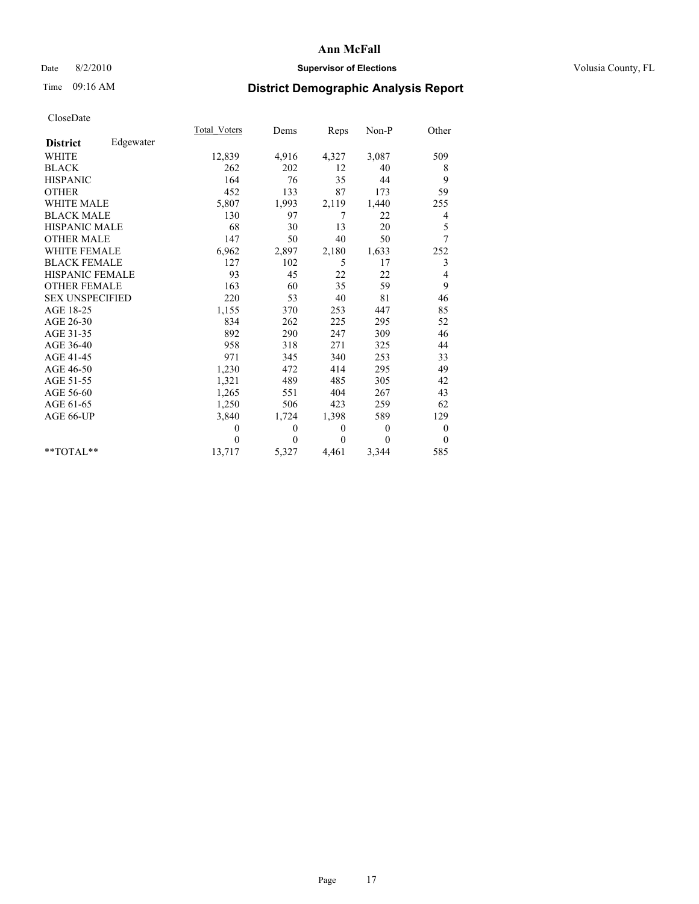# Ann McFall

Date 8/2/2010 **Supervisor of Elections** Volusia County, FL

Time 09:16 AM

## District Demographic Analysis Report

CloseDate

| **District** Edgewater | Total_Voters | Dems | Reps | Non-P | Other |
|---|---|---|---|---|---|
| WHITE | 12,839 | 4,916 | 4,327 | 3,087 | 509 |
| BLACK | 262 | 202 | 12 | 40 | 8 |
| HISPANIC | 164 | 76 | 35 | 44 | 9 |
| OTHER | 452 | 133 | 87 | 173 | 59 |
| WHITE MALE | 5,807 | 1,993 | 2,119 | 1,440 | 255 |
| BLACK MALE | 130 | 97 | 7 | 22 | 4 |
| HISPANIC MALE | 68 | 30 | 13 | 20 | 5 |
| OTHER MALE | 147 | 50 | 40 | 50 | 7 |
| WHITE FEMALE | 6,962 | 2,897 | 2,180 | 1,633 | 252 |
| BLACK FEMALE | 127 | 102 | 5 | 17 | 3 |
| HISPANIC FEMALE | 93 | 45 | 22 | 22 | 4 |
| OTHER FEMALE | 163 | 60 | 35 | 59 | 9 |
| SEX UNSPECIFIED | 220 | 53 | 40 | 81 | 46 |
| AGE 18-25 | 1,155 | 370 | 253 | 447 | 85 |
| AGE 26-30 | 834 | 262 | 225 | 295 | 52 |
| AGE 31-35 | 892 | 290 | 247 | 309 | 46 |
| AGE 36-40 | 958 | 318 | 271 | 325 | 44 |
| AGE 41-45 | 971 | 345 | 340 | 253 | 33 |
| AGE 46-50 | 1,230 | 472 | 414 | 295 | 49 |
| AGE 51-55 | 1,321 | 489 | 485 | 305 | 42 |
| AGE 56-60 | 1,265 | 551 | 404 | 267 | 43 |
| AGE 61-65 | 1,250 | 506 | 423 | 259 | 62 |
| AGE 66-UP | 3,840 | 1,724 | 1,398 | 589 | 129 |
| | 0 | 0 | 0 | 0 | 0 |
| | 0 | 0 | 0 | 0 | 0 |
| **TOTAL** | 13,717 | 5,327 | 4,461 | 3,344 | 585 |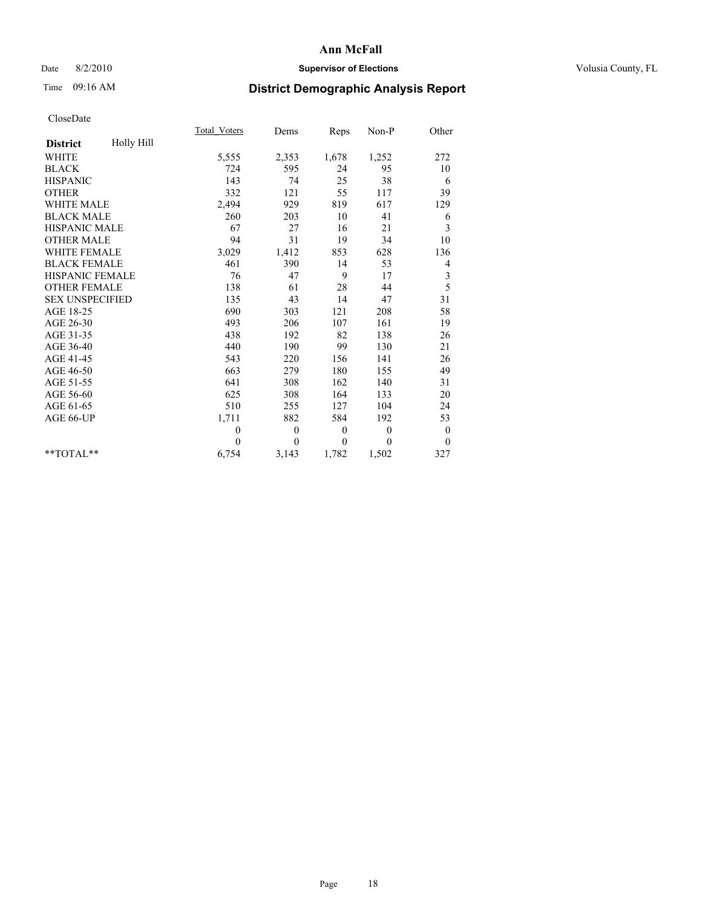# Ann McFall

Date 8/2/2010 **Supervisor of Elections** Volusia County, FL

Time 09:16 AM **District Demographic Analysis Report**

CloseDate

| **District** Holly Hill | Total_Voters | Dems | Reps | Non-P | Other |
|---|---|---|---|---|---|
| WHITE | 5,555 | 2,353 | 1,678 | 1,252 | 272 |
| BLACK | 724 | 595 | 24 | 95 | 10 |
| HISPANIC | 143 | 74 | 25 | 38 | 6 |
| OTHER | 332 | 121 | 55 | 117 | 39 |
| WHITE MALE | 2,494 | 929 | 819 | 617 | 129 |
| BLACK MALE | 260 | 203 | 10 | 41 | 6 |
| HISPANIC MALE | 67 | 27 | 16 | 21 | 3 |
| OTHER MALE | 94 | 31 | 19 | 34 | 10 |
| WHITE FEMALE | 3,029 | 1,412 | 853 | 628 | 136 |
| BLACK FEMALE | 461 | 390 | 14 | 53 | 4 |
| HISPANIC FEMALE | 76 | 47 | 9 | 17 | 3 |
| OTHER FEMALE | 138 | 61 | 28 | 44 | 5 |
| SEX UNSPECIFIED | 135 | 43 | 14 | 47 | 31 |
| AGE 18-25 | 690 | 303 | 121 | 208 | 58 |
| AGE 26-30 | 493 | 206 | 107 | 161 | 19 |
| AGE 31-35 | 438 | 192 | 82 | 138 | 26 |
| AGE 36-40 | 440 | 190 | 99 | 130 | 21 |
| AGE 41-45 | 543 | 220 | 156 | 141 | 26 |
| AGE 46-50 | 663 | 279 | 180 | 155 | 49 |
| AGE 51-55 | 641 | 308 | 162 | 140 | 31 |
| AGE 56-60 | 625 | 308 | 164 | 133 | 20 |
| AGE 61-65 | 510 | 255 | 127 | 104 | 24 |
| AGE 66-UP | 1,711 | 882 | 584 | 192 | 53 |
| | 0 | 0 | 0 | 0 | 0 |
| | 0 | 0 | 0 | 0 | 0 |
| **TOTAL** | 6,754 | 3,143 | 1,782 | 1,502 | 327 |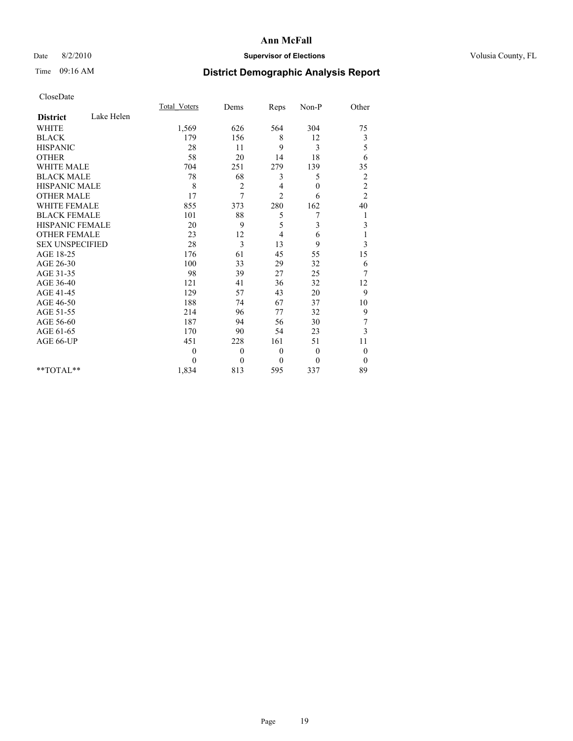**Ann McFall**

Date 8/2/2010 **Supervisor of Elections** Volusia County, FL

Time 09:16 AM **District Demographic Analysis Report**

CloseDate

| **District** Lake Helen | Total_Voters | Dems | Reps | Non-P | Other |
|---|---|---|---|---|---|
| WHITE | 1,569 | 626 | 564 | 304 | 75 |
| BLACK | 179 | 156 | 8 | 12 | 3 |
| HISPANIC | 28 | 11 | 9 | 3 | 5 |
| OTHER | 58 | 20 | 14 | 18 | 6 |
| WHITE MALE | 704 | 251 | 279 | 139 | 35 |
| BLACK MALE | 78 | 68 | 3 | 5 | 2 |
| HISPANIC MALE | 8 | 2 | 4 | 0 | 2 |
| OTHER MALE | 17 | 7 | 2 | 6 | 2 |
| WHITE FEMALE | 855 | 373 | 280 | 162 | 40 |
| BLACK FEMALE | 101 | 88 | 5 | 7 | 1 |
| HISPANIC FEMALE | 20 | 9 | 5 | 3 | 3 |
| OTHER FEMALE | 23 | 12 | 4 | 6 | 1 |
| SEX UNSPECIFIED | 28 | 3 | 13 | 9 | 3 |
| AGE 18-25 | 176 | 61 | 45 | 55 | 15 |
| AGE 26-30 | 100 | 33 | 29 | 32 | 6 |
| AGE 31-35 | 98 | 39 | 27 | 25 | 7 |
| AGE 36-40 | 121 | 41 | 36 | 32 | 12 |
| AGE 41-45 | 129 | 57 | 43 | 20 | 9 |
| AGE 46-50 | 188 | 74 | 67 | 37 | 10 |
| AGE 51-55 | 214 | 96 | 77 | 32 | 9 |
| AGE 56-60 | 187 | 94 | 56 | 30 | 7 |
| AGE 61-65 | 170 | 90 | 54 | 23 | 3 |
| AGE 66-UP | 451 | 228 | 161 | 51 | 11 |
| | 0 | 0 | 0 | 0 | 0 |
| | 0 | 0 | 0 | 0 | 0 |
| **TOTAL** | 1,834 | 813 | 595 | 337 | 89 |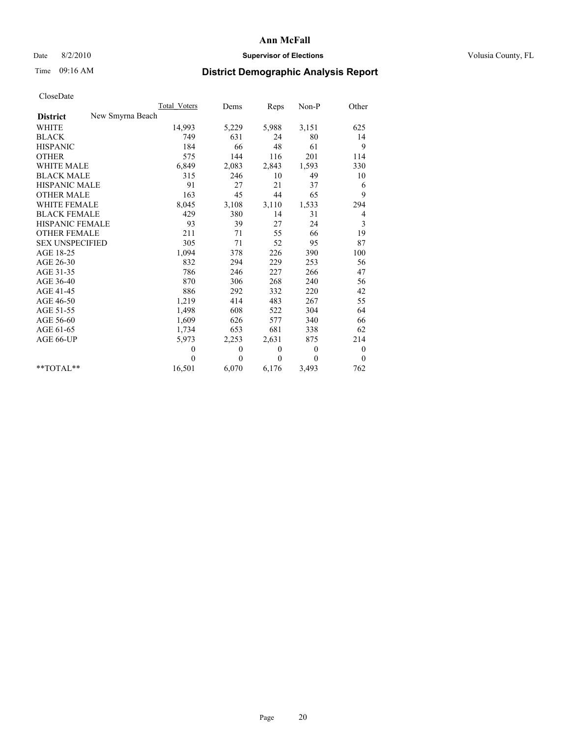**Ann McFall**

Date 8/2/2010 **Supervisor of Elections** Volusia County, FL

Time 09:16 AM

# District Demographic Analysis Report

CloseDate

| | Total_Voters | Dems | Reps | Non-P | Other |
|---|---|---|---|---|---|
| **District** New Smyrna Beach | | | | | |
| WHITE | 14,993 | 5,229 | 5,988 | 3,151 | 625 |
| BLACK | 749 | 631 | 24 | 80 | 14 |
| HISPANIC | 184 | 66 | 48 | 61 | 9 |
| OTHER | 575 | 144 | 116 | 201 | 114 |
| WHITE MALE | 6,849 | 2,083 | 2,843 | 1,593 | 330 |
| BLACK MALE | 315 | 246 | 10 | 49 | 10 |
| HISPANIC MALE | 91 | 27 | 21 | 37 | 6 |
| OTHER MALE | 163 | 45 | 44 | 65 | 9 |
| WHITE FEMALE | 8,045 | 3,108 | 3,110 | 1,533 | 294 |
| BLACK FEMALE | 429 | 380 | 14 | 31 | 4 |
| HISPANIC FEMALE | 93 | 39 | 27 | 24 | 3 |
| OTHER FEMALE | 211 | 71 | 55 | 66 | 19 |
| SEX UNSPECIFIED | 305 | 71 | 52 | 95 | 87 |
| AGE 18-25 | 1,094 | 378 | 226 | 390 | 100 |
| AGE 26-30 | 832 | 294 | 229 | 253 | 56 |
| AGE 31-35 | 786 | 246 | 227 | 266 | 47 |
| AGE 36-40 | 870 | 306 | 268 | 240 | 56 |
| AGE 41-45 | 886 | 292 | 332 | 220 | 42 |
| AGE 46-50 | 1,219 | 414 | 483 | 267 | 55 |
| AGE 51-55 | 1,498 | 608 | 522 | 304 | 64 |
| AGE 56-60 | 1,609 | 626 | 577 | 340 | 66 |
| AGE 61-65 | 1,734 | 653 | 681 | 338 | 62 |
| AGE 66-UP | 5,973 | 2,253 | 2,631 | 875 | 214 |
| | 0 | 0 | 0 | 0 | 0 |
| | 0 | 0 | 0 | 0 | 0 |
| **TOTAL** | 16,501 | 6,070 | 6,176 | 3,493 | 762 |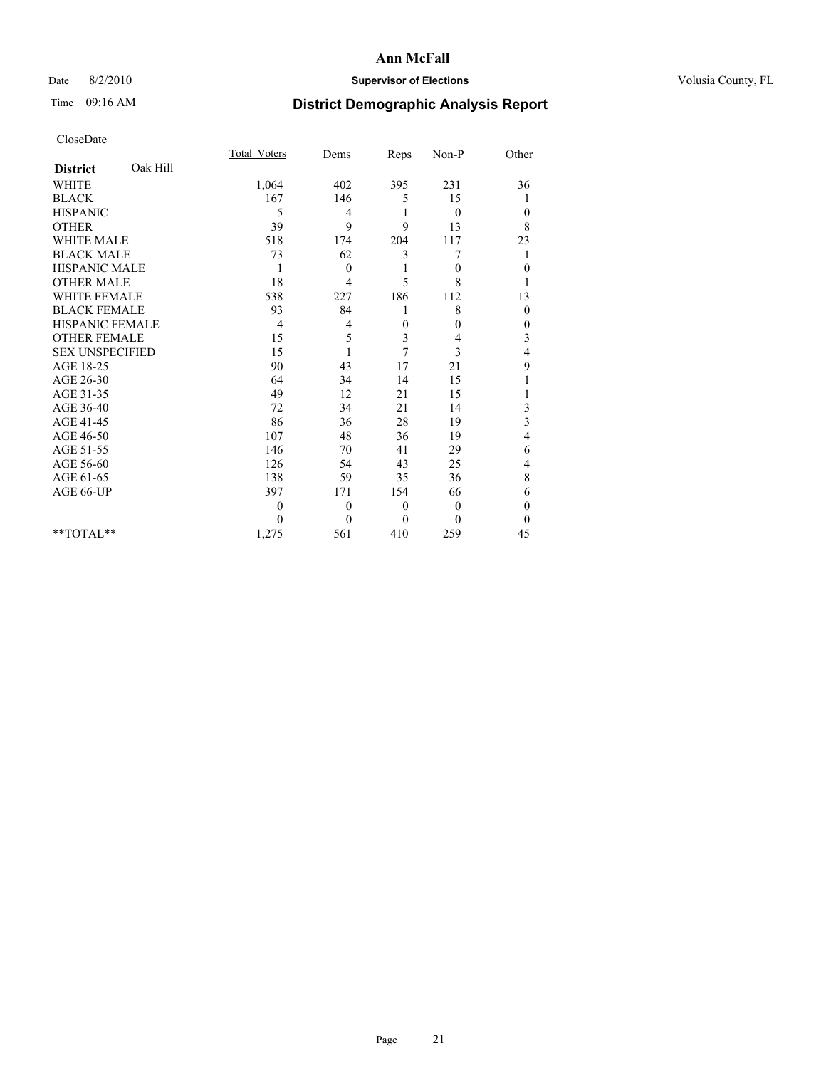# Ann McFall

Date 8/2/2010 **Supervisor of Elections** Volusia County, FL

Time 09:16 AM **District Demographic Analysis Report**

CloseDate

| | Total_Voters | Dems | Reps | Non-P | Other |
|---|---|---|---|---|---|
| **District** Oak Hill | | | | | |
| WHITE | 1,064 | 402 | 395 | 231 | 36 |
| BLACK | 167 | 146 | 5 | 15 | 1 |
| HISPANIC | 5 | 4 | 1 | 0 | 0 |
| OTHER | 39 | 9 | 9 | 13 | 8 |
| WHITE MALE | 518 | 174 | 204 | 117 | 23 |
| BLACK MALE | 73 | 62 | 3 | 7 | 1 |
| HISPANIC MALE | 1 | 0 | 1 | 0 | 0 |
| OTHER MALE | 18 | 4 | 5 | 8 | 1 |
| WHITE FEMALE | 538 | 227 | 186 | 112 | 13 |
| BLACK FEMALE | 93 | 84 | 1 | 8 | 0 |
| HISPANIC FEMALE | 4 | 4 | 0 | 0 | 0 |
| OTHER FEMALE | 15 | 5 | 3 | 4 | 3 |
| SEX UNSPECIFIED | 15 | 1 | 7 | 3 | 4 |
| AGE 18-25 | 90 | 43 | 17 | 21 | 9 |
| AGE 26-30 | 64 | 34 | 14 | 15 | 1 |
| AGE 31-35 | 49 | 12 | 21 | 15 | 1 |
| AGE 36-40 | 72 | 34 | 21 | 14 | 3 |
| AGE 41-45 | 86 | 36 | 28 | 19 | 3 |
| AGE 46-50 | 107 | 48 | 36 | 19 | 4 |
| AGE 51-55 | 146 | 70 | 41 | 29 | 6 |
| AGE 56-60 | 126 | 54 | 43 | 25 | 4 |
| AGE 61-65 | 138 | 59 | 35 | 36 | 8 |
| AGE 66-UP | 397 | 171 | 154 | 66 | 6 |
| | 0 | 0 | 0 | 0 | 0 |
| | 0 | 0 | 0 | 0 | 0 |
| **TOTAL** | 1,275 | 561 | 410 | 259 | 45 |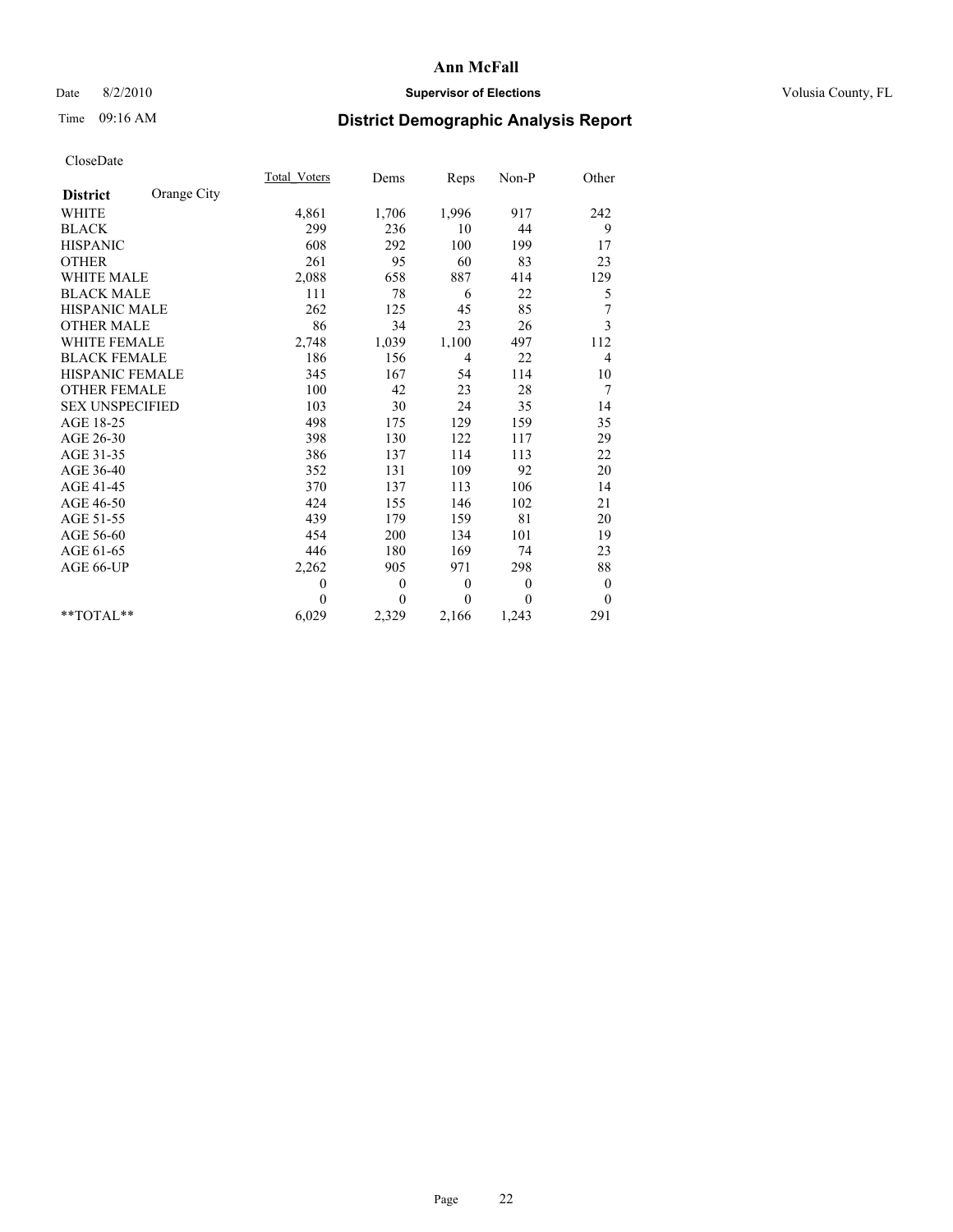# Ann McFall

Date 8/2/2010 **Supervisor of Elections** Volusia County, FL

Time 09:16 AM **District Demographic Analysis Report**

CloseDate

| **District** Orange City | Total_Voters | Dems | Reps | Non-P | Other |
|---|---|---|---|---|---|
| WHITE | 4,861 | 1,706 | 1,996 | 917 | 242 |
| BLACK | 299 | 236 | 10 | 44 | 9 |
| HISPANIC | 608 | 292 | 100 | 199 | 17 |
| OTHER | 261 | 95 | 60 | 83 | 23 |
| WHITE MALE | 2,088 | 658 | 887 | 414 | 129 |
| BLACK MALE | 111 | 78 | 6 | 22 | 5 |
| HISPANIC MALE | 262 | 125 | 45 | 85 | 7 |
| OTHER MALE | 86 | 34 | 23 | 26 | 3 |
| WHITE FEMALE | 2,748 | 1,039 | 1,100 | 497 | 112 |
| BLACK FEMALE | 186 | 156 | 4 | 22 | 4 |
| HISPANIC FEMALE | 345 | 167 | 54 | 114 | 10 |
| OTHER FEMALE | 100 | 42 | 23 | 28 | 7 |
| SEX UNSPECIFIED | 103 | 30 | 24 | 35 | 14 |
| AGE 18-25 | 498 | 175 | 129 | 159 | 35 |
| AGE 26-30 | 398 | 130 | 122 | 117 | 29 |
| AGE 31-35 | 386 | 137 | 114 | 113 | 22 |
| AGE 36-40 | 352 | 131 | 109 | 92 | 20 |
| AGE 41-45 | 370 | 137 | 113 | 106 | 14 |
| AGE 46-50 | 424 | 155 | 146 | 102 | 21 |
| AGE 51-55 | 439 | 179 | 159 | 81 | 20 |
| AGE 56-60 | 454 | 200 | 134 | 101 | 19 |
| AGE 61-65 | 446 | 180 | 169 | 74 | 23 |
| AGE 66-UP | 2,262 | 905 | 971 | 298 | 88 |
| | 0 | 0 | 0 | 0 | 0 |
| | 0 | 0 | 0 | 0 | 0 |
| **TOTAL** | 6,029 | 2,329 | 2,166 | 1,243 | 291 |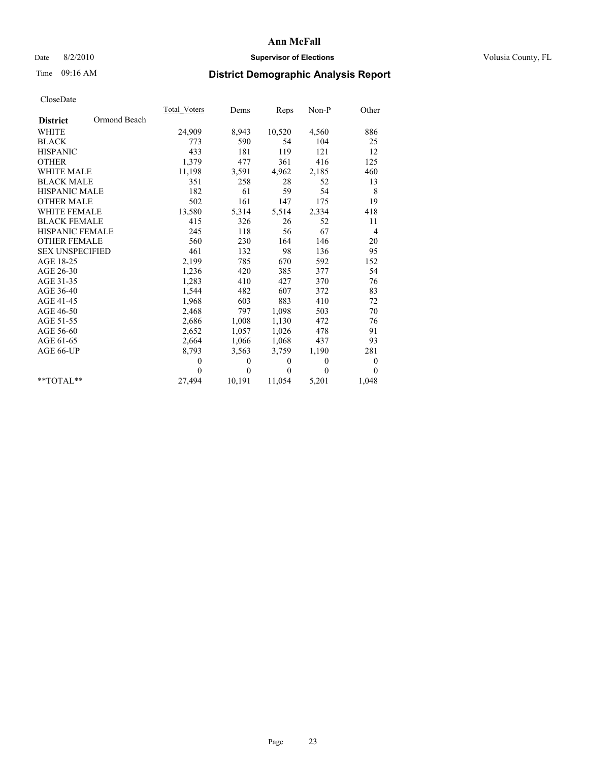Ann McFall

Date 8/2/2010 **Supervisor of Elections** Volusia County, FL

Time 09:16 AM

## District Demographic Analysis Report

CloseDate

| | Total_Voters | Dems | Reps | Non-P | Other |
|---|---|---|---|---|---|
| **District** Ormond Beach | | | | | |
| WHITE | 24,909 | 8,943 | 10,520 | 4,560 | 886 |
| BLACK | 773 | 590 | 54 | 104 | 25 |
| HISPANIC | 433 | 181 | 119 | 121 | 12 |
| OTHER | 1,379 | 477 | 361 | 416 | 125 |
| WHITE MALE | 11,198 | 3,591 | 4,962 | 2,185 | 460 |
| BLACK MALE | 351 | 258 | 28 | 52 | 13 |
| HISPANIC MALE | 182 | 61 | 59 | 54 | 8 |
| OTHER MALE | 502 | 161 | 147 | 175 | 19 |
| WHITE FEMALE | 13,580 | 5,314 | 5,514 | 2,334 | 418 |
| BLACK FEMALE | 415 | 326 | 26 | 52 | 11 |
| HISPANIC FEMALE | 245 | 118 | 56 | 67 | 4 |
| OTHER FEMALE | 560 | 230 | 164 | 146 | 20 |
| SEX UNSPECIFIED | 461 | 132 | 98 | 136 | 95 |
| AGE 18-25 | 2,199 | 785 | 670 | 592 | 152 |
| AGE 26-30 | 1,236 | 420 | 385 | 377 | 54 |
| AGE 31-35 | 1,283 | 410 | 427 | 370 | 76 |
| AGE 36-40 | 1,544 | 482 | 607 | 372 | 83 |
| AGE 41-45 | 1,968 | 603 | 883 | 410 | 72 |
| AGE 46-50 | 2,468 | 797 | 1,098 | 503 | 70 |
| AGE 51-55 | 2,686 | 1,008 | 1,130 | 472 | 76 |
| AGE 56-60 | 2,652 | 1,057 | 1,026 | 478 | 91 |
| AGE 61-65 | 2,664 | 1,066 | 1,068 | 437 | 93 |
| AGE 66-UP | 8,793 | 3,563 | 3,759 | 1,190 | 281 |
| | 0 | 0 | 0 | 0 | 0 |
| | 0 | 0 | 0 | 0 | 0 |
| **TOTAL** | 27,494 | 10,191 | 11,054 | 5,201 | 1,048 |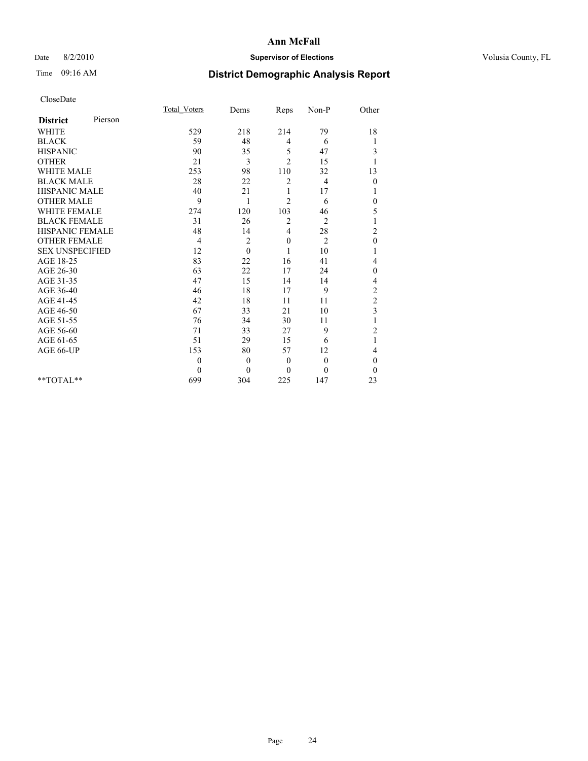# Ann McFall

Date 8/2/2010 **Supervisor of Elections** Volusia County, FL

Time 09:16 AM

## District Demographic Analysis Report

CloseDate

| **District** Pierson | Total_Voters | Dems | Reps | Non-P | Other |
|---|---|---|---|---|---|
| WHITE | 529 | 218 | 214 | 79 | 18 |
| BLACK | 59 | 48 | 4 | 6 | 1 |
| HISPANIC | 90 | 35 | 5 | 47 | 3 |
| OTHER | 21 | 3 | 2 | 15 | 1 |
| WHITE MALE | 253 | 98 | 110 | 32 | 13 |
| BLACK MALE | 28 | 22 | 2 | 4 | 0 |
| HISPANIC MALE | 40 | 21 | 1 | 17 | 1 |
| OTHER MALE | 9 | 1 | 2 | 6 | 0 |
| WHITE FEMALE | 274 | 120 | 103 | 46 | 5 |
| BLACK FEMALE | 31 | 26 | 2 | 2 | 1 |
| HISPANIC FEMALE | 48 | 14 | 4 | 28 | 2 |
| OTHER FEMALE | 4 | 2 | 0 | 2 | 0 |
| SEX UNSPECIFIED | 12 | 0 | 1 | 10 | 1 |
| AGE 18-25 | 83 | 22 | 16 | 41 | 4 |
| AGE 26-30 | 63 | 22 | 17 | 24 | 0 |
| AGE 31-35 | 47 | 15 | 14 | 14 | 4 |
| AGE 36-40 | 46 | 18 | 17 | 9 | 2 |
| AGE 41-45 | 42 | 18 | 11 | 11 | 2 |
| AGE 46-50 | 67 | 33 | 21 | 10 | 3 |
| AGE 51-55 | 76 | 34 | 30 | 11 | 1 |
| AGE 56-60 | 71 | 33 | 27 | 9 | 2 |
| AGE 61-65 | 51 | 29 | 15 | 6 | 1 |
| AGE 66-UP | 153 | 80 | 57 | 12 | 4 |
| | 0 | 0 | 0 | 0 | 0 |
| | 0 | 0 | 0 | 0 | 0 |
| **TOTAL** | 699 | 304 | 225 | 147 | 23 |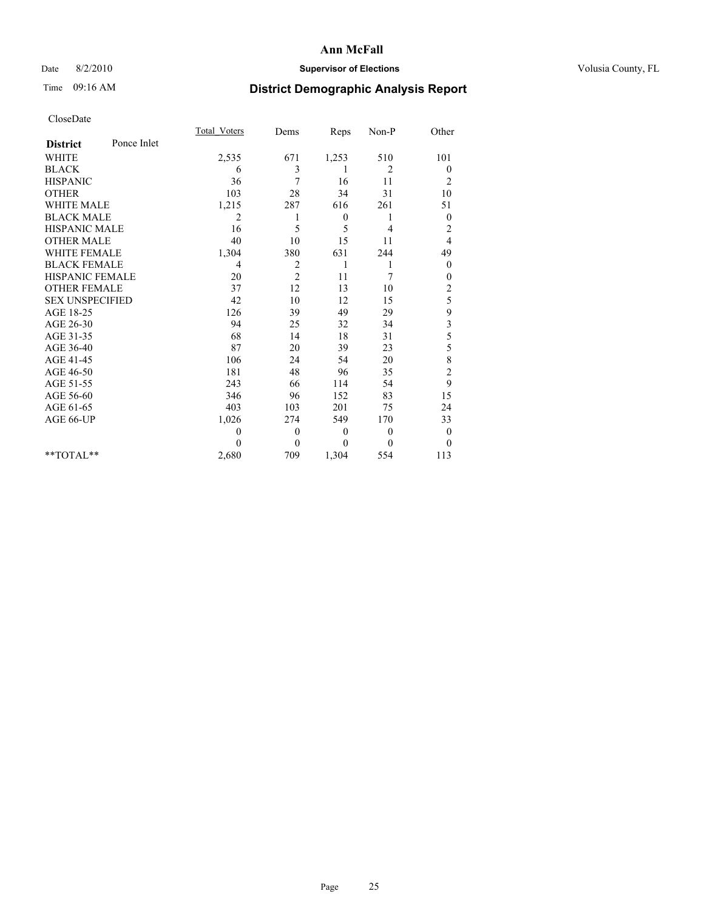# Ann McFall

Date 8/2/2010 **Supervisor of Elections** Volusia County, FL

Time 09:16 AM **District Demographic Analysis Report**

CloseDate

| **District** Ponce Inlet | Total_Voters | Dems | Reps | Non-P | Other |
|---|---|---|---|---|---|
| WHITE | 2,535 | 671 | 1,253 | 510 | 101 |
| BLACK | 6 | 3 | 1 | 2 | 0 |
| HISPANIC | 36 | 7 | 16 | 11 | 2 |
| OTHER | 103 | 28 | 34 | 31 | 10 |
| WHITE MALE | 1,215 | 287 | 616 | 261 | 51 |
| BLACK MALE | 2 | 1 | 0 | 1 | 0 |
| HISPANIC MALE | 16 | 5 | 5 | 4 | 2 |
| OTHER MALE | 40 | 10 | 15 | 11 | 4 |
| WHITE FEMALE | 1,304 | 380 | 631 | 244 | 49 |
| BLACK FEMALE | 4 | 2 | 1 | 1 | 0 |
| HISPANIC FEMALE | 20 | 2 | 11 | 7 | 0 |
| OTHER FEMALE | 37 | 12 | 13 | 10 | 2 |
| SEX UNSPECIFIED | 42 | 10 | 12 | 15 | 5 |
| AGE 18-25 | 126 | 39 | 49 | 29 | 9 |
| AGE 26-30 | 94 | 25 | 32 | 34 | 3 |
| AGE 31-35 | 68 | 14 | 18 | 31 | 5 |
| AGE 36-40 | 87 | 20 | 39 | 23 | 5 |
| AGE 41-45 | 106 | 24 | 54 | 20 | 8 |
| AGE 46-50 | 181 | 48 | 96 | 35 | 2 |
| AGE 51-55 | 243 | 66 | 114 | 54 | 9 |
| AGE 56-60 | 346 | 96 | 152 | 83 | 15 |
| AGE 61-65 | 403 | 103 | 201 | 75 | 24 |
| AGE 66-UP | 1,026 | 274 | 549 | 170 | 33 |
| | 0 | 0 | 0 | 0 | 0 |
| | 0 | 0 | 0 | 0 | 0 |
| **TOTAL** | 2,680 | 709 | 1,304 | 554 | 113 |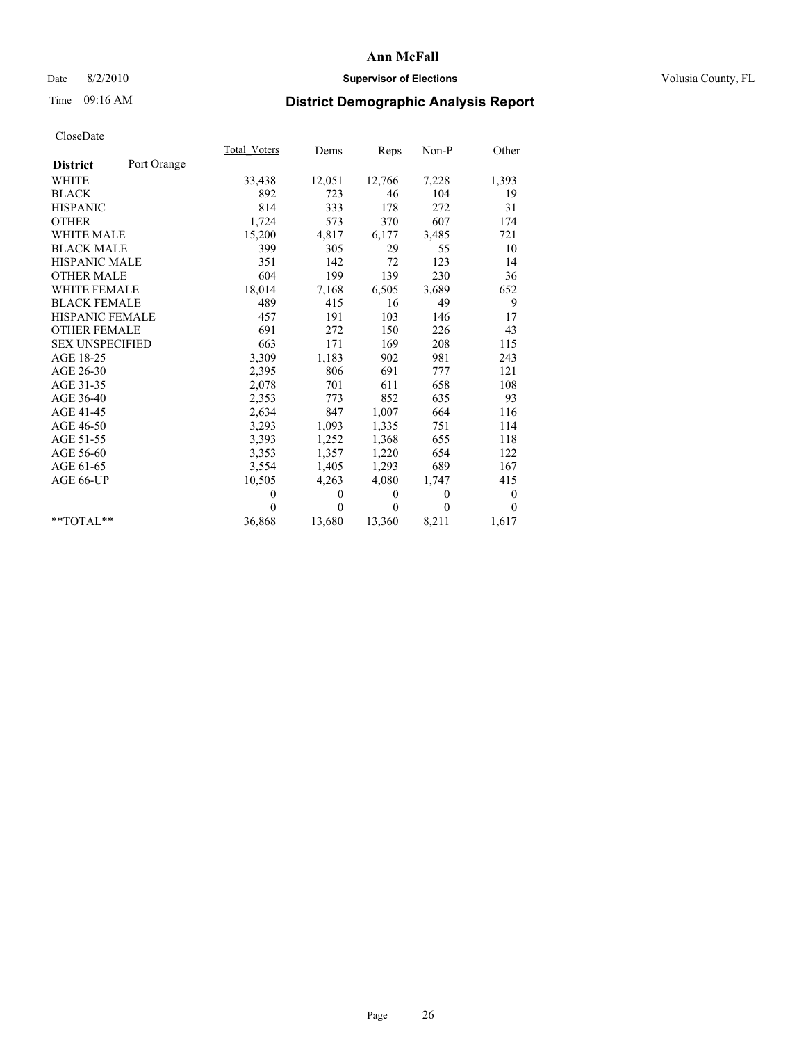**Ann McFall**

Date 8/2/2010 **Supervisor of Elections** Volusia County, FL

Time 09:16 AM

## District Demographic Analysis Report

CloseDate

| **District** Port Orange | Total_Voters | Dems | Reps | Non-P | Other |
|---|---|---|---|---|---|
| WHITE | 33,438 | 12,051 | 12,766 | 7,228 | 1,393 |
| BLACK | 892 | 723 | 46 | 104 | 19 |
| HISPANIC | 814 | 333 | 178 | 272 | 31 |
| OTHER | 1,724 | 573 | 370 | 607 | 174 |
| WHITE MALE | 15,200 | 4,817 | 6,177 | 3,485 | 721 |
| BLACK MALE | 399 | 305 | 29 | 55 | 10 |
| HISPANIC MALE | 351 | 142 | 72 | 123 | 14 |
| OTHER MALE | 604 | 199 | 139 | 230 | 36 |
| WHITE FEMALE | 18,014 | 7,168 | 6,505 | 3,689 | 652 |
| BLACK FEMALE | 489 | 415 | 16 | 49 | 9 |
| HISPANIC FEMALE | 457 | 191 | 103 | 146 | 17 |
| OTHER FEMALE | 691 | 272 | 150 | 226 | 43 |
| SEX UNSPECIFIED | 663 | 171 | 169 | 208 | 115 |
| AGE 18-25 | 3,309 | 1,183 | 902 | 981 | 243 |
| AGE 26-30 | 2,395 | 806 | 691 | 777 | 121 |
| AGE 31-35 | 2,078 | 701 | 611 | 658 | 108 |
| AGE 36-40 | 2,353 | 773 | 852 | 635 | 93 |
| AGE 41-45 | 2,634 | 847 | 1,007 | 664 | 116 |
| AGE 46-50 | 3,293 | 1,093 | 1,335 | 751 | 114 |
| AGE 51-55 | 3,393 | 1,252 | 1,368 | 655 | 118 |
| AGE 56-60 | 3,353 | 1,357 | 1,220 | 654 | 122 |
| AGE 61-65 | 3,554 | 1,405 | 1,293 | 689 | 167 |
| AGE 66-UP | 10,505 | 4,263 | 4,080 | 1,747 | 415 |
| | 0 | 0 | 0 | 0 | 0 |
| | 0 | 0 | 0 | 0 | 0 |
| **TOTAL** | 36,868 | 13,680 | 13,360 | 8,211 | 1,617 |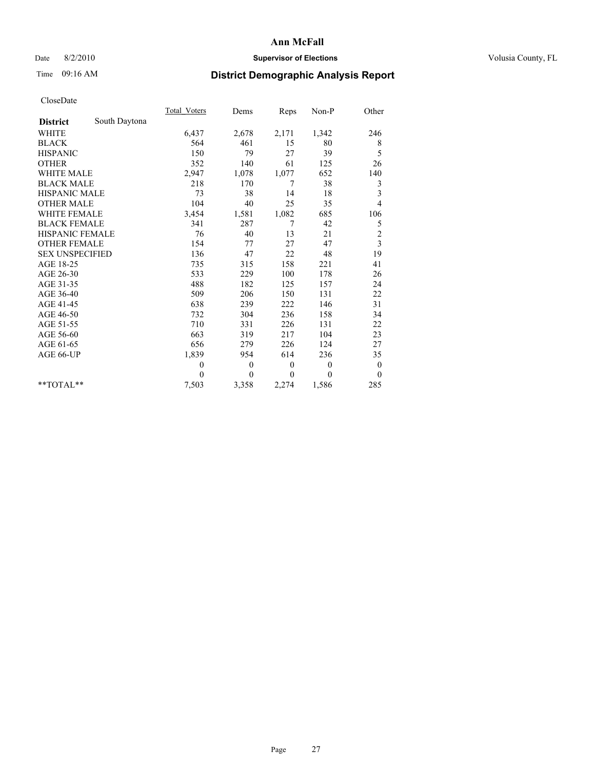# Ann McFall

Date 8/2/2010 **Supervisor of Elections** Volusia County, FL

Time 09:16 AM **District Demographic Analysis Report**

CloseDate

| **District** South Daytona | Total_Voters | Dems | Reps | Non-P | Other |
|---|---|---|---|---|---|
| WHITE | 6,437 | 2,678 | 2,171 | 1,342 | 246 |
| BLACK | 564 | 461 | 15 | 80 | 8 |
| HISPANIC | 150 | 79 | 27 | 39 | 5 |
| OTHER | 352 | 140 | 61 | 125 | 26 |
| WHITE MALE | 2,947 | 1,078 | 1,077 | 652 | 140 |
| BLACK MALE | 218 | 170 | 7 | 38 | 3 |
| HISPANIC MALE | 73 | 38 | 14 | 18 | 3 |
| OTHER MALE | 104 | 40 | 25 | 35 | 4 |
| WHITE FEMALE | 3,454 | 1,581 | 1,082 | 685 | 106 |
| BLACK FEMALE | 341 | 287 | 7 | 42 | 5 |
| HISPANIC FEMALE | 76 | 40 | 13 | 21 | 2 |
| OTHER FEMALE | 154 | 77 | 27 | 47 | 3 |
| SEX UNSPECIFIED | 136 | 47 | 22 | 48 | 19 |
| AGE 18-25 | 735 | 315 | 158 | 221 | 41 |
| AGE 26-30 | 533 | 229 | 100 | 178 | 26 |
| AGE 31-35 | 488 | 182 | 125 | 157 | 24 |
| AGE 36-40 | 509 | 206 | 150 | 131 | 22 |
| AGE 41-45 | 638 | 239 | 222 | 146 | 31 |
| AGE 46-50 | 732 | 304 | 236 | 158 | 34 |
| AGE 51-55 | 710 | 331 | 226 | 131 | 22 |
| AGE 56-60 | 663 | 319 | 217 | 104 | 23 |
| AGE 61-65 | 656 | 279 | 226 | 124 | 27 |
| AGE 66-UP | 1,839 | 954 | 614 | 236 | 35 |
| | 0 | 0 | 0 | 0 | 0 |
| | 0 | 0 | 0 | 0 | 0 |
| **TOTAL** | 7,503 | 3,358 | 2,274 | 1,586 | 285 |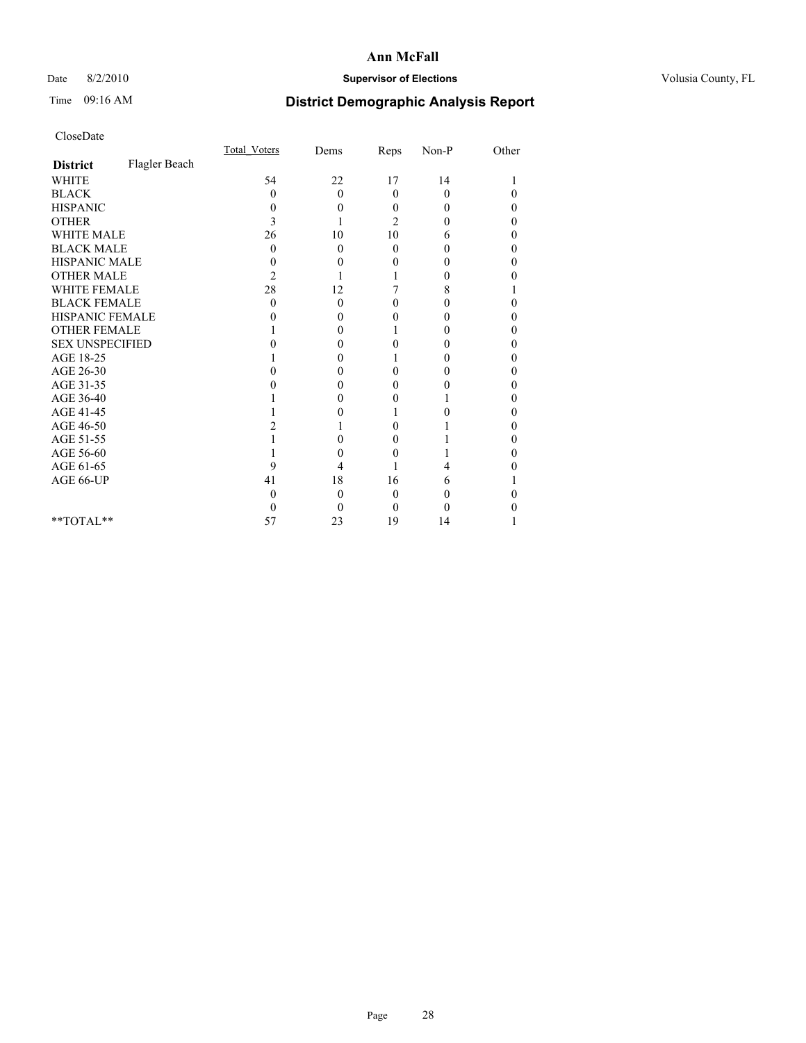# Ann McFall

Date 8/2/2010 **Supervisor of Elections** Volusia County, FL

Time 09:16 AM **District Demographic Analysis Report**

CloseDate

| | Total_Voters | Dems | Reps | Non-P | Other |
|---|---|---|---|---|---|
| **District** Flagler Beach | | | | | |
| WHITE | 54 | 22 | 17 | 14 | 1 |
| BLACK | 0 | 0 | 0 | 0 | 0 |
| HISPANIC | 0 | 0 | 0 | 0 | 0 |
| OTHER | 3 | 1 | 2 | 0 | 0 |
| WHITE MALE | 26 | 10 | 10 | 6 | 0 |
| BLACK MALE | 0 | 0 | 0 | 0 | 0 |
| HISPANIC MALE | 0 | 0 | 0 | 0 | 0 |
| OTHER MALE | 2 | 1 | 1 | 0 | 0 |
| WHITE FEMALE | 28 | 12 | 7 | 8 | 1 |
| BLACK FEMALE | 0 | 0 | 0 | 0 | 0 |
| HISPANIC FEMALE | 0 | 0 | 0 | 0 | 0 |
| OTHER FEMALE | 1 | 0 | 1 | 0 | 0 |
| SEX UNSPECIFIED | 0 | 0 | 0 | 0 | 0 |
| AGE 18-25 | 1 | 0 | 1 | 0 | 0 |
| AGE 26-30 | 0 | 0 | 0 | 0 | 0 |
| AGE 31-35 | 0 | 0 | 0 | 0 | 0 |
| AGE 36-40 | 1 | 0 | 0 | 1 | 0 |
| AGE 41-45 | 1 | 0 | 1 | 0 | 0 |
| AGE 46-50 | 2 | 1 | 0 | 1 | 0 |
| AGE 51-55 | 1 | 0 | 0 | 1 | 0 |
| AGE 56-60 | 1 | 0 | 0 | 1 | 0 |
| AGE 61-65 | 9 | 4 | 1 | 4 | 0 |
| AGE 66-UP | 41 | 18 | 16 | 6 | 1 |
| | 0 | 0 | 0 | 0 | 0 |
| | 0 | 0 | 0 | 0 | 0 |
| **TOTAL** | 57 | 23 | 19 | 14 | 1 |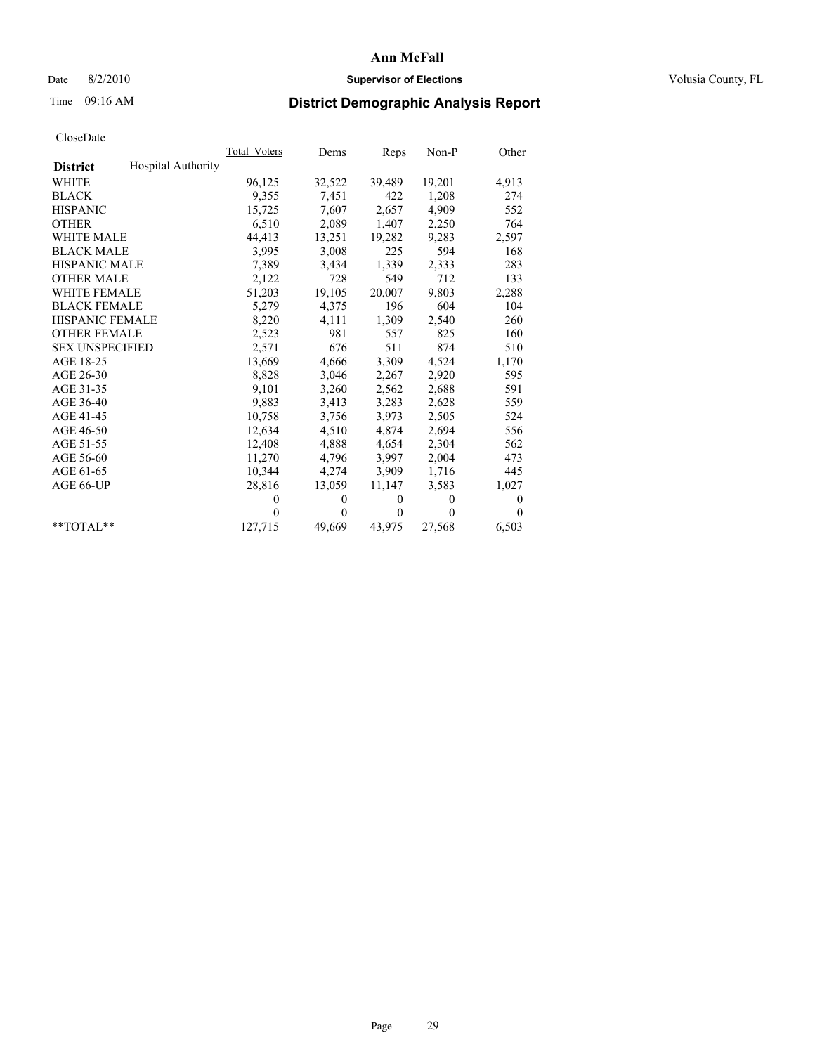# Ann McFall

Date 8/2/2010 **Supervisor of Elections** Volusia County, FL

Time 09:16 AM

## District Demographic Analysis Report

CloseDate

| | Total_Voters | Dems | Reps | Non-P | Other |
|---|---|---|---|---|---|
| **District** Hospital Authority | | | | | |
| WHITE | 96,125 | 32,522 | 39,489 | 19,201 | 4,913 |
| BLACK | 9,355 | 7,451 | 422 | 1,208 | 274 |
| HISPANIC | 15,725 | 7,607 | 2,657 | 4,909 | 552 |
| OTHER | 6,510 | 2,089 | 1,407 | 2,250 | 764 |
| WHITE MALE | 44,413 | 13,251 | 19,282 | 9,283 | 2,597 |
| BLACK MALE | 3,995 | 3,008 | 225 | 594 | 168 |
| HISPANIC MALE | 7,389 | 3,434 | 1,339 | 2,333 | 283 |
| OTHER MALE | 2,122 | 728 | 549 | 712 | 133 |
| WHITE FEMALE | 51,203 | 19,105 | 20,007 | 9,803 | 2,288 |
| BLACK FEMALE | 5,279 | 4,375 | 196 | 604 | 104 |
| HISPANIC FEMALE | 8,220 | 4,111 | 1,309 | 2,540 | 260 |
| OTHER FEMALE | 2,523 | 981 | 557 | 825 | 160 |
| SEX UNSPECIFIED | 2,571 | 676 | 511 | 874 | 510 |
| AGE 18-25 | 13,669 | 4,666 | 3,309 | 4,524 | 1,170 |
| AGE 26-30 | 8,828 | 3,046 | 2,267 | 2,920 | 595 |
| AGE 31-35 | 9,101 | 3,260 | 2,562 | 2,688 | 591 |
| AGE 36-40 | 9,883 | 3,413 | 3,283 | 2,628 | 559 |
| AGE 41-45 | 10,758 | 3,756 | 3,973 | 2,505 | 524 |
| AGE 46-50 | 12,634 | 4,510 | 4,874 | 2,694 | 556 |
| AGE 51-55 | 12,408 | 4,888 | 4,654 | 2,304 | 562 |
| AGE 56-60 | 11,270 | 4,796 | 3,997 | 2,004 | 473 |
| AGE 61-65 | 10,344 | 4,274 | 3,909 | 1,716 | 445 |
| AGE 66-UP | 28,816 | 13,059 | 11,147 | 3,583 | 1,027 |
| | 0 | 0 | 0 | 0 | 0 |
| | 0 | 0 | 0 | 0 | 0 |
| **TOTAL** | 127,715 | 49,669 | 43,975 | 27,568 | 6,503 |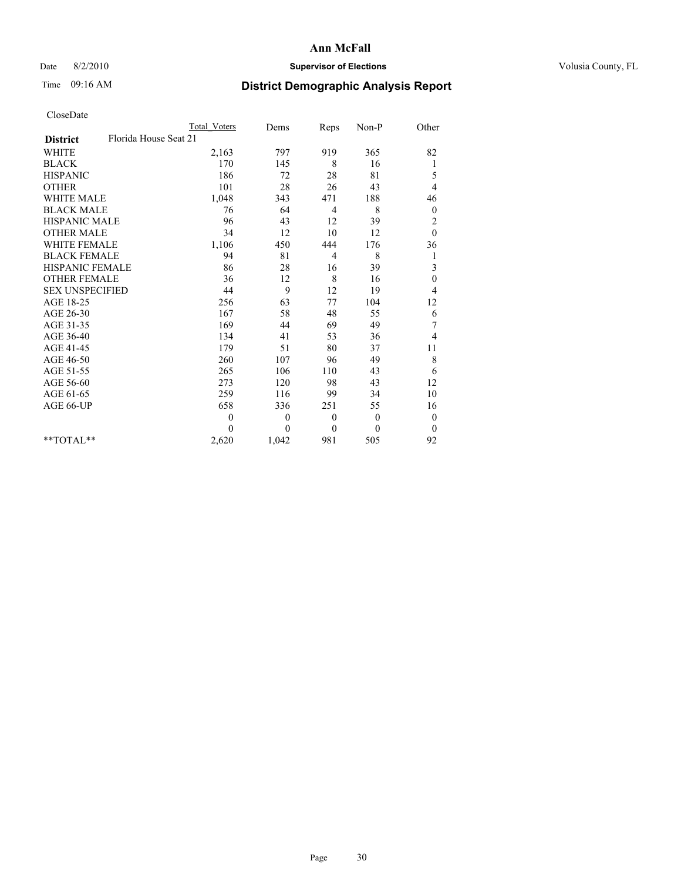# Ann McFall

Date 8/2/2010 **Supervisor of Elections** Volusia County, FL

Time 09:16 AM

## District Demographic Analysis Report

CloseDate

| | Total Voters | Dems | Reps | Non-P | Other |
|---|---|---|---|---|---|
| **District** Florida House Seat 21 | | | | | |
| WHITE | 2,163 | 797 | 919 | 365 | 82 |
| BLACK | 170 | 145 | 8 | 16 | 1 |
| HISPANIC | 186 | 72 | 28 | 81 | 5 |
| OTHER | 101 | 28 | 26 | 43 | 4 |
| WHITE MALE | 1,048 | 343 | 471 | 188 | 46 |
| BLACK MALE | 76 | 64 | 4 | 8 | 0 |
| HISPANIC MALE | 96 | 43 | 12 | 39 | 2 |
| OTHER MALE | 34 | 12 | 10 | 12 | 0 |
| WHITE FEMALE | 1,106 | 450 | 444 | 176 | 36 |
| BLACK FEMALE | 94 | 81 | 4 | 8 | 1 |
| HISPANIC FEMALE | 86 | 28 | 16 | 39 | 3 |
| OTHER FEMALE | 36 | 12 | 8 | 16 | 0 |
| SEX UNSPECIFIED | 44 | 9 | 12 | 19 | 4 |
| AGE 18-25 | 256 | 63 | 77 | 104 | 12 |
| AGE 26-30 | 167 | 58 | 48 | 55 | 6 |
| AGE 31-35 | 169 | 44 | 69 | 49 | 7 |
| AGE 36-40 | 134 | 41 | 53 | 36 | 4 |
| AGE 41-45 | 179 | 51 | 80 | 37 | 11 |
| AGE 46-50 | 260 | 107 | 96 | 49 | 8 |
| AGE 51-55 | 265 | 106 | 110 | 43 | 6 |
| AGE 56-60 | 273 | 120 | 98 | 43 | 12 |
| AGE 61-65 | 259 | 116 | 99 | 34 | 10 |
| AGE 66-UP | 658 | 336 | 251 | 55 | 16 |
| | 0 | 0 | 0 | 0 | 0 |
| | 0 | 0 | 0 | 0 | 0 |
| **TOTAL** | 2,620 | 1,042 | 981 | 505 | 92 |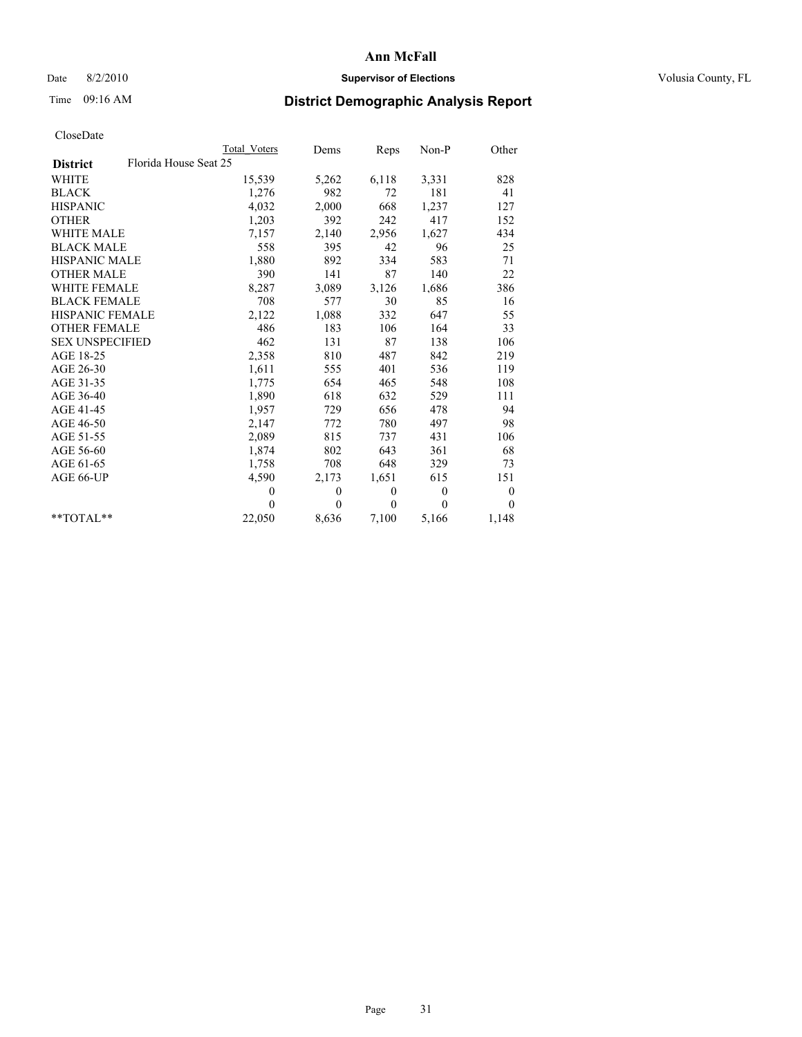# Ann McFall

Date 8/2/2010 **Supervisor of Elections** Volusia County, FL

Time 09:16 AM

## District Demographic Analysis Report

CloseDate

| **District** Florida House Seat 25 | Total Voters | Dems | Reps | Non-P | Other |
|---|---|---|---|---|---|
| WHITE | 15,539 | 5,262 | 6,118 | 3,331 | 828 |
| BLACK | 1,276 | 982 | 72 | 181 | 41 |
| HISPANIC | 4,032 | 2,000 | 668 | 1,237 | 127 |
| OTHER | 1,203 | 392 | 242 | 417 | 152 |
| WHITE MALE | 7,157 | 2,140 | 2,956 | 1,627 | 434 |
| BLACK MALE | 558 | 395 | 42 | 96 | 25 |
| HISPANIC MALE | 1,880 | 892 | 334 | 583 | 71 |
| OTHER MALE | 390 | 141 | 87 | 140 | 22 |
| WHITE FEMALE | 8,287 | 3,089 | 3,126 | 1,686 | 386 |
| BLACK FEMALE | 708 | 577 | 30 | 85 | 16 |
| HISPANIC FEMALE | 2,122 | 1,088 | 332 | 647 | 55 |
| OTHER FEMALE | 486 | 183 | 106 | 164 | 33 |
| SEX UNSPECIFIED | 462 | 131 | 87 | 138 | 106 |
| AGE 18-25 | 2,358 | 810 | 487 | 842 | 219 |
| AGE 26-30 | 1,611 | 555 | 401 | 536 | 119 |
| AGE 31-35 | 1,775 | 654 | 465 | 548 | 108 |
| AGE 36-40 | 1,890 | 618 | 632 | 529 | 111 |
| AGE 41-45 | 1,957 | 729 | 656 | 478 | 94 |
| AGE 46-50 | 2,147 | 772 | 780 | 497 | 98 |
| AGE 51-55 | 2,089 | 815 | 737 | 431 | 106 |
| AGE 56-60 | 1,874 | 802 | 643 | 361 | 68 |
| AGE 61-65 | 1,758 | 708 | 648 | 329 | 73 |
| AGE 66-UP | 4,590 | 2,173 | 1,651 | 615 | 151 |
| | 0 | 0 | 0 | 0 | 0 |
| | 0 | 0 | 0 | 0 | 0 |
| **TOTAL** | 22,050 | 8,636 | 7,100 | 5,166 | 1,148 |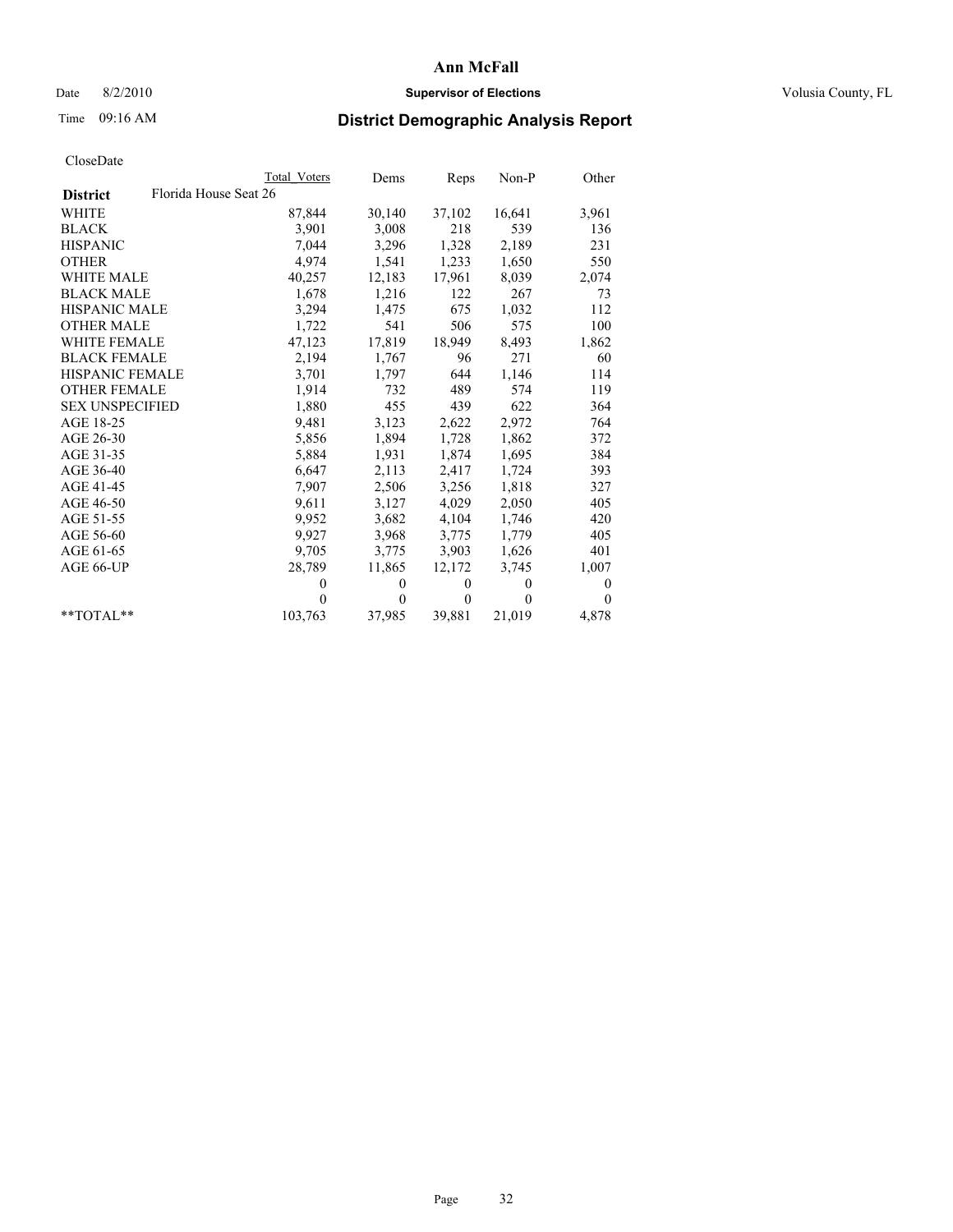**Ann McFall**

Date 8/2/2010 **Supervisor of Elections** Volusia County, FL

Time 09:16 AM

## District Demographic Analysis Report

CloseDate

| | Total Voters | Dems | Reps | Non-P | Other |
|---|---|---|---|---|---|
| **District** Florida House Seat 26 | | | | | |
| WHITE | 87,844 | 30,140 | 37,102 | 16,641 | 3,961 |
| BLACK | 3,901 | 3,008 | 218 | 539 | 136 |
| HISPANIC | 7,044 | 3,296 | 1,328 | 2,189 | 231 |
| OTHER | 4,974 | 1,541 | 1,233 | 1,650 | 550 |
| WHITE MALE | 40,257 | 12,183 | 17,961 | 8,039 | 2,074 |
| BLACK MALE | 1,678 | 1,216 | 122 | 267 | 73 |
| HISPANIC MALE | 3,294 | 1,475 | 675 | 1,032 | 112 |
| OTHER MALE | 1,722 | 541 | 506 | 575 | 100 |
| WHITE FEMALE | 47,123 | 17,819 | 18,949 | 8,493 | 1,862 |
| BLACK FEMALE | 2,194 | 1,767 | 96 | 271 | 60 |
| HISPANIC FEMALE | 3,701 | 1,797 | 644 | 1,146 | 114 |
| OTHER FEMALE | 1,914 | 732 | 489 | 574 | 119 |
| SEX UNSPECIFIED | 1,880 | 455 | 439 | 622 | 364 |
| AGE 18-25 | 9,481 | 3,123 | 2,622 | 2,972 | 764 |
| AGE 26-30 | 5,856 | 1,894 | 1,728 | 1,862 | 372 |
| AGE 31-35 | 5,884 | 1,931 | 1,874 | 1,695 | 384 |
| AGE 36-40 | 6,647 | 2,113 | 2,417 | 1,724 | 393 |
| AGE 41-45 | 7,907 | 2,506 | 3,256 | 1,818 | 327 |
| AGE 46-50 | 9,611 | 3,127 | 4,029 | 2,050 | 405 |
| AGE 51-55 | 9,952 | 3,682 | 4,104 | 1,746 | 420 |
| AGE 56-60 | 9,927 | 3,968 | 3,775 | 1,779 | 405 |
| AGE 61-65 | 9,705 | 3,775 | 3,903 | 1,626 | 401 |
| AGE 66-UP | 28,789 | 11,865 | 12,172 | 3,745 | 1,007 |
| | 0 | 0 | 0 | 0 | 0 |
| | 0 | 0 | 0 | 0 | 0 |
| **TOTAL** | 103,763 | 37,985 | 39,881 | 21,019 | 4,878 |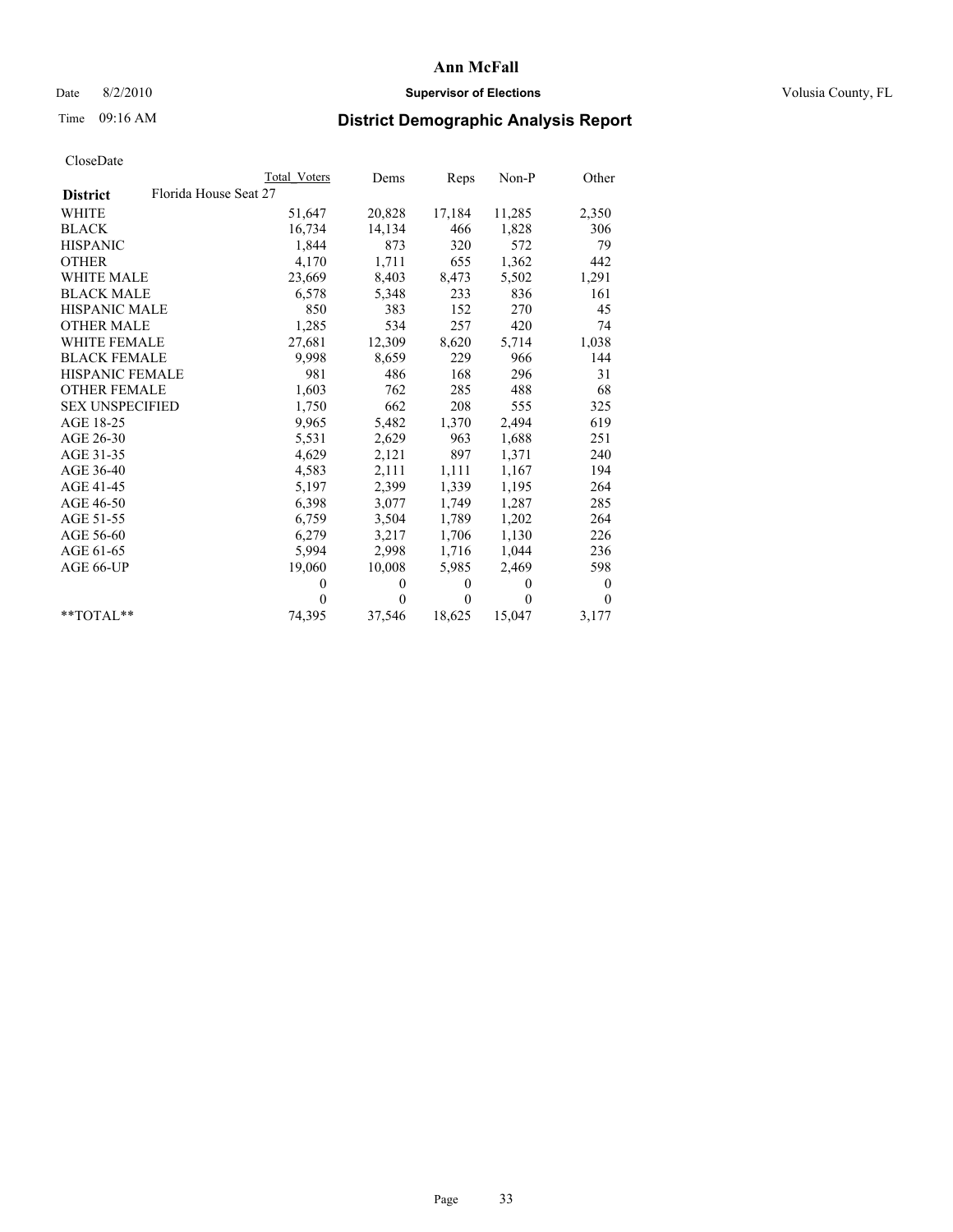# Ann McFall

Date 8/2/2010 **Supervisor of Elections** Volusia County, FL

Time 09:16 AM **District Demographic Analysis Report**

CloseDate

| **District** Florida House Seat 27 | Total Voters | Dems | Reps | Non-P | Other |
|---|---|---|---|---|---|
| WHITE | 51,647 | 20,828 | 17,184 | 11,285 | 2,350 |
| BLACK | 16,734 | 14,134 | 466 | 1,828 | 306 |
| HISPANIC | 1,844 | 873 | 320 | 572 | 79 |
| OTHER | 4,170 | 1,711 | 655 | 1,362 | 442 |
| WHITE MALE | 23,669 | 8,403 | 8,473 | 5,502 | 1,291 |
| BLACK MALE | 6,578 | 5,348 | 233 | 836 | 161 |
| HISPANIC MALE | 850 | 383 | 152 | 270 | 45 |
| OTHER MALE | 1,285 | 534 | 257 | 420 | 74 |
| WHITE FEMALE | 27,681 | 12,309 | 8,620 | 5,714 | 1,038 |
| BLACK FEMALE | 9,998 | 8,659 | 229 | 966 | 144 |
| HISPANIC FEMALE | 981 | 486 | 168 | 296 | 31 |
| OTHER FEMALE | 1,603 | 762 | 285 | 488 | 68 |
| SEX UNSPECIFIED | 1,750 | 662 | 208 | 555 | 325 |
| AGE 18-25 | 9,965 | 5,482 | 1,370 | 2,494 | 619 |
| AGE 26-30 | 5,531 | 2,629 | 963 | 1,688 | 251 |
| AGE 31-35 | 4,629 | 2,121 | 897 | 1,371 | 240 |
| AGE 36-40 | 4,583 | 2,111 | 1,111 | 1,167 | 194 |
| AGE 41-45 | 5,197 | 2,399 | 1,339 | 1,195 | 264 |
| AGE 46-50 | 6,398 | 3,077 | 1,749 | 1,287 | 285 |
| AGE 51-55 | 6,759 | 3,504 | 1,789 | 1,202 | 264 |
| AGE 56-60 | 6,279 | 3,217 | 1,706 | 1,130 | 226 |
| AGE 61-65 | 5,994 | 2,998 | 1,716 | 1,044 | 236 |
| AGE 66-UP | 19,060 | 10,008 | 5,985 | 2,469 | 598 |
| | 0 | 0 | 0 | 0 | 0 |
| | 0 | 0 | 0 | 0 | 0 |
| **TOTAL** | 74,395 | 37,546 | 18,625 | 15,047 | 3,177 |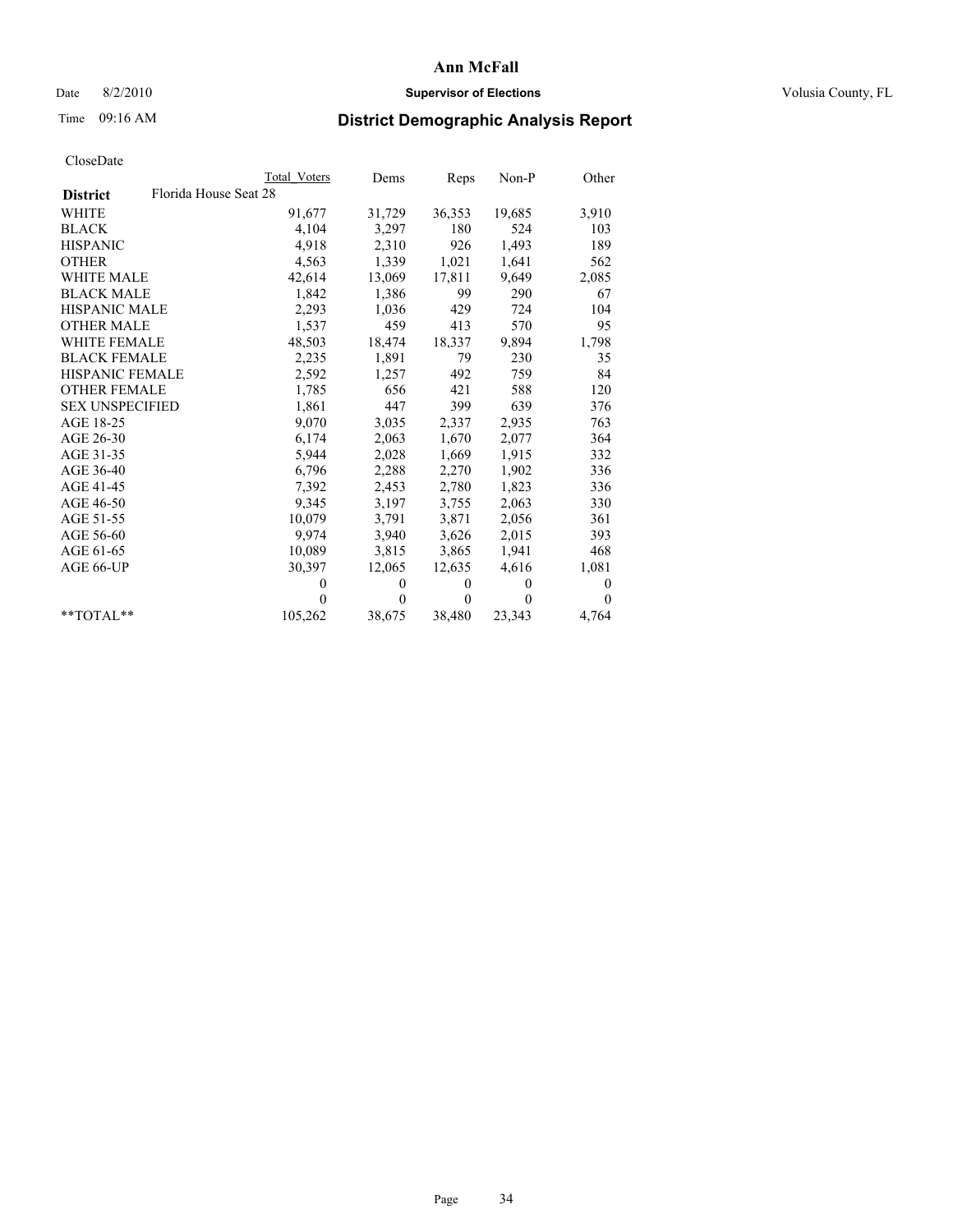# Ann McFall

Date 8/2/2010 **Supervisor of Elections** Volusia County, FL

Time 09:16 AM **District Demographic Analysis Report**

CloseDate

| | Total Voters | Dems | Reps | Non-P | Other |
|---|---|---|---|---|---|
| **District** Florida House Seat 28 | | | | | |
| WHITE | 91,677 | 31,729 | 36,353 | 19,685 | 3,910 |
| BLACK | 4,104 | 3,297 | 180 | 524 | 103 |
| HISPANIC | 4,918 | 2,310 | 926 | 1,493 | 189 |
| OTHER | 4,563 | 1,339 | 1,021 | 1,641 | 562 |
| WHITE MALE | 42,614 | 13,069 | 17,811 | 9,649 | 2,085 |
| BLACK MALE | 1,842 | 1,386 | 99 | 290 | 67 |
| HISPANIC MALE | 2,293 | 1,036 | 429 | 724 | 104 |
| OTHER MALE | 1,537 | 459 | 413 | 570 | 95 |
| WHITE FEMALE | 48,503 | 18,474 | 18,337 | 9,894 | 1,798 |
| BLACK FEMALE | 2,235 | 1,891 | 79 | 230 | 35 |
| HISPANIC FEMALE | 2,592 | 1,257 | 492 | 759 | 84 |
| OTHER FEMALE | 1,785 | 656 | 421 | 588 | 120 |
| SEX UNSPECIFIED | 1,861 | 447 | 399 | 639 | 376 |
| AGE 18-25 | 9,070 | 3,035 | 2,337 | 2,935 | 763 |
| AGE 26-30 | 6,174 | 2,063 | 1,670 | 2,077 | 364 |
| AGE 31-35 | 5,944 | 2,028 | 1,669 | 1,915 | 332 |
| AGE 36-40 | 6,796 | 2,288 | 2,270 | 1,902 | 336 |
| AGE 41-45 | 7,392 | 2,453 | 2,780 | 1,823 | 336 |
| AGE 46-50 | 9,345 | 3,197 | 3,755 | 2,063 | 330 |
| AGE 51-55 | 10,079 | 3,791 | 3,871 | 2,056 | 361 |
| AGE 56-60 | 9,974 | 3,940 | 3,626 | 2,015 | 393 |
| AGE 61-65 | 10,089 | 3,815 | 3,865 | 1,941 | 468 |
| AGE 66-UP | 30,397 | 12,065 | 12,635 | 4,616 | 1,081 |
| | 0 | 0 | 0 | 0 | 0 |
| | 0 | 0 | 0 | 0 | 0 |
| **TOTAL** | 105,262 | 38,675 | 38,480 | 23,343 | 4,764 |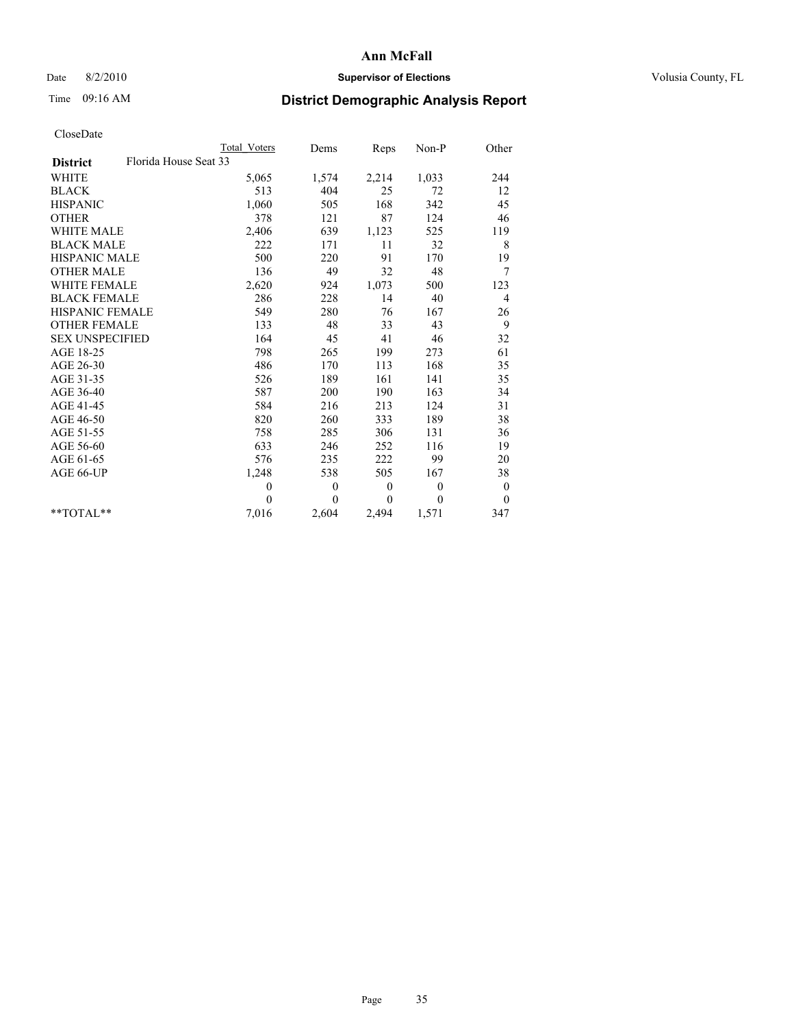# Ann McFall

Date 8/2/2010 **Supervisor of Elections** Volusia County, FL

Time 09:16 AM

## District Demographic Analysis Report

CloseDate

| | Total Voters | Dems | Reps | Non-P | Other |
|---|---|---|---|---|---|
| **District** Florida House Seat 33 | | | | | |
| WHITE | 5,065 | 1,574 | 2,214 | 1,033 | 244 |
| BLACK | 513 | 404 | 25 | 72 | 12 |
| HISPANIC | 1,060 | 505 | 168 | 342 | 45 |
| OTHER | 378 | 121 | 87 | 124 | 46 |
| WHITE MALE | 2,406 | 639 | 1,123 | 525 | 119 |
| BLACK MALE | 222 | 171 | 11 | 32 | 8 |
| HISPANIC MALE | 500 | 220 | 91 | 170 | 19 |
| OTHER MALE | 136 | 49 | 32 | 48 | 7 |
| WHITE FEMALE | 2,620 | 924 | 1,073 | 500 | 123 |
| BLACK FEMALE | 286 | 228 | 14 | 40 | 4 |
| HISPANIC FEMALE | 549 | 280 | 76 | 167 | 26 |
| OTHER FEMALE | 133 | 48 | 33 | 43 | 9 |
| SEX UNSPECIFIED | 164 | 45 | 41 | 46 | 32 |
| AGE 18-25 | 798 | 265 | 199 | 273 | 61 |
| AGE 26-30 | 486 | 170 | 113 | 168 | 35 |
| AGE 31-35 | 526 | 189 | 161 | 141 | 35 |
| AGE 36-40 | 587 | 200 | 190 | 163 | 34 |
| AGE 41-45 | 584 | 216 | 213 | 124 | 31 |
| AGE 46-50 | 820 | 260 | 333 | 189 | 38 |
| AGE 51-55 | 758 | 285 | 306 | 131 | 36 |
| AGE 56-60 | 633 | 246 | 252 | 116 | 19 |
| AGE 61-65 | 576 | 235 | 222 | 99 | 20 |
| AGE 66-UP | 1,248 | 538 | 505 | 167 | 38 |
| | 0 | 0 | 0 | 0 | 0 |
| | 0 | 0 | 0 | 0 | 0 |
| **TOTAL** | 7,016 | 2,604 | 2,494 | 1,571 | 347 |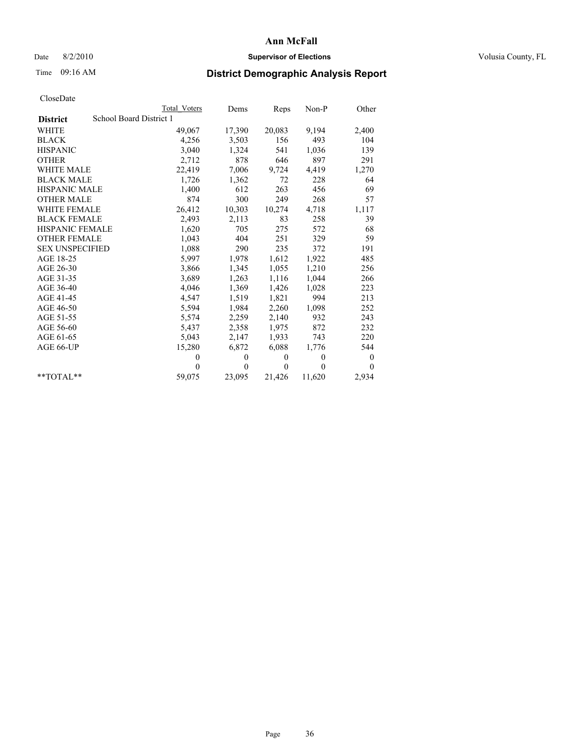**Ann McFall**

Date 8/2/2010 **Supervisor of Elections** Volusia County, FL

Time 09:16 AM

## District Demographic Analysis Report

CloseDate

| | Total Voters | Dems | Reps | Non-P | Other |
|---|---|---|---|---|---|
| **District** School Board District 1 | | | | | |
| WHITE | 49,067 | 17,390 | 20,083 | 9,194 | 2,400 |
| BLACK | 4,256 | 3,503 | 156 | 493 | 104 |
| HISPANIC | 3,040 | 1,324 | 541 | 1,036 | 139 |
| OTHER | 2,712 | 878 | 646 | 897 | 291 |
| WHITE MALE | 22,419 | 7,006 | 9,724 | 4,419 | 1,270 |
| BLACK MALE | 1,726 | 1,362 | 72 | 228 | 64 |
| HISPANIC MALE | 1,400 | 612 | 263 | 456 | 69 |
| OTHER MALE | 874 | 300 | 249 | 268 | 57 |
| WHITE FEMALE | 26,412 | 10,303 | 10,274 | 4,718 | 1,117 |
| BLACK FEMALE | 2,493 | 2,113 | 83 | 258 | 39 |
| HISPANIC FEMALE | 1,620 | 705 | 275 | 572 | 68 |
| OTHER FEMALE | 1,043 | 404 | 251 | 329 | 59 |
| SEX UNSPECIFIED | 1,088 | 290 | 235 | 372 | 191 |
| AGE 18-25 | 5,997 | 1,978 | 1,612 | 1,922 | 485 |
| AGE 26-30 | 3,866 | 1,345 | 1,055 | 1,210 | 256 |
| AGE 31-35 | 3,689 | 1,263 | 1,116 | 1,044 | 266 |
| AGE 36-40 | 4,046 | 1,369 | 1,426 | 1,028 | 223 |
| AGE 41-45 | 4,547 | 1,519 | 1,821 | 994 | 213 |
| AGE 46-50 | 5,594 | 1,984 | 2,260 | 1,098 | 252 |
| AGE 51-55 | 5,574 | 2,259 | 2,140 | 932 | 243 |
| AGE 56-60 | 5,437 | 2,358 | 1,975 | 872 | 232 |
| AGE 61-65 | 5,043 | 2,147 | 1,933 | 743 | 220 |
| AGE 66-UP | 15,280 | 6,872 | 6,088 | 1,776 | 544 |
| | 0 | 0 | 0 | 0 | 0 |
| | 0 | 0 | 0 | 0 | 0 |
| **TOTAL** | 59,075 | 23,095 | 21,426 | 11,620 | 2,934 |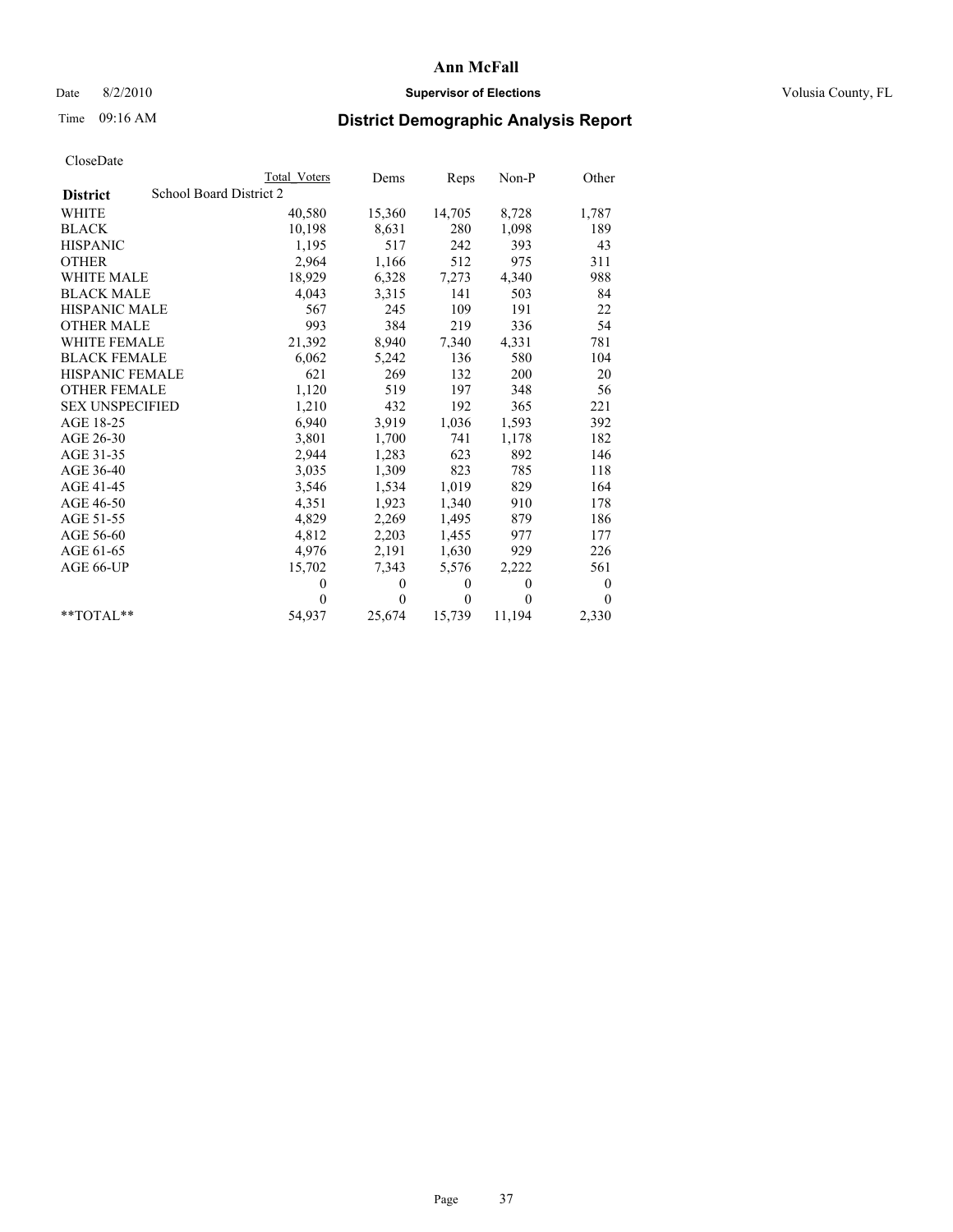# Ann McFall

Date 8/2/2010 **Supervisor of Elections** Volusia County, FL

Time 09:16 AM **District Demographic Analysis Report**

CloseDate

| **District** | School Board District 2 | Total Voters | Dems | Reps | Non-P | Other |
|---|---|---|---|---|---|---|
| WHITE | | 40,580 | 15,360 | 14,705 | 8,728 | 1,787 |
| BLACK | | 10,198 | 8,631 | 280 | 1,098 | 189 |
| HISPANIC | | 1,195 | 517 | 242 | 393 | 43 |
| OTHER | | 2,964 | 1,166 | 512 | 975 | 311 |
| WHITE MALE | | 18,929 | 6,328 | 7,273 | 4,340 | 988 |
| BLACK MALE | | 4,043 | 3,315 | 141 | 503 | 84 |
| HISPANIC MALE | | 567 | 245 | 109 | 191 | 22 |
| OTHER MALE | | 993 | 384 | 219 | 336 | 54 |
| WHITE FEMALE | | 21,392 | 8,940 | 7,340 | 4,331 | 781 |
| BLACK FEMALE | | 6,062 | 5,242 | 136 | 580 | 104 |
| HISPANIC FEMALE | | 621 | 269 | 132 | 200 | 20 |
| OTHER FEMALE | | 1,120 | 519 | 197 | 348 | 56 |
| SEX UNSPECIFIED | | 1,210 | 432 | 192 | 365 | 221 |
| AGE 18-25 | | 6,940 | 3,919 | 1,036 | 1,593 | 392 |
| AGE 26-30 | | 3,801 | 1,700 | 741 | 1,178 | 182 |
| AGE 31-35 | | 2,944 | 1,283 | 623 | 892 | 146 |
| AGE 36-40 | | 3,035 | 1,309 | 823 | 785 | 118 |
| AGE 41-45 | | 3,546 | 1,534 | 1,019 | 829 | 164 |
| AGE 46-50 | | 4,351 | 1,923 | 1,340 | 910 | 178 |
| AGE 51-55 | | 4,829 | 2,269 | 1,495 | 879 | 186 |
| AGE 56-60 | | 4,812 | 2,203 | 1,455 | 977 | 177 |
| AGE 61-65 | | 4,976 | 2,191 | 1,630 | 929 | 226 |
| AGE 66-UP | | 15,702 | 7,343 | 5,576 | 2,222 | 561 |
| | | 0 | 0 | 0 | 0 | 0 |
| | | 0 | 0 | 0 | 0 | 0 |
| **TOTAL** | | 54,937 | 25,674 | 15,739 | 11,194 | 2,330 |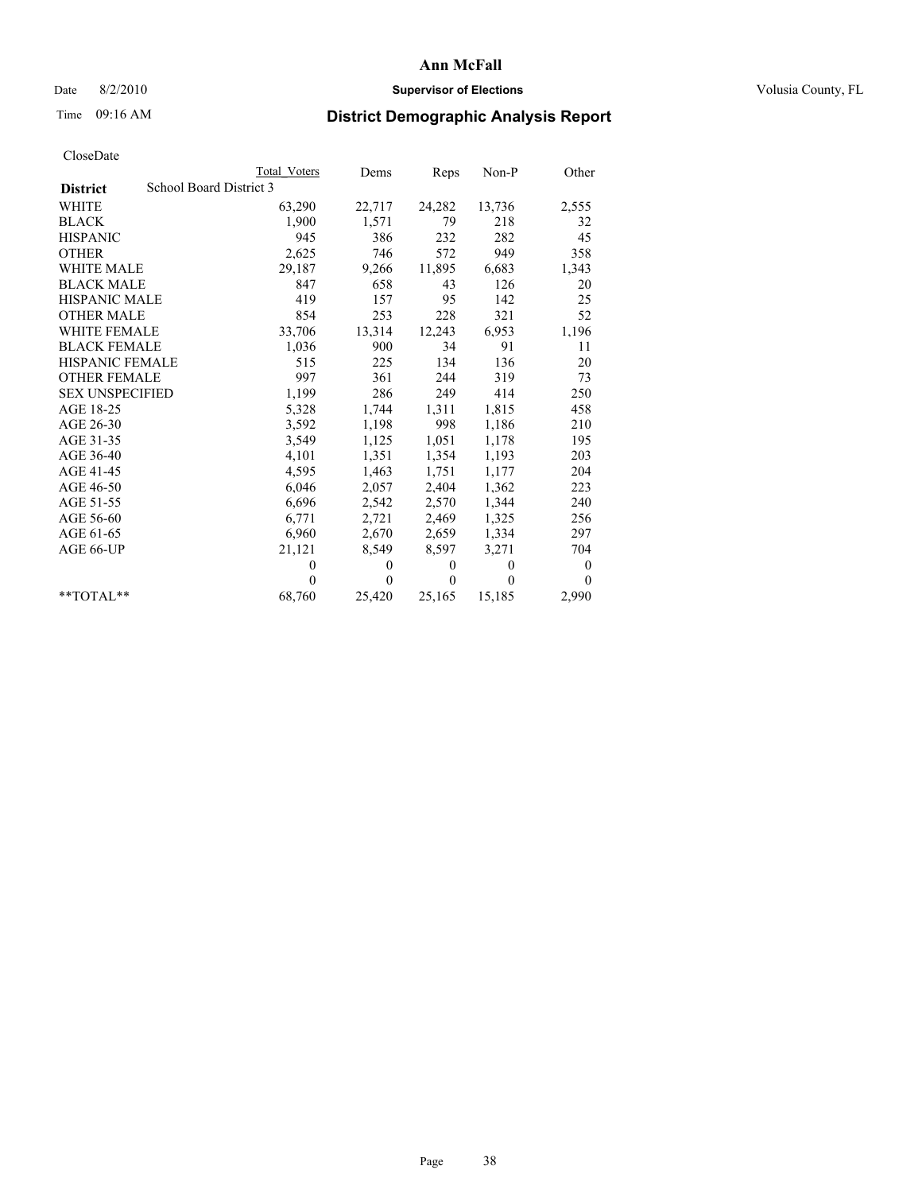# Ann McFall

Date 8/2/2010 **Supervisor of Elections** Volusia County, FL

Time 09:16 AM

## District Demographic Analysis Report

CloseDate

| | Total Voters | Dems | Reps | Non-P | Other |
|---|---|---|---|---|---|
| **District** School Board District 3 | | | | | |
| WHITE | 63,290 | 22,717 | 24,282 | 13,736 | 2,555 |
| BLACK | 1,900 | 1,571 | 79 | 218 | 32 |
| HISPANIC | 945 | 386 | 232 | 282 | 45 |
| OTHER | 2,625 | 746 | 572 | 949 | 358 |
| WHITE MALE | 29,187 | 9,266 | 11,895 | 6,683 | 1,343 |
| BLACK MALE | 847 | 658 | 43 | 126 | 20 |
| HISPANIC MALE | 419 | 157 | 95 | 142 | 25 |
| OTHER MALE | 854 | 253 | 228 | 321 | 52 |
| WHITE FEMALE | 33,706 | 13,314 | 12,243 | 6,953 | 1,196 |
| BLACK FEMALE | 1,036 | 900 | 34 | 91 | 11 |
| HISPANIC FEMALE | 515 | 225 | 134 | 136 | 20 |
| OTHER FEMALE | 997 | 361 | 244 | 319 | 73 |
| SEX UNSPECIFIED | 1,199 | 286 | 249 | 414 | 250 |
| AGE 18-25 | 5,328 | 1,744 | 1,311 | 1,815 | 458 |
| AGE 26-30 | 3,592 | 1,198 | 998 | 1,186 | 210 |
| AGE 31-35 | 3,549 | 1,125 | 1,051 | 1,178 | 195 |
| AGE 36-40 | 4,101 | 1,351 | 1,354 | 1,193 | 203 |
| AGE 41-45 | 4,595 | 1,463 | 1,751 | 1,177 | 204 |
| AGE 46-50 | 6,046 | 2,057 | 2,404 | 1,362 | 223 |
| AGE 51-55 | 6,696 | 2,542 | 2,570 | 1,344 | 240 |
| AGE 56-60 | 6,771 | 2,721 | 2,469 | 1,325 | 256 |
| AGE 61-65 | 6,960 | 2,670 | 2,659 | 1,334 | 297 |
| AGE 66-UP | 21,121 | 8,549 | 8,597 | 3,271 | 704 |
| | 0 | 0 | 0 | 0 | 0 |
| | 0 | 0 | 0 | 0 | 0 |
| **TOTAL** | 68,760 | 25,420 | 25,165 | 15,185 | 2,990 |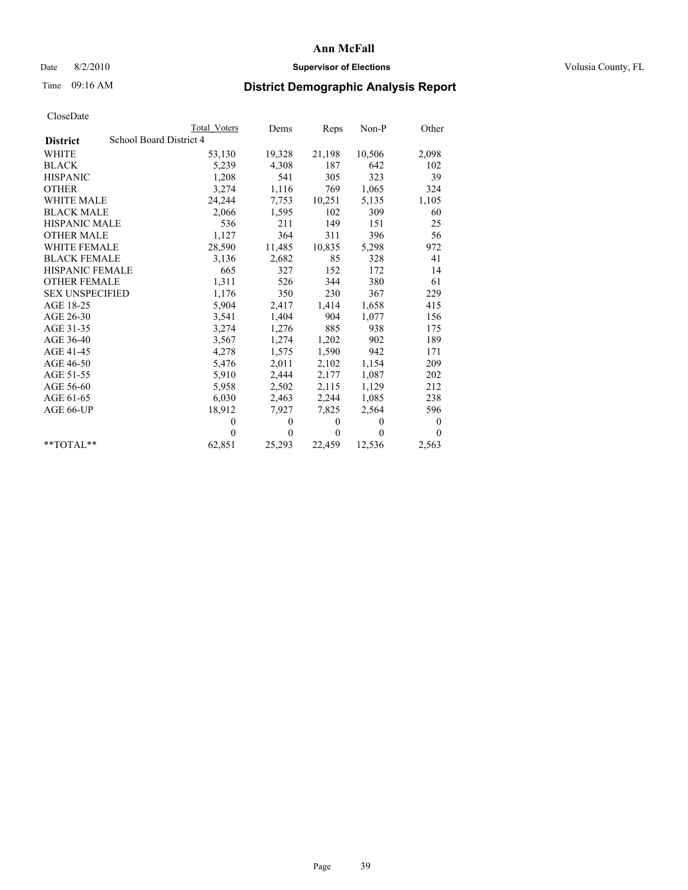**Ann McFall**

Date 8/2/2010 **Supervisor of Elections** Volusia County, FL

Time 09:16 AM

## District Demographic Analysis Report

CloseDate

| | Total Voters | Dems | Reps | Non-P | Other |
|---|---|---|---|---|---|
| **District** School Board District 4 | | | | | |
| WHITE | 53,130 | 19,328 | 21,198 | 10,506 | 2,098 |
| BLACK | 5,239 | 4,308 | 187 | 642 | 102 |
| HISPANIC | 1,208 | 541 | 305 | 323 | 39 |
| OTHER | 3,274 | 1,116 | 769 | 1,065 | 324 |
| WHITE MALE | 24,244 | 7,753 | 10,251 | 5,135 | 1,105 |
| BLACK MALE | 2,066 | 1,595 | 102 | 309 | 60 |
| HISPANIC MALE | 536 | 211 | 149 | 151 | 25 |
| OTHER MALE | 1,127 | 364 | 311 | 396 | 56 |
| WHITE FEMALE | 28,590 | 11,485 | 10,835 | 5,298 | 972 |
| BLACK FEMALE | 3,136 | 2,682 | 85 | 328 | 41 |
| HISPANIC FEMALE | 665 | 327 | 152 | 172 | 14 |
| OTHER FEMALE | 1,311 | 526 | 344 | 380 | 61 |
| SEX UNSPECIFIED | 1,176 | 350 | 230 | 367 | 229 |
| AGE 18-25 | 5,904 | 2,417 | 1,414 | 1,658 | 415 |
| AGE 26-30 | 3,541 | 1,404 | 904 | 1,077 | 156 |
| AGE 31-35 | 3,274 | 1,276 | 885 | 938 | 175 |
| AGE 36-40 | 3,567 | 1,274 | 1,202 | 902 | 189 |
| AGE 41-45 | 4,278 | 1,575 | 1,590 | 942 | 171 |
| AGE 46-50 | 5,476 | 2,011 | 2,102 | 1,154 | 209 |
| AGE 51-55 | 5,910 | 2,444 | 2,177 | 1,087 | 202 |
| AGE 56-60 | 5,958 | 2,502 | 2,115 | 1,129 | 212 |
| AGE 61-65 | 6,030 | 2,463 | 2,244 | 1,085 | 238 |
| AGE 66-UP | 18,912 | 7,927 | 7,825 | 2,564 | 596 |
| | 0 | 0 | 0 | 0 | 0 |
| | 0 | 0 | 0 | 0 | 0 |
| **TOTAL** | 62,851 | 25,293 | 22,459 | 12,536 | 2,563 |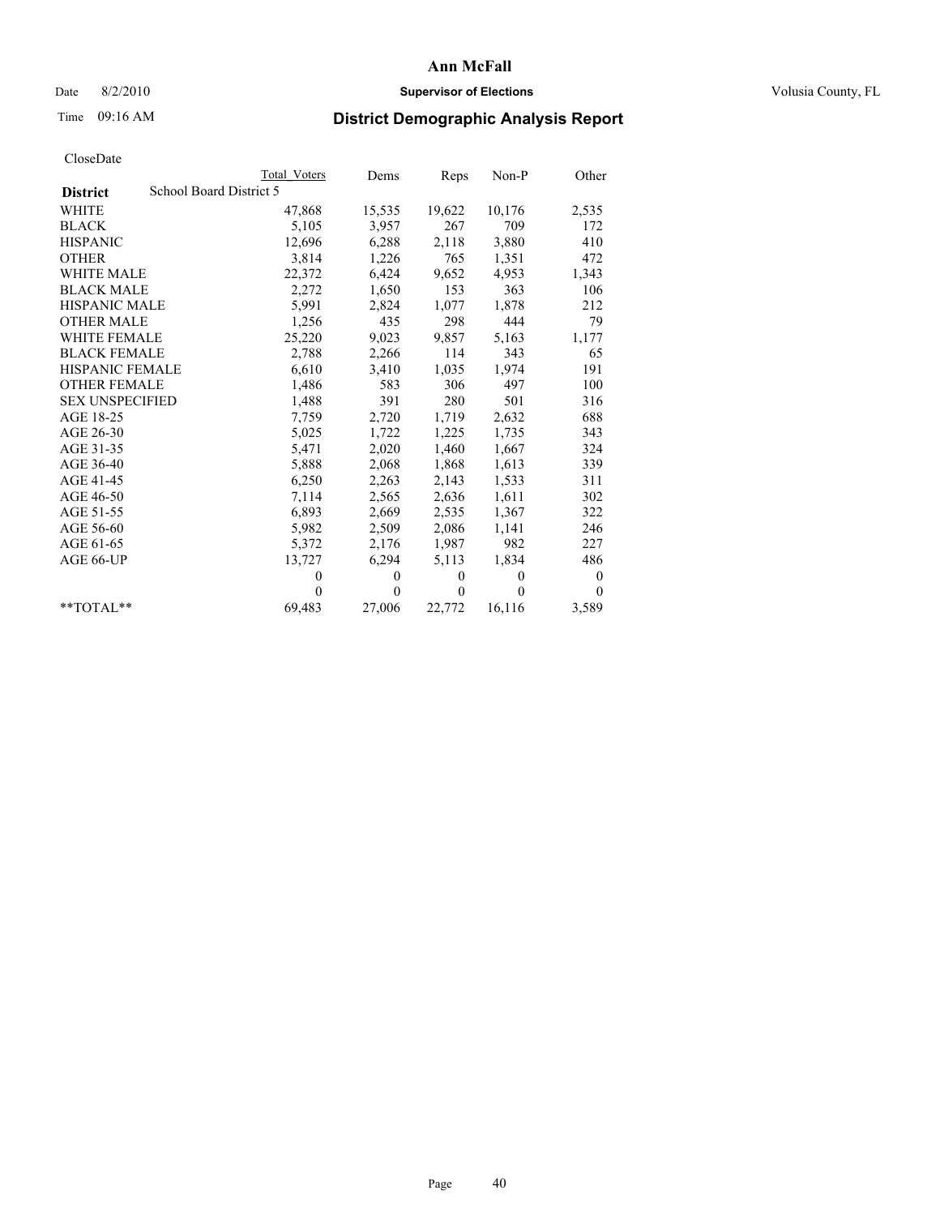# Ann McFall

Date 8/2/2010 **Supervisor of Elections** Volusia County, FL

Time 09:16 AM **District Demographic Analysis Report**

CloseDate

| | Total Voters | Dems | Reps | Non-P | Other |
|---|---|---|---|---|---|
| **District** School Board District 5 | | | | | |
| WHITE | 47,868 | 15,535 | 19,622 | 10,176 | 2,535 |
| BLACK | 5,105 | 3,957 | 267 | 709 | 172 |
| HISPANIC | 12,696 | 6,288 | 2,118 | 3,880 | 410 |
| OTHER | 3,814 | 1,226 | 765 | 1,351 | 472 |
| WHITE MALE | 22,372 | 6,424 | 9,652 | 4,953 | 1,343 |
| BLACK MALE | 2,272 | 1,650 | 153 | 363 | 106 |
| HISPANIC MALE | 5,991 | 2,824 | 1,077 | 1,878 | 212 |
| OTHER MALE | 1,256 | 435 | 298 | 444 | 79 |
| WHITE FEMALE | 25,220 | 9,023 | 9,857 | 5,163 | 1,177 |
| BLACK FEMALE | 2,788 | 2,266 | 114 | 343 | 65 |
| HISPANIC FEMALE | 6,610 | 3,410 | 1,035 | 1,974 | 191 |
| OTHER FEMALE | 1,486 | 583 | 306 | 497 | 100 |
| SEX UNSPECIFIED | 1,488 | 391 | 280 | 501 | 316 |
| AGE 18-25 | 7,759 | 2,720 | 1,719 | 2,632 | 688 |
| AGE 26-30 | 5,025 | 1,722 | 1,225 | 1,735 | 343 |
| AGE 31-35 | 5,471 | 2,020 | 1,460 | 1,667 | 324 |
| AGE 36-40 | 5,888 | 2,068 | 1,868 | 1,613 | 339 |
| AGE 41-45 | 6,250 | 2,263 | 2,143 | 1,533 | 311 |
| AGE 46-50 | 7,114 | 2,565 | 2,636 | 1,611 | 302 |
| AGE 51-55 | 6,893 | 2,669 | 2,535 | 1,367 | 322 |
| AGE 56-60 | 5,982 | 2,509 | 2,086 | 1,141 | 246 |
| AGE 61-65 | 5,372 | 2,176 | 1,987 | 982 | 227 |
| AGE 66-UP | 13,727 | 6,294 | 5,113 | 1,834 | 486 |
| | 0 | 0 | 0 | 0 | 0 |
| | 0 | 0 | 0 | 0 | 0 |
| **TOTAL** | 69,483 | 27,006 | 22,772 | 16,116 | 3,589 |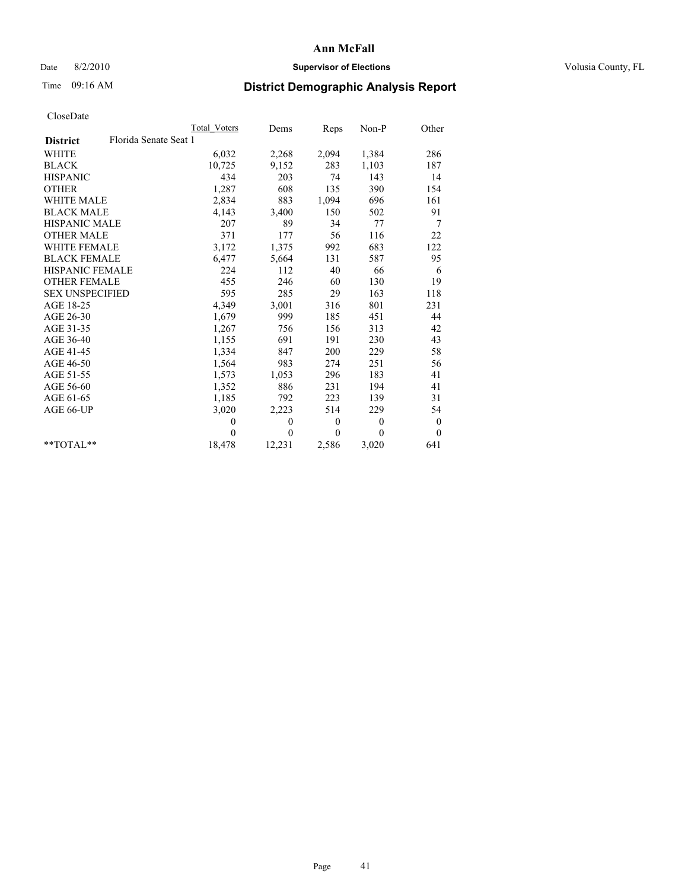# Ann McFall

Date 8/2/2010 **Supervisor of Elections** Volusia County, FL

Time 09:16 AM

## District Demographic Analysis Report

CloseDate

| | Total Voters | Dems | Reps | Non-P | Other |
|---|---|---|---|---|---|
| **District** Florida Senate Seat 1 | | | | | |
| WHITE | 6,032 | 2,268 | 2,094 | 1,384 | 286 |
| BLACK | 10,725 | 9,152 | 283 | 1,103 | 187 |
| HISPANIC | 434 | 203 | 74 | 143 | 14 |
| OTHER | 1,287 | 608 | 135 | 390 | 154 |
| WHITE MALE | 2,834 | 883 | 1,094 | 696 | 161 |
| BLACK MALE | 4,143 | 3,400 | 150 | 502 | 91 |
| HISPANIC MALE | 207 | 89 | 34 | 77 | 7 |
| OTHER MALE | 371 | 177 | 56 | 116 | 22 |
| WHITE FEMALE | 3,172 | 1,375 | 992 | 683 | 122 |
| BLACK FEMALE | 6,477 | 5,664 | 131 | 587 | 95 |
| HISPANIC FEMALE | 224 | 112 | 40 | 66 | 6 |
| OTHER FEMALE | 455 | 246 | 60 | 130 | 19 |
| SEX UNSPECIFIED | 595 | 285 | 29 | 163 | 118 |
| AGE 18-25 | 4,349 | 3,001 | 316 | 801 | 231 |
| AGE 26-30 | 1,679 | 999 | 185 | 451 | 44 |
| AGE 31-35 | 1,267 | 756 | 156 | 313 | 42 |
| AGE 36-40 | 1,155 | 691 | 191 | 230 | 43 |
| AGE 41-45 | 1,334 | 847 | 200 | 229 | 58 |
| AGE 46-50 | 1,564 | 983 | 274 | 251 | 56 |
| AGE 51-55 | 1,573 | 1,053 | 296 | 183 | 41 |
| AGE 56-60 | 1,352 | 886 | 231 | 194 | 41 |
| AGE 61-65 | 1,185 | 792 | 223 | 139 | 31 |
| AGE 66-UP | 3,020 | 2,223 | 514 | 229 | 54 |
| | 0 | 0 | 0 | 0 | 0 |
| | 0 | 0 | 0 | 0 | 0 |
| **TOTAL** | 18,478 | 12,231 | 2,586 | 3,020 | 641 |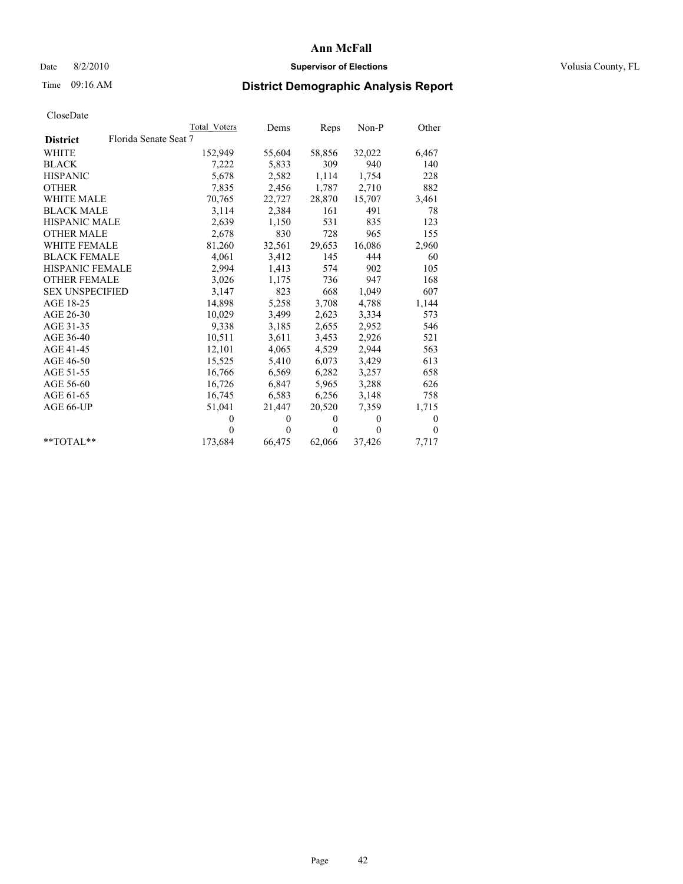# Ann McFall

Date 8/2/2010 **Supervisor of Elections** Volusia County, FL

Time 09:16 AM **District Demographic Analysis Report**

CloseDate

| | Total Voters | Dems | Reps | Non-P | Other |
|---|---|---|---|---|---|
| **District** Florida Senate Seat 7 | | | | | |
| WHITE | 152,949 | 55,604 | 58,856 | 32,022 | 6,467 |
| BLACK | 7,222 | 5,833 | 309 | 940 | 140 |
| HISPANIC | 5,678 | 2,582 | 1,114 | 1,754 | 228 |
| OTHER | 7,835 | 2,456 | 1,787 | 2,710 | 882 |
| WHITE MALE | 70,765 | 22,727 | 28,870 | 15,707 | 3,461 |
| BLACK MALE | 3,114 | 2,384 | 161 | 491 | 78 |
| HISPANIC MALE | 2,639 | 1,150 | 531 | 835 | 123 |
| OTHER MALE | 2,678 | 830 | 728 | 965 | 155 |
| WHITE FEMALE | 81,260 | 32,561 | 29,653 | 16,086 | 2,960 |
| BLACK FEMALE | 4,061 | 3,412 | 145 | 444 | 60 |
| HISPANIC FEMALE | 2,994 | 1,413 | 574 | 902 | 105 |
| OTHER FEMALE | 3,026 | 1,175 | 736 | 947 | 168 |
| SEX UNSPECIFIED | 3,147 | 823 | 668 | 1,049 | 607 |
| AGE 18-25 | 14,898 | 5,258 | 3,708 | 4,788 | 1,144 |
| AGE 26-30 | 10,029 | 3,499 | 2,623 | 3,334 | 573 |
| AGE 31-35 | 9,338 | 3,185 | 2,655 | 2,952 | 546 |
| AGE 36-40 | 10,511 | 3,611 | 3,453 | 2,926 | 521 |
| AGE 41-45 | 12,101 | 4,065 | 4,529 | 2,944 | 563 |
| AGE 46-50 | 15,525 | 5,410 | 6,073 | 3,429 | 613 |
| AGE 51-55 | 16,766 | 6,569 | 6,282 | 3,257 | 658 |
| AGE 56-60 | 16,726 | 6,847 | 5,965 | 3,288 | 626 |
| AGE 61-65 | 16,745 | 6,583 | 6,256 | 3,148 | 758 |
| AGE 66-UP | 51,041 | 21,447 | 20,520 | 7,359 | 1,715 |
| | 0 | 0 | 0 | 0 | 0 |
| | 0 | 0 | 0 | 0 | 0 |
| **TOTAL** | 173,684 | 66,475 | 62,066 | 37,426 | 7,717 |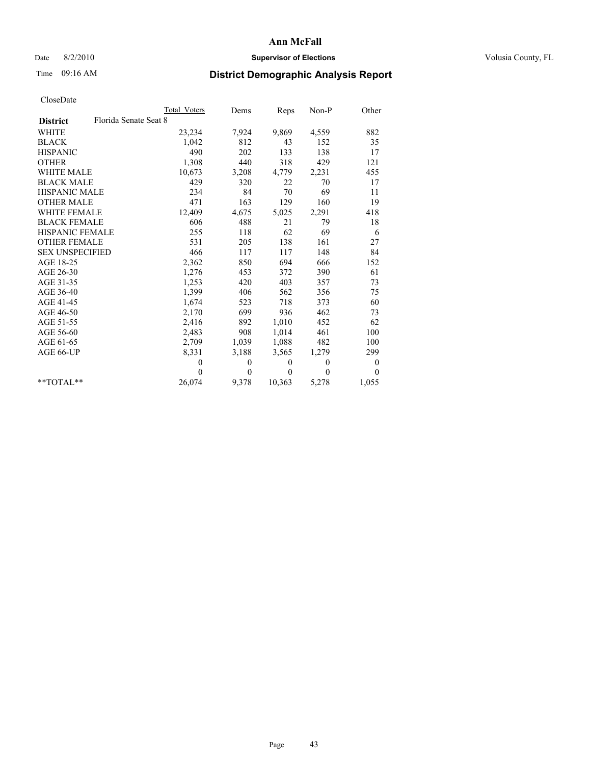# Ann McFall

Date 8/2/2010 **Supervisor of Elections** Volusia County, FL

Time 09:16 AM **District Demographic Analysis Report**

CloseDate

| | Total Voters | Dems | Reps | Non-P | Other |
|---|---|---|---|---|---|
| **District** Florida Senate Seat 8 | | | | | |
| WHITE | 23,234 | 7,924 | 9,869 | 4,559 | 882 |
| BLACK | 1,042 | 812 | 43 | 152 | 35 |
| HISPANIC | 490 | 202 | 133 | 138 | 17 |
| OTHER | 1,308 | 440 | 318 | 429 | 121 |
| WHITE MALE | 10,673 | 3,208 | 4,779 | 2,231 | 455 |
| BLACK MALE | 429 | 320 | 22 | 70 | 17 |
| HISPANIC MALE | 234 | 84 | 70 | 69 | 11 |
| OTHER MALE | 471 | 163 | 129 | 160 | 19 |
| WHITE FEMALE | 12,409 | 4,675 | 5,025 | 2,291 | 418 |
| BLACK FEMALE | 606 | 488 | 21 | 79 | 18 |
| HISPANIC FEMALE | 255 | 118 | 62 | 69 | 6 |
| OTHER FEMALE | 531 | 205 | 138 | 161 | 27 |
| SEX UNSPECIFIED | 466 | 117 | 117 | 148 | 84 |
| AGE 18-25 | 2,362 | 850 | 694 | 666 | 152 |
| AGE 26-30 | 1,276 | 453 | 372 | 390 | 61 |
| AGE 31-35 | 1,253 | 420 | 403 | 357 | 73 |
| AGE 36-40 | 1,399 | 406 | 562 | 356 | 75 |
| AGE 41-45 | 1,674 | 523 | 718 | 373 | 60 |
| AGE 46-50 | 2,170 | 699 | 936 | 462 | 73 |
| AGE 51-55 | 2,416 | 892 | 1,010 | 452 | 62 |
| AGE 56-60 | 2,483 | 908 | 1,014 | 461 | 100 |
| AGE 61-65 | 2,709 | 1,039 | 1,088 | 482 | 100 |
| AGE 66-UP | 8,331 | 3,188 | 3,565 | 1,279 | 299 |
| | 0 | 0 | 0 | 0 | 0 |
| | 0 | 0 | 0 | 0 | 0 |
| **TOTAL** | 26,074 | 9,378 | 10,363 | 5,278 | 1,055 |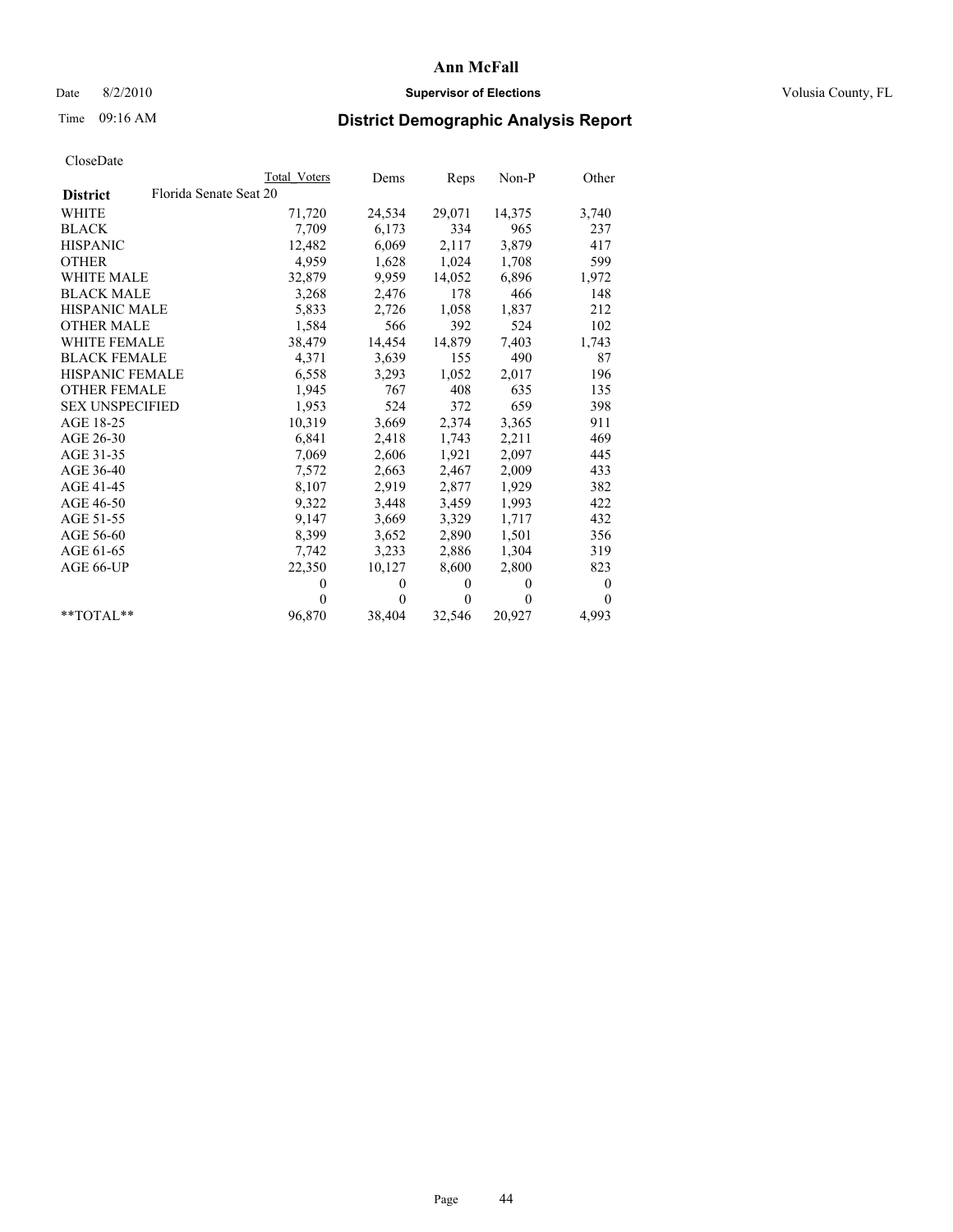# Ann McFall

Date 8/2/2010 **Supervisor of Elections** Volusia County, FL

Time 09:16 AM **District Demographic Analysis Report**

CloseDate

| | Total Voters | Dems | Reps | Non-P | Other |
|---|---|---|---|---|---|
| **District** Florida Senate Seat 20 | | | | | |
| WHITE | 71,720 | 24,534 | 29,071 | 14,375 | 3,740 |
| BLACK | 7,709 | 6,173 | 334 | 965 | 237 |
| HISPANIC | 12,482 | 6,069 | 2,117 | 3,879 | 417 |
| OTHER | 4,959 | 1,628 | 1,024 | 1,708 | 599 |
| WHITE MALE | 32,879 | 9,959 | 14,052 | 6,896 | 1,972 |
| BLACK MALE | 3,268 | 2,476 | 178 | 466 | 148 |
| HISPANIC MALE | 5,833 | 2,726 | 1,058 | 1,837 | 212 |
| OTHER MALE | 1,584 | 566 | 392 | 524 | 102 |
| WHITE FEMALE | 38,479 | 14,454 | 14,879 | 7,403 | 1,743 |
| BLACK FEMALE | 4,371 | 3,639 | 155 | 490 | 87 |
| HISPANIC FEMALE | 6,558 | 3,293 | 1,052 | 2,017 | 196 |
| OTHER FEMALE | 1,945 | 767 | 408 | 635 | 135 |
| SEX UNSPECIFIED | 1,953 | 524 | 372 | 659 | 398 |
| AGE 18-25 | 10,319 | 3,669 | 2,374 | 3,365 | 911 |
| AGE 26-30 | 6,841 | 2,418 | 1,743 | 2,211 | 469 |
| AGE 31-35 | 7,069 | 2,606 | 1,921 | 2,097 | 445 |
| AGE 36-40 | 7,572 | 2,663 | 2,467 | 2,009 | 433 |
| AGE 41-45 | 8,107 | 2,919 | 2,877 | 1,929 | 382 |
| AGE 46-50 | 9,322 | 3,448 | 3,459 | 1,993 | 422 |
| AGE 51-55 | 9,147 | 3,669 | 3,329 | 1,717 | 432 |
| AGE 56-60 | 8,399 | 3,652 | 2,890 | 1,501 | 356 |
| AGE 61-65 | 7,742 | 3,233 | 2,886 | 1,304 | 319 |
| AGE 66-UP | 22,350 | 10,127 | 8,600 | 2,800 | 823 |
| | 0 | 0 | 0 | 0 | 0 |
| | 0 | 0 | 0 | 0 | 0 |
| **TOTAL** | 96,870 | 38,404 | 32,546 | 20,927 | 4,993 |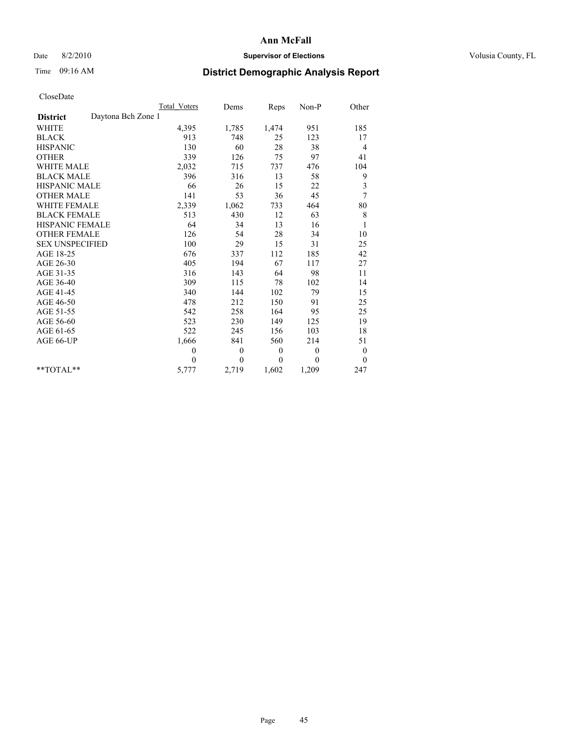Ann McFall

Date 8/2/2010 **Supervisor of Elections** Volusia County, FL

Time 09:16 AM

## District Demographic Analysis Report

CloseDate

| | Total_Voters | Dems | Reps | Non-P | Other |
|---|---|---|---|---|---|
| **District** Daytona Bch Zone 1 | | | | | |
| WHITE | 4,395 | 1,785 | 1,474 | 951 | 185 |
| BLACK | 913 | 748 | 25 | 123 | 17 |
| HISPANIC | 130 | 60 | 28 | 38 | 4 |
| OTHER | 339 | 126 | 75 | 97 | 41 |
| WHITE MALE | 2,032 | 715 | 737 | 476 | 104 |
| BLACK MALE | 396 | 316 | 13 | 58 | 9 |
| HISPANIC MALE | 66 | 26 | 15 | 22 | 3 |
| OTHER MALE | 141 | 53 | 36 | 45 | 7 |
| WHITE FEMALE | 2,339 | 1,062 | 733 | 464 | 80 |
| BLACK FEMALE | 513 | 430 | 12 | 63 | 8 |
| HISPANIC FEMALE | 64 | 34 | 13 | 16 | 1 |
| OTHER FEMALE | 126 | 54 | 28 | 34 | 10 |
| SEX UNSPECIFIED | 100 | 29 | 15 | 31 | 25 |
| AGE 18-25 | 676 | 337 | 112 | 185 | 42 |
| AGE 26-30 | 405 | 194 | 67 | 117 | 27 |
| AGE 31-35 | 316 | 143 | 64 | 98 | 11 |
| AGE 36-40 | 309 | 115 | 78 | 102 | 14 |
| AGE 41-45 | 340 | 144 | 102 | 79 | 15 |
| AGE 46-50 | 478 | 212 | 150 | 91 | 25 |
| AGE 51-55 | 542 | 258 | 164 | 95 | 25 |
| AGE 56-60 | 523 | 230 | 149 | 125 | 19 |
| AGE 61-65 | 522 | 245 | 156 | 103 | 18 |
| AGE 66-UP | 1,666 | 841 | 560 | 214 | 51 |
| | 0 | 0 | 0 | 0 | 0 |
| | 0 | 0 | 0 | 0 | 0 |
| **TOTAL** | 5,777 | 2,719 | 1,602 | 1,209 | 247 |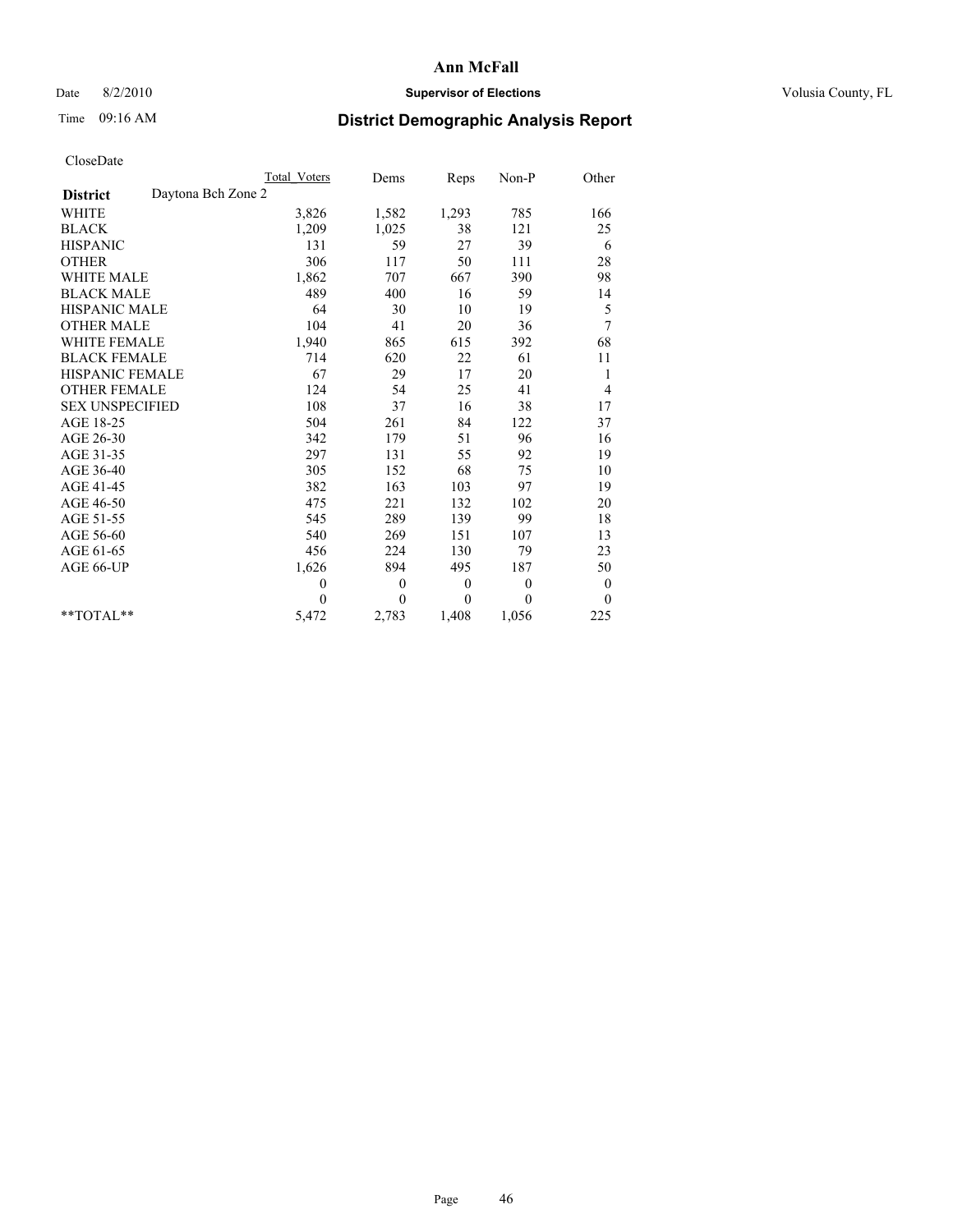# Ann McFall

Date 8/2/2010 **Supervisor of Elections** Volusia County, FL

Time 09:16 AM **District Demographic Analysis Report**

CloseDate

| | Total Voters | Dems | Reps | Non-P | Other |
|---|---|---|---|---|---|
| **District** Daytona Bch Zone 2 | | | | | |
| WHITE | 3,826 | 1,582 | 1,293 | 785 | 166 |
| BLACK | 1,209 | 1,025 | 38 | 121 | 25 |
| HISPANIC | 131 | 59 | 27 | 39 | 6 |
| OTHER | 306 | 117 | 50 | 111 | 28 |
| WHITE MALE | 1,862 | 707 | 667 | 390 | 98 |
| BLACK MALE | 489 | 400 | 16 | 59 | 14 |
| HISPANIC MALE | 64 | 30 | 10 | 19 | 5 |
| OTHER MALE | 104 | 41 | 20 | 36 | 7 |
| WHITE FEMALE | 1,940 | 865 | 615 | 392 | 68 |
| BLACK FEMALE | 714 | 620 | 22 | 61 | 11 |
| HISPANIC FEMALE | 67 | 29 | 17 | 20 | 1 |
| OTHER FEMALE | 124 | 54 | 25 | 41 | 4 |
| SEX UNSPECIFIED | 108 | 37 | 16 | 38 | 17 |
| AGE 18-25 | 504 | 261 | 84 | 122 | 37 |
| AGE 26-30 | 342 | 179 | 51 | 96 | 16 |
| AGE 31-35 | 297 | 131 | 55 | 92 | 19 |
| AGE 36-40 | 305 | 152 | 68 | 75 | 10 |
| AGE 41-45 | 382 | 163 | 103 | 97 | 19 |
| AGE 46-50 | 475 | 221 | 132 | 102 | 20 |
| AGE 51-55 | 545 | 289 | 139 | 99 | 18 |
| AGE 56-60 | 540 | 269 | 151 | 107 | 13 |
| AGE 61-65 | 456 | 224 | 130 | 79 | 23 |
| AGE 66-UP | 1,626 | 894 | 495 | 187 | 50 |
| | 0 | 0 | 0 | 0 | 0 |
| | 0 | 0 | 0 | 0 | 0 |
| **TOTAL** | 5,472 | 2,783 | 1,408 | 1,056 | 225 |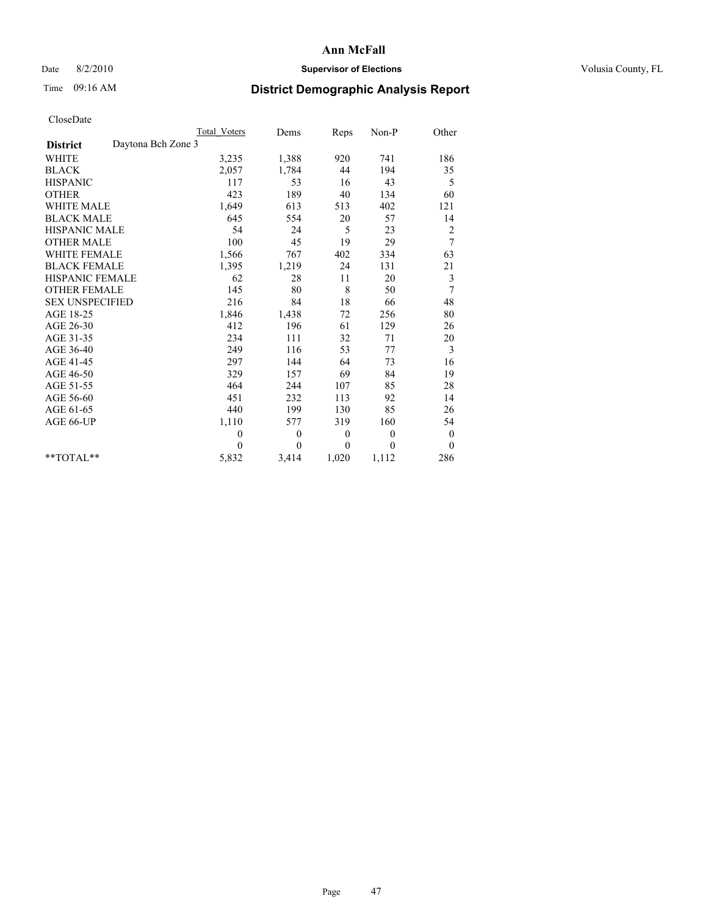# Ann McFall

Date 8/2/2010 **Supervisor of Elections** Volusia County, FL

Time 09:16 AM

## District Demographic Analysis Report

CloseDate

| | Total_Voters | Dems | Reps | Non-P | Other |
|---|---|---|---|---|---|
| **District** Daytona Bch Zone 3 | | | | | |
| WHITE | 3,235 | 1,388 | 920 | 741 | 186 |
| BLACK | 2,057 | 1,784 | 44 | 194 | 35 |
| HISPANIC | 117 | 53 | 16 | 43 | 5 |
| OTHER | 423 | 189 | 40 | 134 | 60 |
| WHITE MALE | 1,649 | 613 | 513 | 402 | 121 |
| BLACK MALE | 645 | 554 | 20 | 57 | 14 |
| HISPANIC MALE | 54 | 24 | 5 | 23 | 2 |
| OTHER MALE | 100 | 45 | 19 | 29 | 7 |
| WHITE FEMALE | 1,566 | 767 | 402 | 334 | 63 |
| BLACK FEMALE | 1,395 | 1,219 | 24 | 131 | 21 |
| HISPANIC FEMALE | 62 | 28 | 11 | 20 | 3 |
| OTHER FEMALE | 145 | 80 | 8 | 50 | 7 |
| SEX UNSPECIFIED | 216 | 84 | 18 | 66 | 48 |
| AGE 18-25 | 1,846 | 1,438 | 72 | 256 | 80 |
| AGE 26-30 | 412 | 196 | 61 | 129 | 26 |
| AGE 31-35 | 234 | 111 | 32 | 71 | 20 |
| AGE 36-40 | 249 | 116 | 53 | 77 | 3 |
| AGE 41-45 | 297 | 144 | 64 | 73 | 16 |
| AGE 46-50 | 329 | 157 | 69 | 84 | 19 |
| AGE 51-55 | 464 | 244 | 107 | 85 | 28 |
| AGE 56-60 | 451 | 232 | 113 | 92 | 14 |
| AGE 61-65 | 440 | 199 | 130 | 85 | 26 |
| AGE 66-UP | 1,110 | 577 | 319 | 160 | 54 |
| | 0 | 0 | 0 | 0 | 0 |
| | 0 | 0 | 0 | 0 | 0 |
| **TOTAL** | 5,832 | 3,414 | 1,020 | 1,112 | 286 |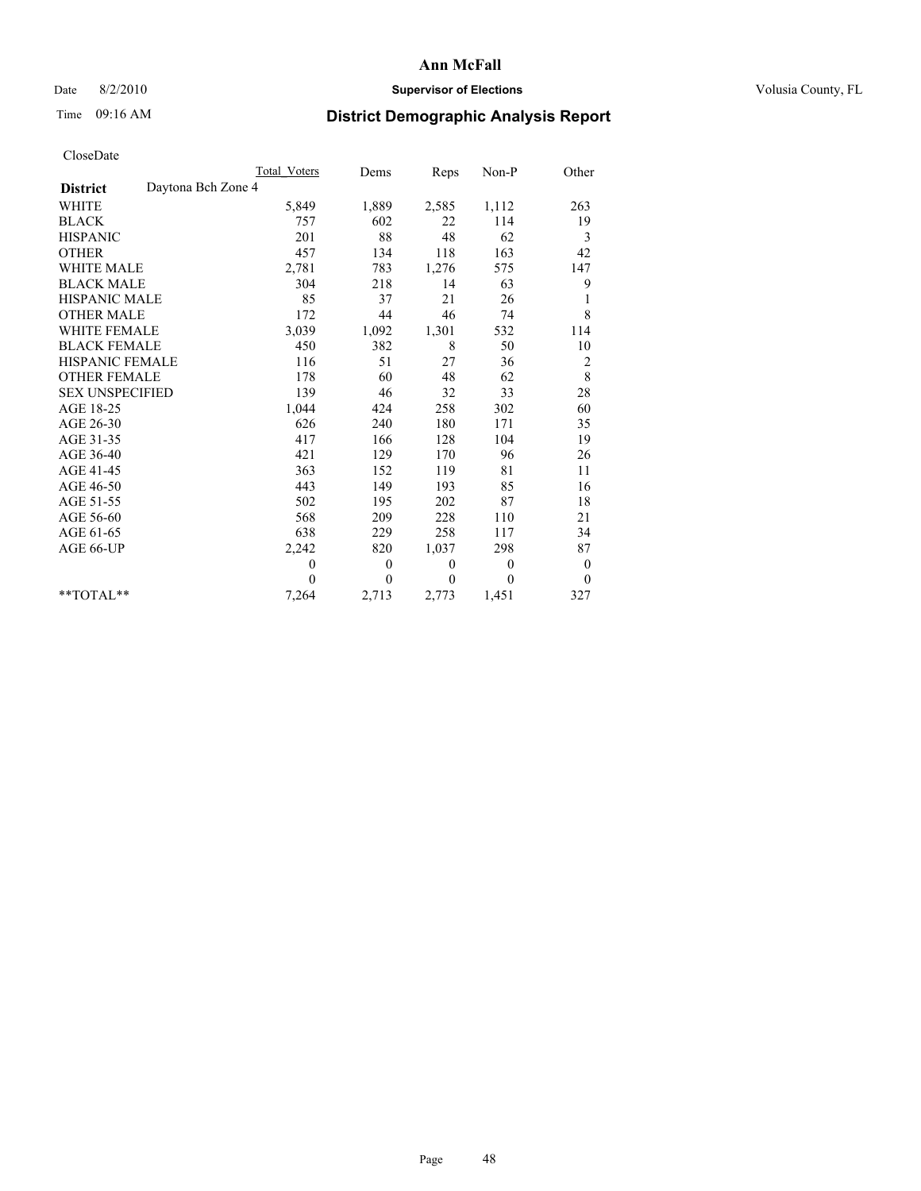# Ann McFall

Date 8/2/2010 **Supervisor of Elections** Volusia County, FL

Time 09:16 AM **District Demographic Analysis Report**

CloseDate

| **District** Daytona Bch Zone 4 | Total Voters | Dems | Reps | Non-P | Other |
|---|---|---|---|---|---|
| WHITE | 5,849 | 1,889 | 2,585 | 1,112 | 263 |
| BLACK | 757 | 602 | 22 | 114 | 19 |
| HISPANIC | 201 | 88 | 48 | 62 | 3 |
| OTHER | 457 | 134 | 118 | 163 | 42 |
| WHITE MALE | 2,781 | 783 | 1,276 | 575 | 147 |
| BLACK MALE | 304 | 218 | 14 | 63 | 9 |
| HISPANIC MALE | 85 | 37 | 21 | 26 | 1 |
| OTHER MALE | 172 | 44 | 46 | 74 | 8 |
| WHITE FEMALE | 3,039 | 1,092 | 1,301 | 532 | 114 |
| BLACK FEMALE | 450 | 382 | 8 | 50 | 10 |
| HISPANIC FEMALE | 116 | 51 | 27 | 36 | 2 |
| OTHER FEMALE | 178 | 60 | 48 | 62 | 8 |
| SEX UNSPECIFIED | 139 | 46 | 32 | 33 | 28 |
| AGE 18-25 | 1,044 | 424 | 258 | 302 | 60 |
| AGE 26-30 | 626 | 240 | 180 | 171 | 35 |
| AGE 31-35 | 417 | 166 | 128 | 104 | 19 |
| AGE 36-40 | 421 | 129 | 170 | 96 | 26 |
| AGE 41-45 | 363 | 152 | 119 | 81 | 11 |
| AGE 46-50 | 443 | 149 | 193 | 85 | 16 |
| AGE 51-55 | 502 | 195 | 202 | 87 | 18 |
| AGE 56-60 | 568 | 209 | 228 | 110 | 21 |
| AGE 61-65 | 638 | 229 | 258 | 117 | 34 |
| AGE 66-UP | 2,242 | 820 | 1,037 | 298 | 87 |
| | 0 | 0 | 0 | 0 | 0 |
| | 0 | 0 | 0 | 0 | 0 |
| **TOTAL** | 7,264 | 2,713 | 2,773 | 1,451 | 327 |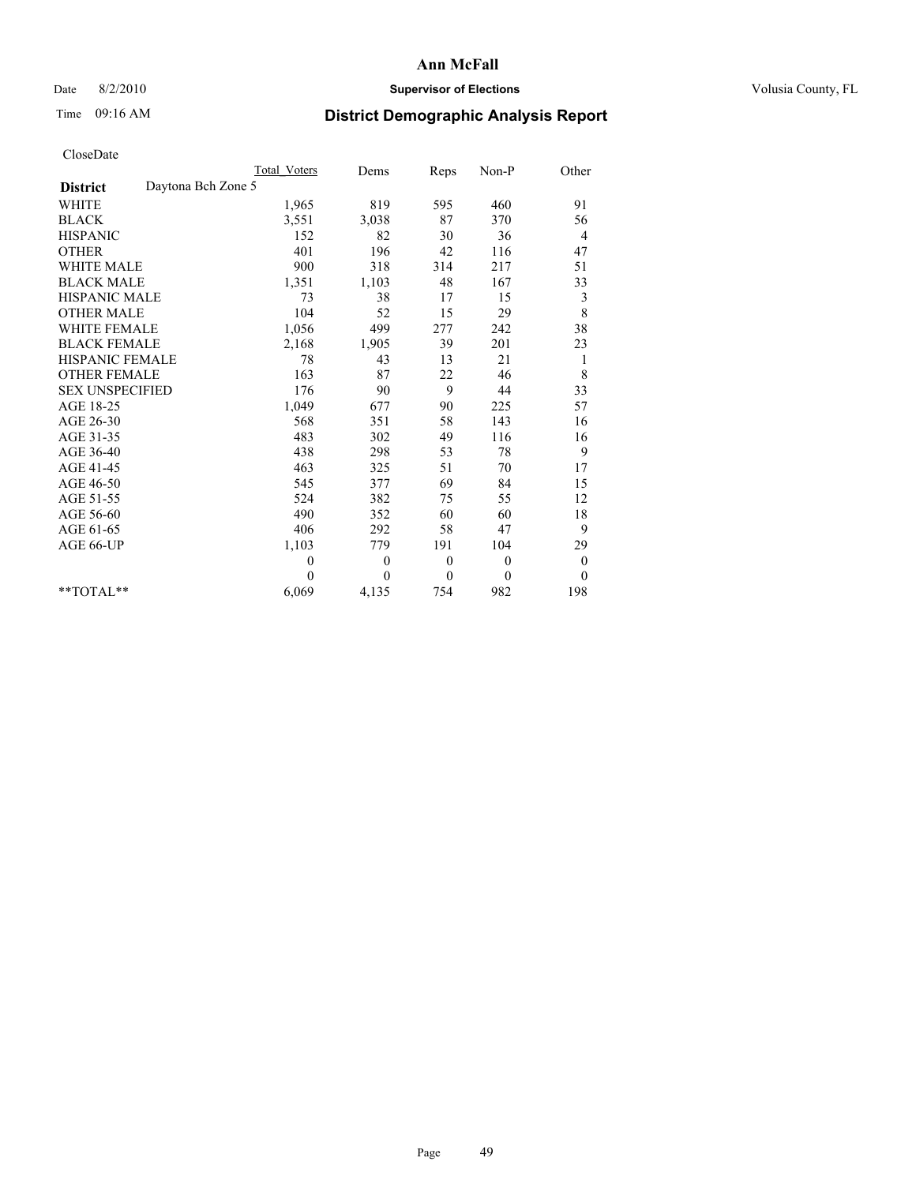# Ann McFall

Date 8/2/2010 **Supervisor of Elections** Volusia County, FL

Time 09:16 AM **District Demographic Analysis Report**

CloseDate

| | Total_Voters | Dems | Reps | Non-P | Other |
|---|---|---|---|---|---|
| **District** Daytona Bch Zone 5 | | | | | |
| WHITE | 1,965 | 819 | 595 | 460 | 91 |
| BLACK | 3,551 | 3,038 | 87 | 370 | 56 |
| HISPANIC | 152 | 82 | 30 | 36 | 4 |
| OTHER | 401 | 196 | 42 | 116 | 47 |
| WHITE MALE | 900 | 318 | 314 | 217 | 51 |
| BLACK MALE | 1,351 | 1,103 | 48 | 167 | 33 |
| HISPANIC MALE | 73 | 38 | 17 | 15 | 3 |
| OTHER MALE | 104 | 52 | 15 | 29 | 8 |
| WHITE FEMALE | 1,056 | 499 | 277 | 242 | 38 |
| BLACK FEMALE | 2,168 | 1,905 | 39 | 201 | 23 |
| HISPANIC FEMALE | 78 | 43 | 13 | 21 | 1 |
| OTHER FEMALE | 163 | 87 | 22 | 46 | 8 |
| SEX UNSPECIFIED | 176 | 90 | 9 | 44 | 33 |
| AGE 18-25 | 1,049 | 677 | 90 | 225 | 57 |
| AGE 26-30 | 568 | 351 | 58 | 143 | 16 |
| AGE 31-35 | 483 | 302 | 49 | 116 | 16 |
| AGE 36-40 | 438 | 298 | 53 | 78 | 9 |
| AGE 41-45 | 463 | 325 | 51 | 70 | 17 |
| AGE 46-50 | 545 | 377 | 69 | 84 | 15 |
| AGE 51-55 | 524 | 382 | 75 | 55 | 12 |
| AGE 56-60 | 490 | 352 | 60 | 60 | 18 |
| AGE 61-65 | 406 | 292 | 58 | 47 | 9 |
| AGE 66-UP | 1,103 | 779 | 191 | 104 | 29 |
| | 0 | 0 | 0 | 0 | 0 |
| | 0 | 0 | 0 | 0 | 0 |
| **TOTAL** | 6,069 | 4,135 | 754 | 982 | 198 |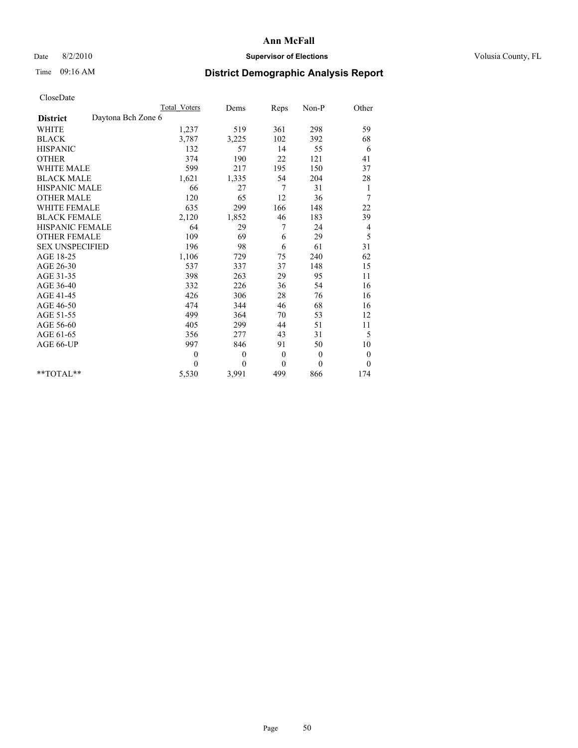**Ann McFall**

Date 8/2/2010 **Supervisor of Elections** Volusia County, FL

Time 09:16 AM **District Demographic Analysis Report**

CloseDate

| | Total Voters | Dems | Reps | Non-P | Other |
|---|---|---|---|---|---|
| **District** Daytona Bch Zone 6 | | | | | |
| WHITE | 1,237 | 519 | 361 | 298 | 59 |
| BLACK | 3,787 | 3,225 | 102 | 392 | 68 |
| HISPANIC | 132 | 57 | 14 | 55 | 6 |
| OTHER | 374 | 190 | 22 | 121 | 41 |
| WHITE MALE | 599 | 217 | 195 | 150 | 37 |
| BLACK MALE | 1,621 | 1,335 | 54 | 204 | 28 |
| HISPANIC MALE | 66 | 27 | 7 | 31 | 1 |
| OTHER MALE | 120 | 65 | 12 | 36 | 7 |
| WHITE FEMALE | 635 | 299 | 166 | 148 | 22 |
| BLACK FEMALE | 2,120 | 1,852 | 46 | 183 | 39 |
| HISPANIC FEMALE | 64 | 29 | 7 | 24 | 4 |
| OTHER FEMALE | 109 | 69 | 6 | 29 | 5 |
| SEX UNSPECIFIED | 196 | 98 | 6 | 61 | 31 |
| AGE 18-25 | 1,106 | 729 | 75 | 240 | 62 |
| AGE 26-30 | 537 | 337 | 37 | 148 | 15 |
| AGE 31-35 | 398 | 263 | 29 | 95 | 11 |
| AGE 36-40 | 332 | 226 | 36 | 54 | 16 |
| AGE 41-45 | 426 | 306 | 28 | 76 | 16 |
| AGE 46-50 | 474 | 344 | 46 | 68 | 16 |
| AGE 51-55 | 499 | 364 | 70 | 53 | 12 |
| AGE 56-60 | 405 | 299 | 44 | 51 | 11 |
| AGE 61-65 | 356 | 277 | 43 | 31 | 5 |
| AGE 66-UP | 997 | 846 | 91 | 50 | 10 |
| | 0 | 0 | 0 | 0 | 0 |
| | 0 | 0 | 0 | 0 | 0 |
| **TOTAL** | 5,530 | 3,991 | 499 | 866 | 174 |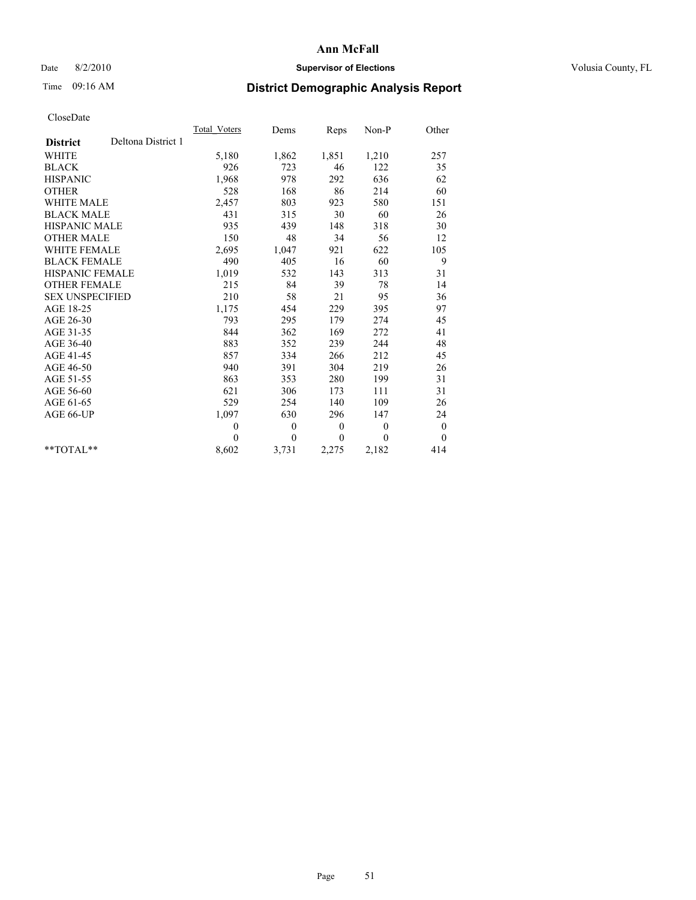# Ann McFall

Date 8/2/2010 **Supervisor of Elections** Volusia County, FL

Time 09:16 AM **District Demographic Analysis Report**

CloseDate

| **District** Deltona District 1 | Total_Voters | Dems | Reps | Non-P | Other |
|---|---|---|---|---|---|
| WHITE | 5,180 | 1,862 | 1,851 | 1,210 | 257 |
| BLACK | 926 | 723 | 46 | 122 | 35 |
| HISPANIC | 1,968 | 978 | 292 | 636 | 62 |
| OTHER | 528 | 168 | 86 | 214 | 60 |
| WHITE MALE | 2,457 | 803 | 923 | 580 | 151 |
| BLACK MALE | 431 | 315 | 30 | 60 | 26 |
| HISPANIC MALE | 935 | 439 | 148 | 318 | 30 |
| OTHER MALE | 150 | 48 | 34 | 56 | 12 |
| WHITE FEMALE | 2,695 | 1,047 | 921 | 622 | 105 |
| BLACK FEMALE | 490 | 405 | 16 | 60 | 9 |
| HISPANIC FEMALE | 1,019 | 532 | 143 | 313 | 31 |
| OTHER FEMALE | 215 | 84 | 39 | 78 | 14 |
| SEX UNSPECIFIED | 210 | 58 | 21 | 95 | 36 |
| AGE 18-25 | 1,175 | 454 | 229 | 395 | 97 |
| AGE 26-30 | 793 | 295 | 179 | 274 | 45 |
| AGE 31-35 | 844 | 362 | 169 | 272 | 41 |
| AGE 36-40 | 883 | 352 | 239 | 244 | 48 |
| AGE 41-45 | 857 | 334 | 266 | 212 | 45 |
| AGE 46-50 | 940 | 391 | 304 | 219 | 26 |
| AGE 51-55 | 863 | 353 | 280 | 199 | 31 |
| AGE 56-60 | 621 | 306 | 173 | 111 | 31 |
| AGE 61-65 | 529 | 254 | 140 | 109 | 26 |
| AGE 66-UP | 1,097 | 630 | 296 | 147 | 24 |
| | 0 | 0 | 0 | 0 | 0 |
| | 0 | 0 | 0 | 0 | 0 |
| **TOTAL** | 8,602 | 3,731 | 2,275 | 2,182 | 414 |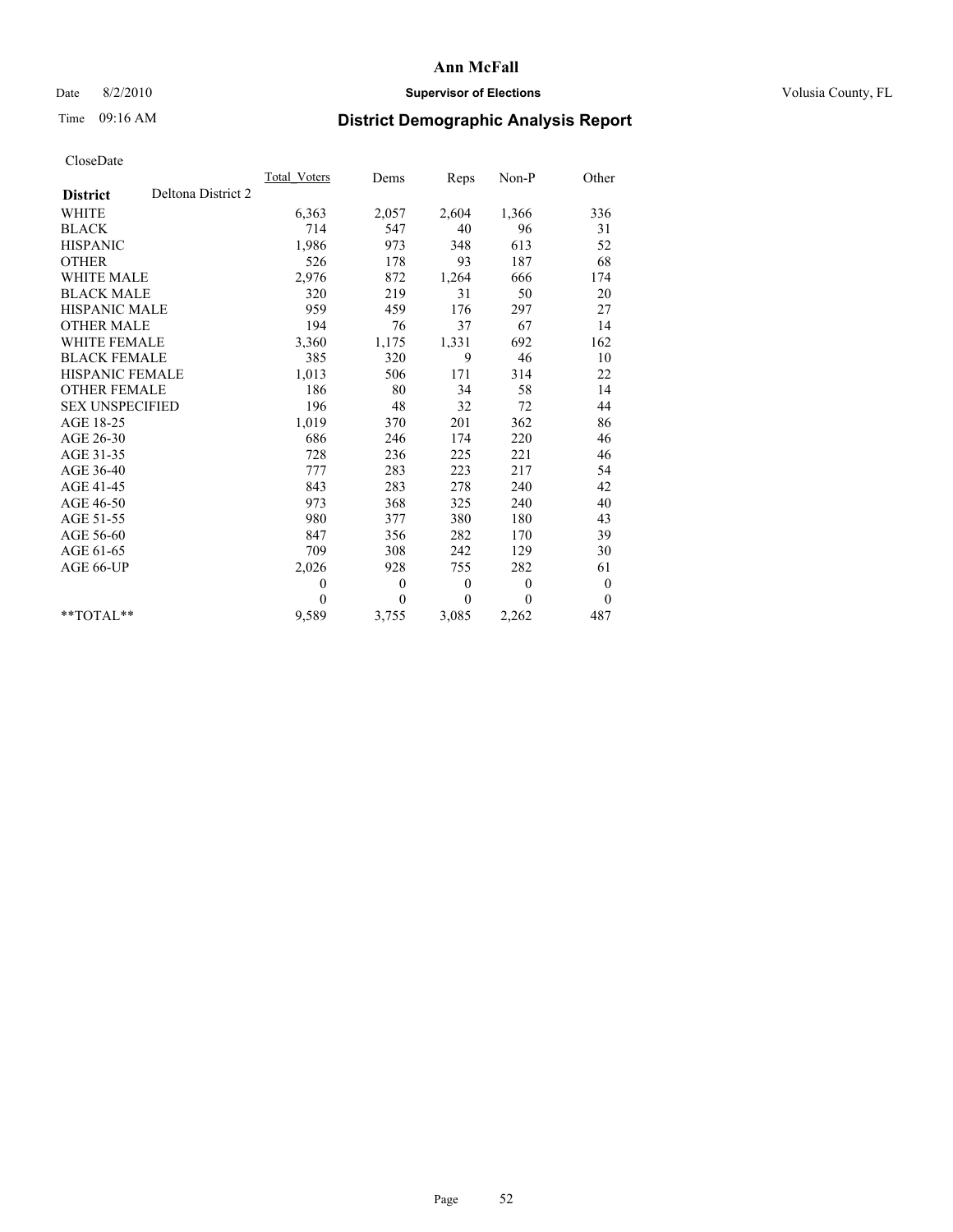**Ann McFall**

Date 8/2/2010 **Supervisor of Elections** Volusia County, FL

Time 09:16 AM

# District Demographic Analysis Report

CloseDate

| **District** Deltona District 2 | Total Voters | Dems | Reps | Non-P | Other |
|---|---|---|---|---|---|
| WHITE | 6,363 | 2,057 | 2,604 | 1,366 | 336 |
| BLACK | 714 | 547 | 40 | 96 | 31 |
| HISPANIC | 1,986 | 973 | 348 | 613 | 52 |
| OTHER | 526 | 178 | 93 | 187 | 68 |
| WHITE MALE | 2,976 | 872 | 1,264 | 666 | 174 |
| BLACK MALE | 320 | 219 | 31 | 50 | 20 |
| HISPANIC MALE | 959 | 459 | 176 | 297 | 27 |
| OTHER MALE | 194 | 76 | 37 | 67 | 14 |
| WHITE FEMALE | 3,360 | 1,175 | 1,331 | 692 | 162 |
| BLACK FEMALE | 385 | 320 | 9 | 46 | 10 |
| HISPANIC FEMALE | 1,013 | 506 | 171 | 314 | 22 |
| OTHER FEMALE | 186 | 80 | 34 | 58 | 14 |
| SEX UNSPECIFIED | 196 | 48 | 32 | 72 | 44 |
| AGE 18-25 | 1,019 | 370 | 201 | 362 | 86 |
| AGE 26-30 | 686 | 246 | 174 | 220 | 46 |
| AGE 31-35 | 728 | 236 | 225 | 221 | 46 |
| AGE 36-40 | 777 | 283 | 223 | 217 | 54 |
| AGE 41-45 | 843 | 283 | 278 | 240 | 42 |
| AGE 46-50 | 973 | 368 | 325 | 240 | 40 |
| AGE 51-55 | 980 | 377 | 380 | 180 | 43 |
| AGE 56-60 | 847 | 356 | 282 | 170 | 39 |
| AGE 61-65 | 709 | 308 | 242 | 129 | 30 |
| AGE 66-UP | 2,026 | 928 | 755 | 282 | 61 |
| | 0 | 0 | 0 | 0 | 0 |
| | 0 | 0 | 0 | 0 | 0 |
| **TOTAL** | 9,589 | 3,755 | 3,085 | 2,262 | 487 |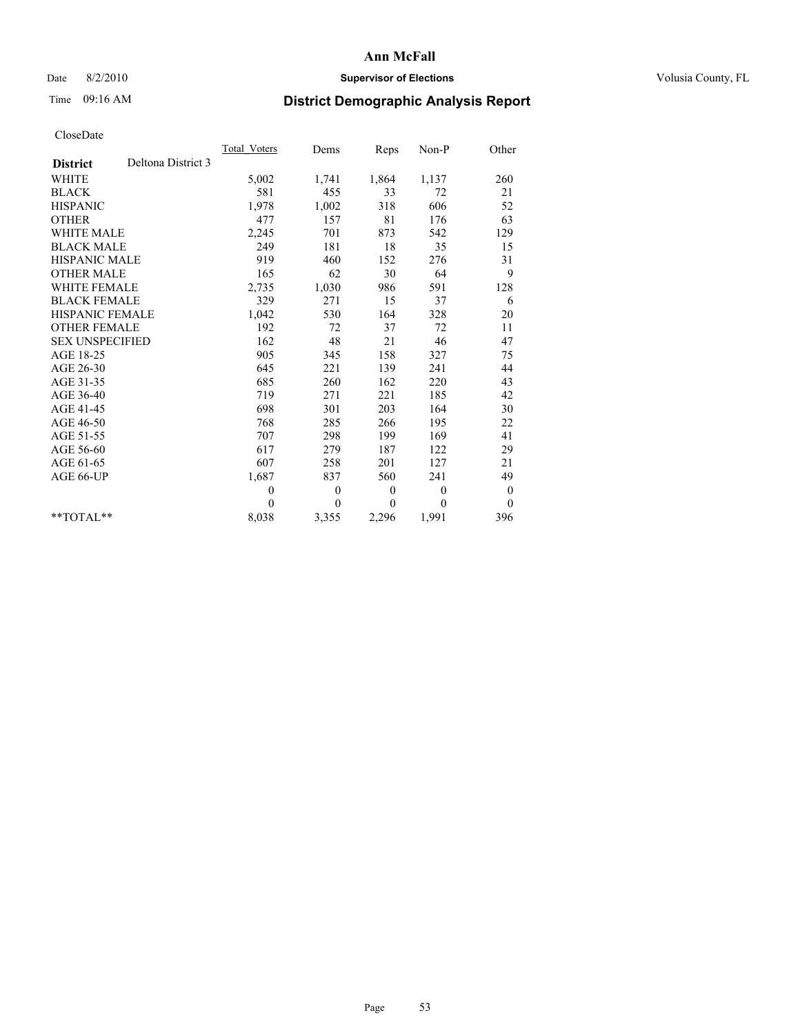# Ann McFall

Date 8/2/2010 **Supervisor of Elections** Volusia County, FL

Time 09:16 AM **District Demographic Analysis Report**

CloseDate

| **District** Deltona District 3 | Total_Voters | Dems | Reps | Non-P | Other |
|---|---|---|---|---|---|
| WHITE | 5,002 | 1,741 | 1,864 | 1,137 | 260 |
| BLACK | 581 | 455 | 33 | 72 | 21 |
| HISPANIC | 1,978 | 1,002 | 318 | 606 | 52 |
| OTHER | 477 | 157 | 81 | 176 | 63 |
| WHITE MALE | 2,245 | 701 | 873 | 542 | 129 |
| BLACK MALE | 249 | 181 | 18 | 35 | 15 |
| HISPANIC MALE | 919 | 460 | 152 | 276 | 31 |
| OTHER MALE | 165 | 62 | 30 | 64 | 9 |
| WHITE FEMALE | 2,735 | 1,030 | 986 | 591 | 128 |
| BLACK FEMALE | 329 | 271 | 15 | 37 | 6 |
| HISPANIC FEMALE | 1,042 | 530 | 164 | 328 | 20 |
| OTHER FEMALE | 192 | 72 | 37 | 72 | 11 |
| SEX UNSPECIFIED | 162 | 48 | 21 | 46 | 47 |
| AGE 18-25 | 905 | 345 | 158 | 327 | 75 |
| AGE 26-30 | 645 | 221 | 139 | 241 | 44 |
| AGE 31-35 | 685 | 260 | 162 | 220 | 43 |
| AGE 36-40 | 719 | 271 | 221 | 185 | 42 |
| AGE 41-45 | 698 | 301 | 203 | 164 | 30 |
| AGE 46-50 | 768 | 285 | 266 | 195 | 22 |
| AGE 51-55 | 707 | 298 | 199 | 169 | 41 |
| AGE 56-60 | 617 | 279 | 187 | 122 | 29 |
| AGE 61-65 | 607 | 258 | 201 | 127 | 21 |
| AGE 66-UP | 1,687 | 837 | 560 | 241 | 49 |
| | 0 | 0 | 0 | 0 | 0 |
| | 0 | 0 | 0 | 0 | 0 |
| **TOTAL** | 8,038 | 3,355 | 2,296 | 1,991 | 396 |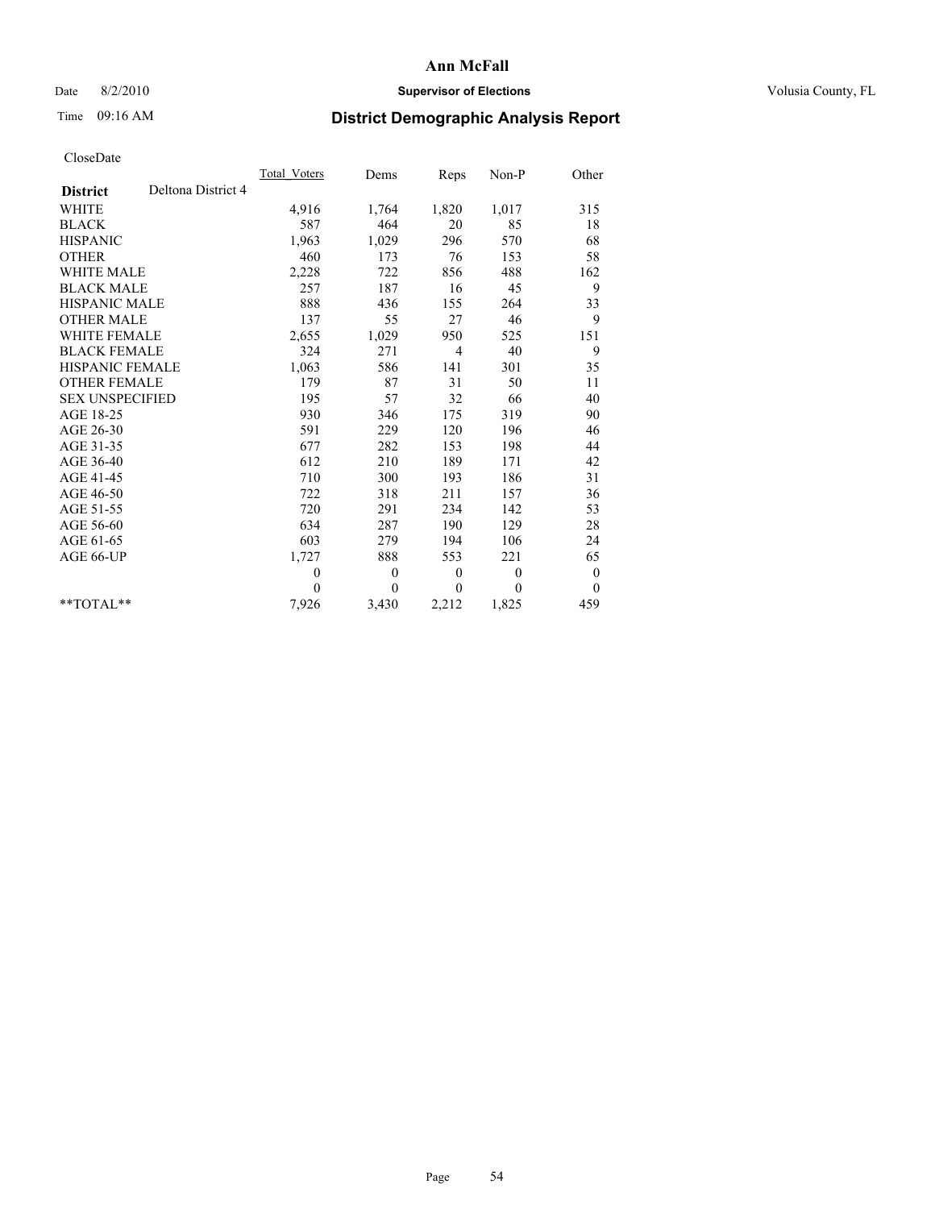# Ann McFall

Date 8/2/2010 **Supervisor of Elections** Volusia County, FL

Time 09:16 AM **District Demographic Analysis Report**

CloseDate

| **District** Deltona District 4 | Total_Voters | Dems | Reps | Non-P | Other |
|---|---|---|---|---|---|
| WHITE | 4,916 | 1,764 | 1,820 | 1,017 | 315 |
| BLACK | 587 | 464 | 20 | 85 | 18 |
| HISPANIC | 1,963 | 1,029 | 296 | 570 | 68 |
| OTHER | 460 | 173 | 76 | 153 | 58 |
| WHITE MALE | 2,228 | 722 | 856 | 488 | 162 |
| BLACK MALE | 257 | 187 | 16 | 45 | 9 |
| HISPANIC MALE | 888 | 436 | 155 | 264 | 33 |
| OTHER MALE | 137 | 55 | 27 | 46 | 9 |
| WHITE FEMALE | 2,655 | 1,029 | 950 | 525 | 151 |
| BLACK FEMALE | 324 | 271 | 4 | 40 | 9 |
| HISPANIC FEMALE | 1,063 | 586 | 141 | 301 | 35 |
| OTHER FEMALE | 179 | 87 | 31 | 50 | 11 |
| SEX UNSPECIFIED | 195 | 57 | 32 | 66 | 40 |
| AGE 18-25 | 930 | 346 | 175 | 319 | 90 |
| AGE 26-30 | 591 | 229 | 120 | 196 | 46 |
| AGE 31-35 | 677 | 282 | 153 | 198 | 44 |
| AGE 36-40 | 612 | 210 | 189 | 171 | 42 |
| AGE 41-45 | 710 | 300 | 193 | 186 | 31 |
| AGE 46-50 | 722 | 318 | 211 | 157 | 36 |
| AGE 51-55 | 720 | 291 | 234 | 142 | 53 |
| AGE 56-60 | 634 | 287 | 190 | 129 | 28 |
| AGE 61-65 | 603 | 279 | 194 | 106 | 24 |
| AGE 66-UP | 1,727 | 888 | 553 | 221 | 65 |
| | 0 | 0 | 0 | 0 | 0 |
| | 0 | 0 | 0 | 0 | 0 |
| **TOTAL** | 7,926 | 3,430 | 2,212 | 1,825 | 459 |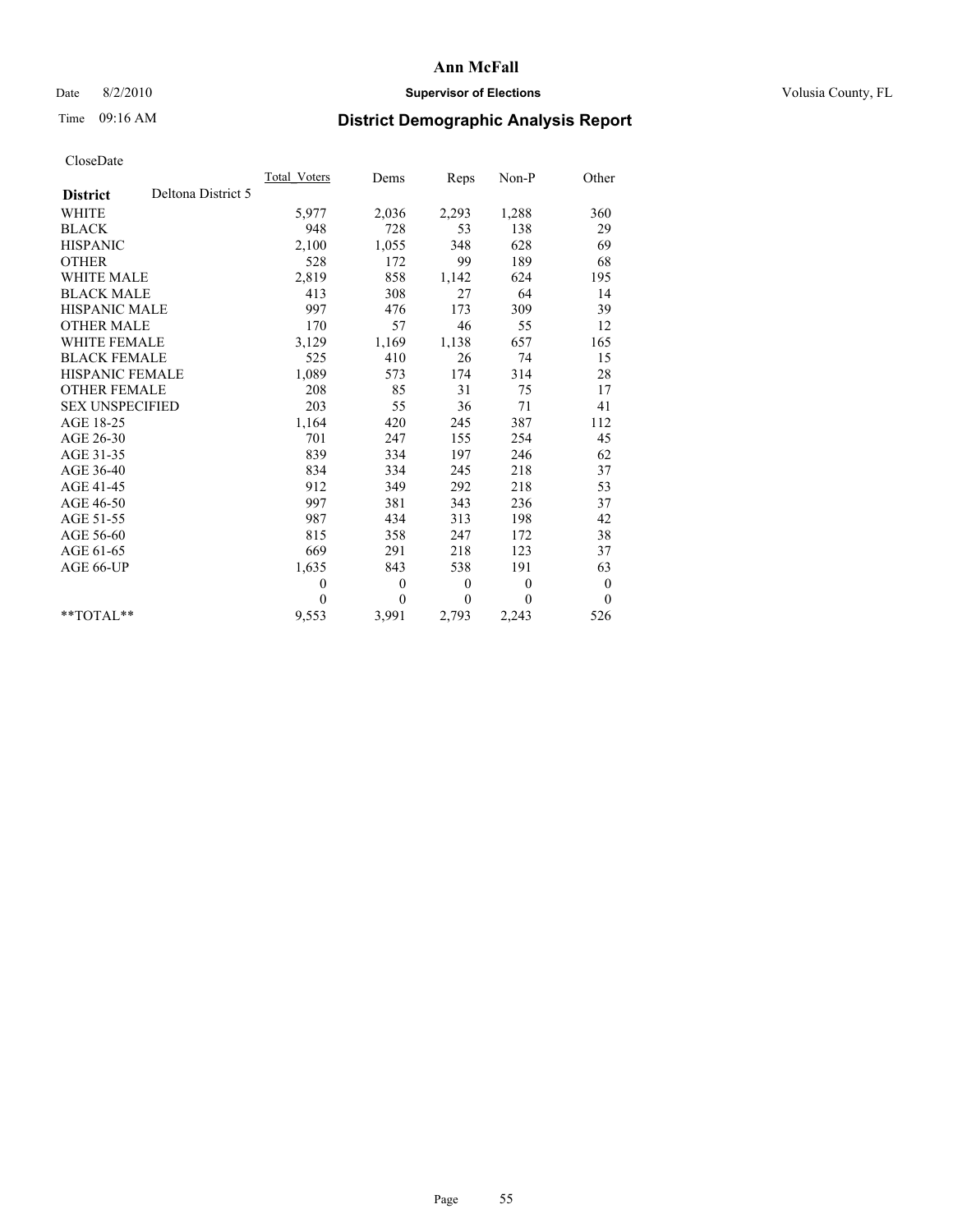# Ann McFall

Date 8/2/2010 **Supervisor of Elections** Volusia County, FL

Time 09:16 AM **District Demographic Analysis Report**

CloseDate

| **District** Deltona District 5 | Total_Voters | Dems | Reps | Non-P | Other |
|---|---|---|---|---|---|
| WHITE | 5,977 | 2,036 | 2,293 | 1,288 | 360 |
| BLACK | 948 | 728 | 53 | 138 | 29 |
| HISPANIC | 2,100 | 1,055 | 348 | 628 | 69 |
| OTHER | 528 | 172 | 99 | 189 | 68 |
| WHITE MALE | 2,819 | 858 | 1,142 | 624 | 195 |
| BLACK MALE | 413 | 308 | 27 | 64 | 14 |
| HISPANIC MALE | 997 | 476 | 173 | 309 | 39 |
| OTHER MALE | 170 | 57 | 46 | 55 | 12 |
| WHITE FEMALE | 3,129 | 1,169 | 1,138 | 657 | 165 |
| BLACK FEMALE | 525 | 410 | 26 | 74 | 15 |
| HISPANIC FEMALE | 1,089 | 573 | 174 | 314 | 28 |
| OTHER FEMALE | 208 | 85 | 31 | 75 | 17 |
| SEX UNSPECIFIED | 203 | 55 | 36 | 71 | 41 |
| AGE 18-25 | 1,164 | 420 | 245 | 387 | 112 |
| AGE 26-30 | 701 | 247 | 155 | 254 | 45 |
| AGE 31-35 | 839 | 334 | 197 | 246 | 62 |
| AGE 36-40 | 834 | 334 | 245 | 218 | 37 |
| AGE 41-45 | 912 | 349 | 292 | 218 | 53 |
| AGE 46-50 | 997 | 381 | 343 | 236 | 37 |
| AGE 51-55 | 987 | 434 | 313 | 198 | 42 |
| AGE 56-60 | 815 | 358 | 247 | 172 | 38 |
| AGE 61-65 | 669 | 291 | 218 | 123 | 37 |
| AGE 66-UP | 1,635 | 843 | 538 | 191 | 63 |
| | 0 | 0 | 0 | 0 | 0 |
| | 0 | 0 | 0 | 0 | 0 |
| **TOTAL** | 9,553 | 3,991 | 2,793 | 2,243 | 526 |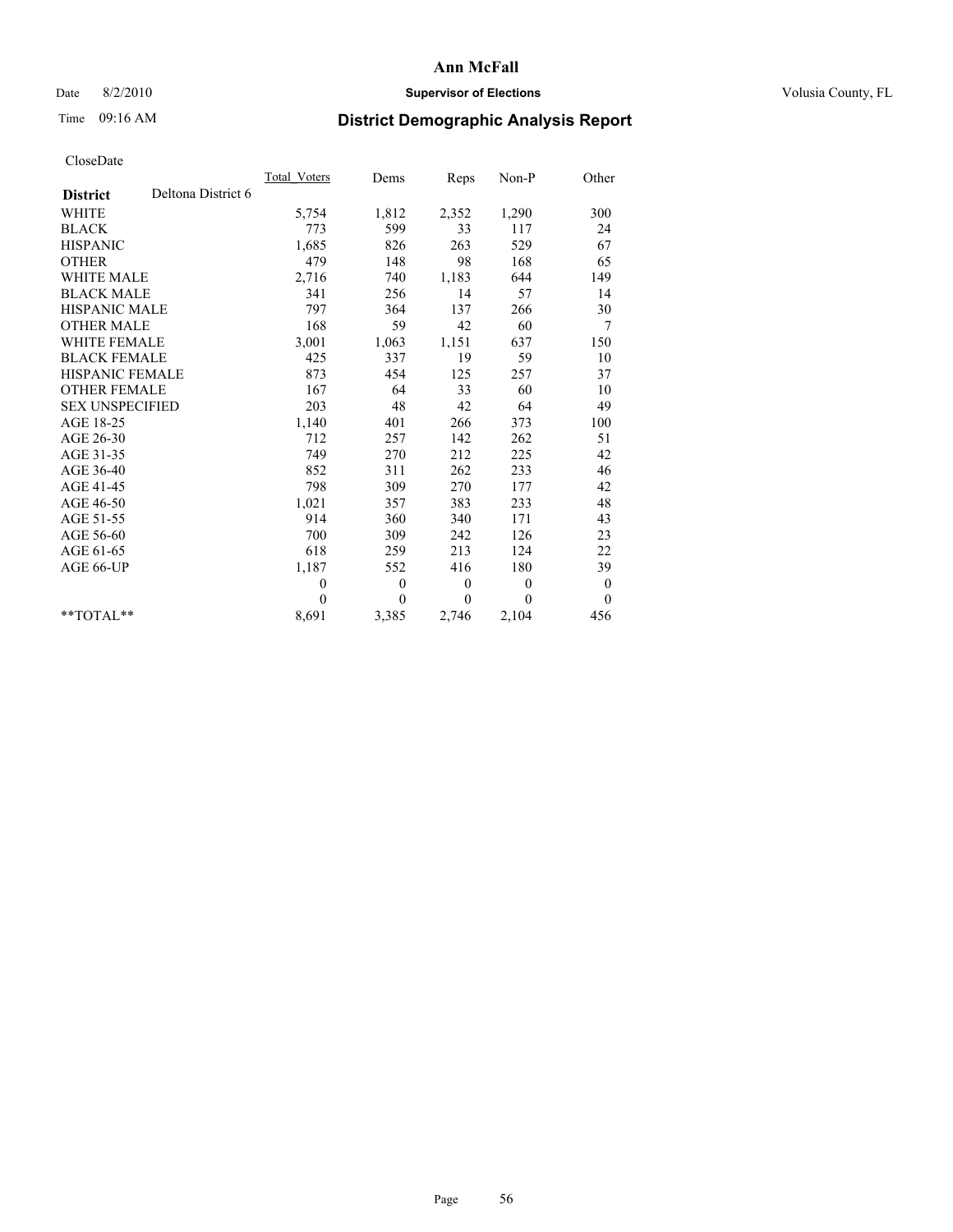# Ann McFall

Date 8/2/2010 **Supervisor of Elections** Volusia County, FL

Time 09:16 AM **District Demographic Analysis Report**

CloseDate

| **District** Deltona District 6 | Total_Voters | Dems | Reps | Non-P | Other |
|---|---|---|---|---|---|
| WHITE | 5,754 | 1,812 | 2,352 | 1,290 | 300 |
| BLACK | 773 | 599 | 33 | 117 | 24 |
| HISPANIC | 1,685 | 826 | 263 | 529 | 67 |
| OTHER | 479 | 148 | 98 | 168 | 65 |
| WHITE MALE | 2,716 | 740 | 1,183 | 644 | 149 |
| BLACK MALE | 341 | 256 | 14 | 57 | 14 |
| HISPANIC MALE | 797 | 364 | 137 | 266 | 30 |
| OTHER MALE | 168 | 59 | 42 | 60 | 7 |
| WHITE FEMALE | 3,001 | 1,063 | 1,151 | 637 | 150 |
| BLACK FEMALE | 425 | 337 | 19 | 59 | 10 |
| HISPANIC FEMALE | 873 | 454 | 125 | 257 | 37 |
| OTHER FEMALE | 167 | 64 | 33 | 60 | 10 |
| SEX UNSPECIFIED | 203 | 48 | 42 | 64 | 49 |
| AGE 18-25 | 1,140 | 401 | 266 | 373 | 100 |
| AGE 26-30 | 712 | 257 | 142 | 262 | 51 |
| AGE 31-35 | 749 | 270 | 212 | 225 | 42 |
| AGE 36-40 | 852 | 311 | 262 | 233 | 46 |
| AGE 41-45 | 798 | 309 | 270 | 177 | 42 |
| AGE 46-50 | 1,021 | 357 | 383 | 233 | 48 |
| AGE 51-55 | 914 | 360 | 340 | 171 | 43 |
| AGE 56-60 | 700 | 309 | 242 | 126 | 23 |
| AGE 61-65 | 618 | 259 | 213 | 124 | 22 |
| AGE 66-UP | 1,187 | 552 | 416 | 180 | 39 |
| | 0 | 0 | 0 | 0 | 0 |
| | 0 | 0 | 0 | 0 | 0 |
| **TOTAL** | 8,691 | 3,385 | 2,746 | 2,104 | 456 |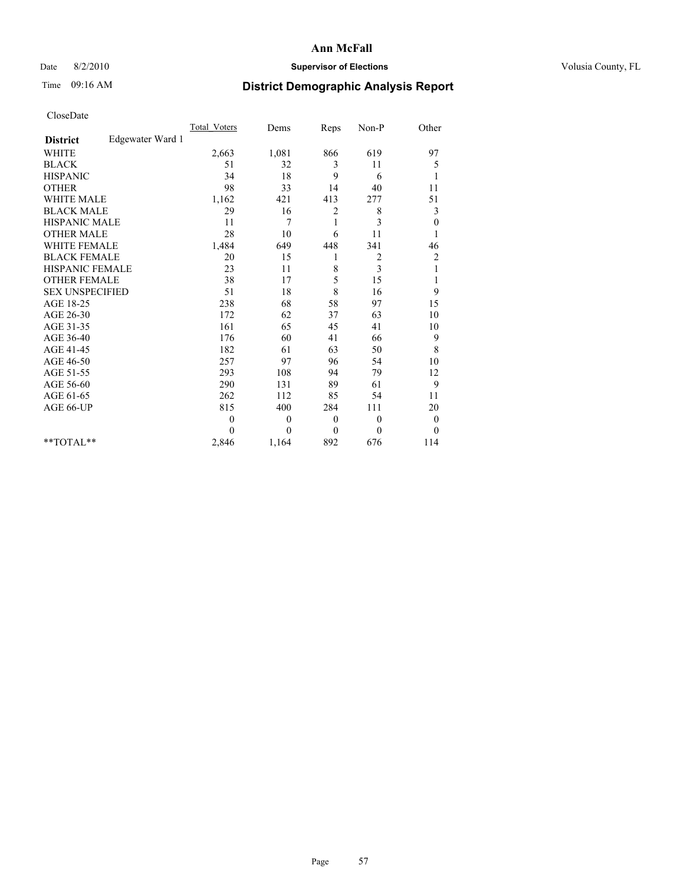# Ann McFall

Date 8/2/2010 **Supervisor of Elections** Volusia County, FL

Time 09:16 AM **District Demographic Analysis Report**

CloseDate

| | Total_Voters | Dems | Reps | Non-P | Other |
|---|---|---|---|---|---|
| **District** Edgewater Ward 1 | | | | | |
| WHITE | 2,663 | 1,081 | 866 | 619 | 97 |
| BLACK | 51 | 32 | 3 | 11 | 5 |
| HISPANIC | 34 | 18 | 9 | 6 | 1 |
| OTHER | 98 | 33 | 14 | 40 | 11 |
| WHITE MALE | 1,162 | 421 | 413 | 277 | 51 |
| BLACK MALE | 29 | 16 | 2 | 8 | 3 |
| HISPANIC MALE | 11 | 7 | 1 | 3 | 0 |
| OTHER MALE | 28 | 10 | 6 | 11 | 1 |
| WHITE FEMALE | 1,484 | 649 | 448 | 341 | 46 |
| BLACK FEMALE | 20 | 15 | 1 | 2 | 2 |
| HISPANIC FEMALE | 23 | 11 | 8 | 3 | 1 |
| OTHER FEMALE | 38 | 17 | 5 | 15 | 1 |
| SEX UNSPECIFIED | 51 | 18 | 8 | 16 | 9 |
| AGE 18-25 | 238 | 68 | 58 | 97 | 15 |
| AGE 26-30 | 172 | 62 | 37 | 63 | 10 |
| AGE 31-35 | 161 | 65 | 45 | 41 | 10 |
| AGE 36-40 | 176 | 60 | 41 | 66 | 9 |
| AGE 41-45 | 182 | 61 | 63 | 50 | 8 |
| AGE 46-50 | 257 | 97 | 96 | 54 | 10 |
| AGE 51-55 | 293 | 108 | 94 | 79 | 12 |
| AGE 56-60 | 290 | 131 | 89 | 61 | 9 |
| AGE 61-65 | 262 | 112 | 85 | 54 | 11 |
| AGE 66-UP | 815 | 400 | 284 | 111 | 20 |
| | 0 | 0 | 0 | 0 | 0 |
| | 0 | 0 | 0 | 0 | 0 |
| **TOTAL** | 2,846 | 1,164 | 892 | 676 | 114 |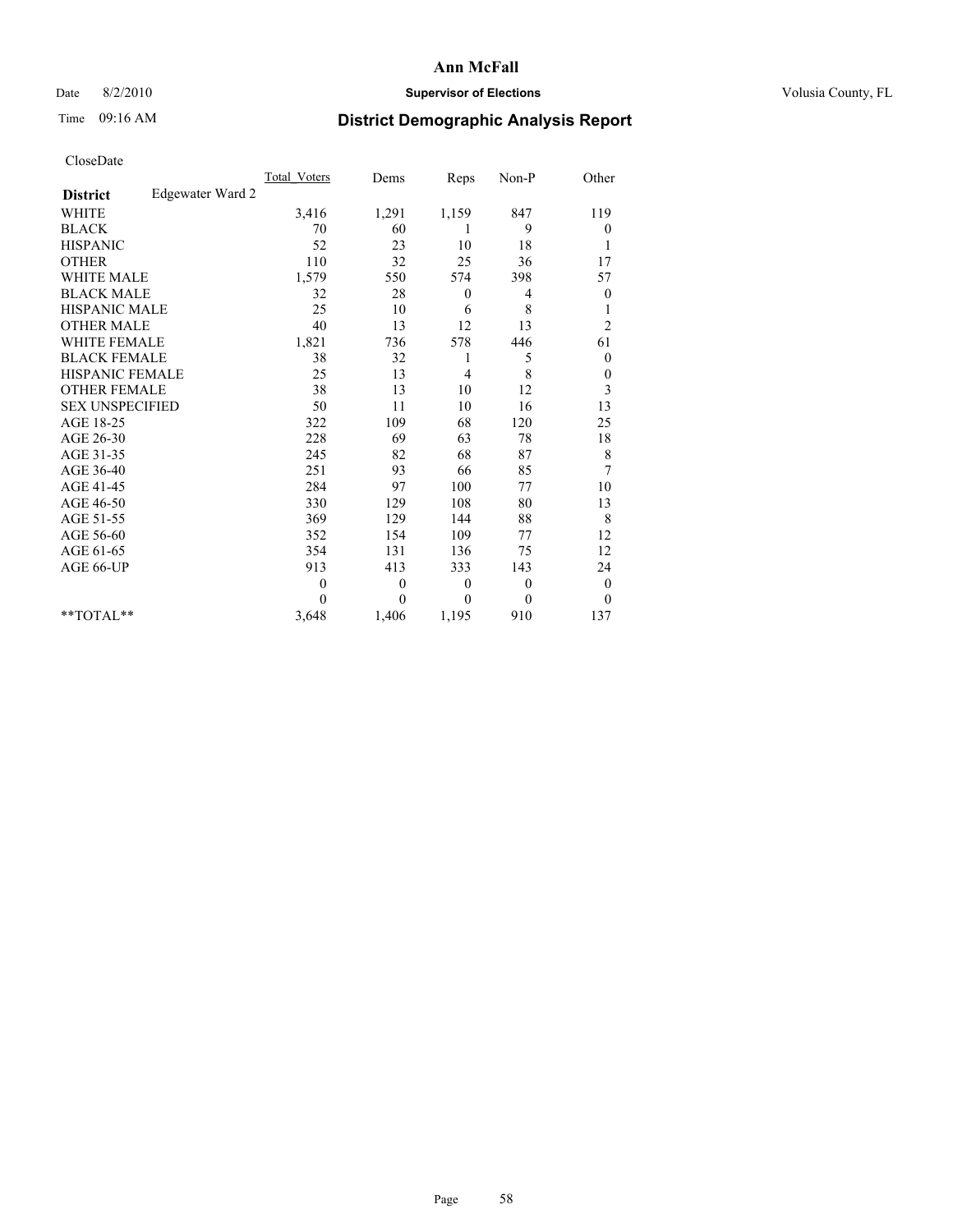# Ann McFall

Date 8/2/2010 **Supervisor of Elections** Volusia County, FL

Time 09:16 AM **District Demographic Analysis Report**

CloseDate

| | Total_Voters | Dems | Reps | Non-P | Other |
|---|---|---|---|---|---|
| **District** Edgewater Ward 2 | | | | | |
| WHITE | 3,416 | 1,291 | 1,159 | 847 | 119 |
| BLACK | 70 | 60 | 1 | 9 | 0 |
| HISPANIC | 52 | 23 | 10 | 18 | 1 |
| OTHER | 110 | 32 | 25 | 36 | 17 |
| WHITE MALE | 1,579 | 550 | 574 | 398 | 57 |
| BLACK MALE | 32 | 28 | 0 | 4 | 0 |
| HISPANIC MALE | 25 | 10 | 6 | 8 | 1 |
| OTHER MALE | 40 | 13 | 12 | 13 | 2 |
| WHITE FEMALE | 1,821 | 736 | 578 | 446 | 61 |
| BLACK FEMALE | 38 | 32 | 1 | 5 | 0 |
| HISPANIC FEMALE | 25 | 13 | 4 | 8 | 0 |
| OTHER FEMALE | 38 | 13 | 10 | 12 | 3 |
| SEX UNSPECIFIED | 50 | 11 | 10 | 16 | 13 |
| AGE 18-25 | 322 | 109 | 68 | 120 | 25 |
| AGE 26-30 | 228 | 69 | 63 | 78 | 18 |
| AGE 31-35 | 245 | 82 | 68 | 87 | 8 |
| AGE 36-40 | 251 | 93 | 66 | 85 | 7 |
| AGE 41-45 | 284 | 97 | 100 | 77 | 10 |
| AGE 46-50 | 330 | 129 | 108 | 80 | 13 |
| AGE 51-55 | 369 | 129 | 144 | 88 | 8 |
| AGE 56-60 | 352 | 154 | 109 | 77 | 12 |
| AGE 61-65 | 354 | 131 | 136 | 75 | 12 |
| AGE 66-UP | 913 | 413 | 333 | 143 | 24 |
| | 0 | 0 | 0 | 0 | 0 |
| | 0 | 0 | 0 | 0 | 0 |
| **TOTAL** | 3,648 | 1,406 | 1,195 | 910 | 137 |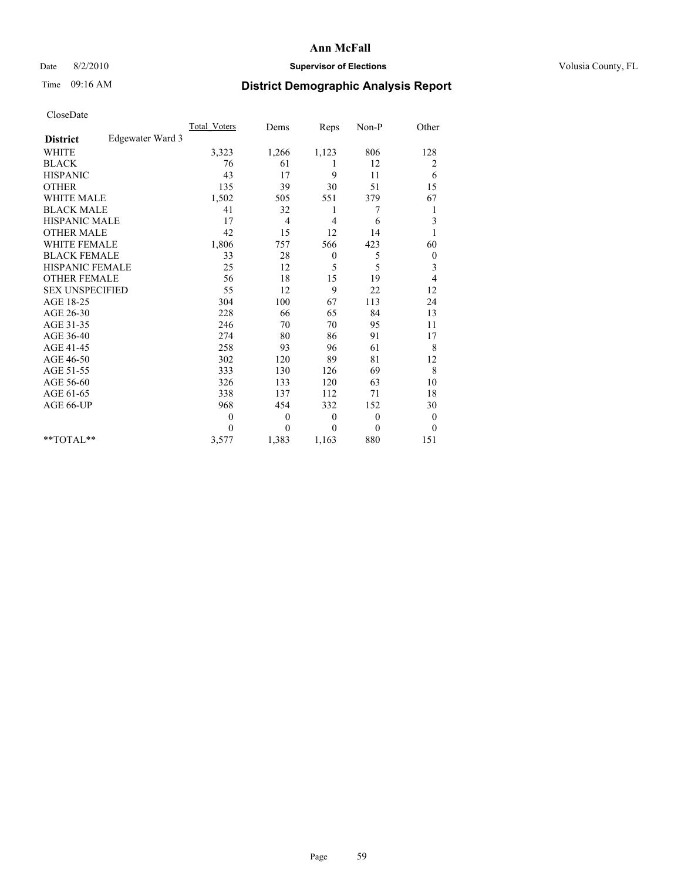# Ann McFall

Date 8/2/2010 **Supervisor of Elections** Volusia County, FL

Time 09:16 AM **District Demographic Analysis Report**

CloseDate

| | Total_Voters | Dems | Reps | Non-P | Other |
|---|---|---|---|---|---|
| **District** Edgewater Ward 3 | | | | | |
| WHITE | 3,323 | 1,266 | 1,123 | 806 | 128 |
| BLACK | 76 | 61 | 1 | 12 | 2 |
| HISPANIC | 43 | 17 | 9 | 11 | 6 |
| OTHER | 135 | 39 | 30 | 51 | 15 |
| WHITE MALE | 1,502 | 505 | 551 | 379 | 67 |
| BLACK MALE | 41 | 32 | 1 | 7 | 1 |
| HISPANIC MALE | 17 | 4 | 4 | 6 | 3 |
| OTHER MALE | 42 | 15 | 12 | 14 | 1 |
| WHITE FEMALE | 1,806 | 757 | 566 | 423 | 60 |
| BLACK FEMALE | 33 | 28 | 0 | 5 | 0 |
| HISPANIC FEMALE | 25 | 12 | 5 | 5 | 3 |
| OTHER FEMALE | 56 | 18 | 15 | 19 | 4 |
| SEX UNSPECIFIED | 55 | 12 | 9 | 22 | 12 |
| AGE 18-25 | 304 | 100 | 67 | 113 | 24 |
| AGE 26-30 | 228 | 66 | 65 | 84 | 13 |
| AGE 31-35 | 246 | 70 | 70 | 95 | 11 |
| AGE 36-40 | 274 | 80 | 86 | 91 | 17 |
| AGE 41-45 | 258 | 93 | 96 | 61 | 8 |
| AGE 46-50 | 302 | 120 | 89 | 81 | 12 |
| AGE 51-55 | 333 | 130 | 126 | 69 | 8 |
| AGE 56-60 | 326 | 133 | 120 | 63 | 10 |
| AGE 61-65 | 338 | 137 | 112 | 71 | 18 |
| AGE 66-UP | 968 | 454 | 332 | 152 | 30 |
| | 0 | 0 | 0 | 0 | 0 |
| | 0 | 0 | 0 | 0 | 0 |
| **TOTAL** | 3,577 | 1,383 | 1,163 | 880 | 151 |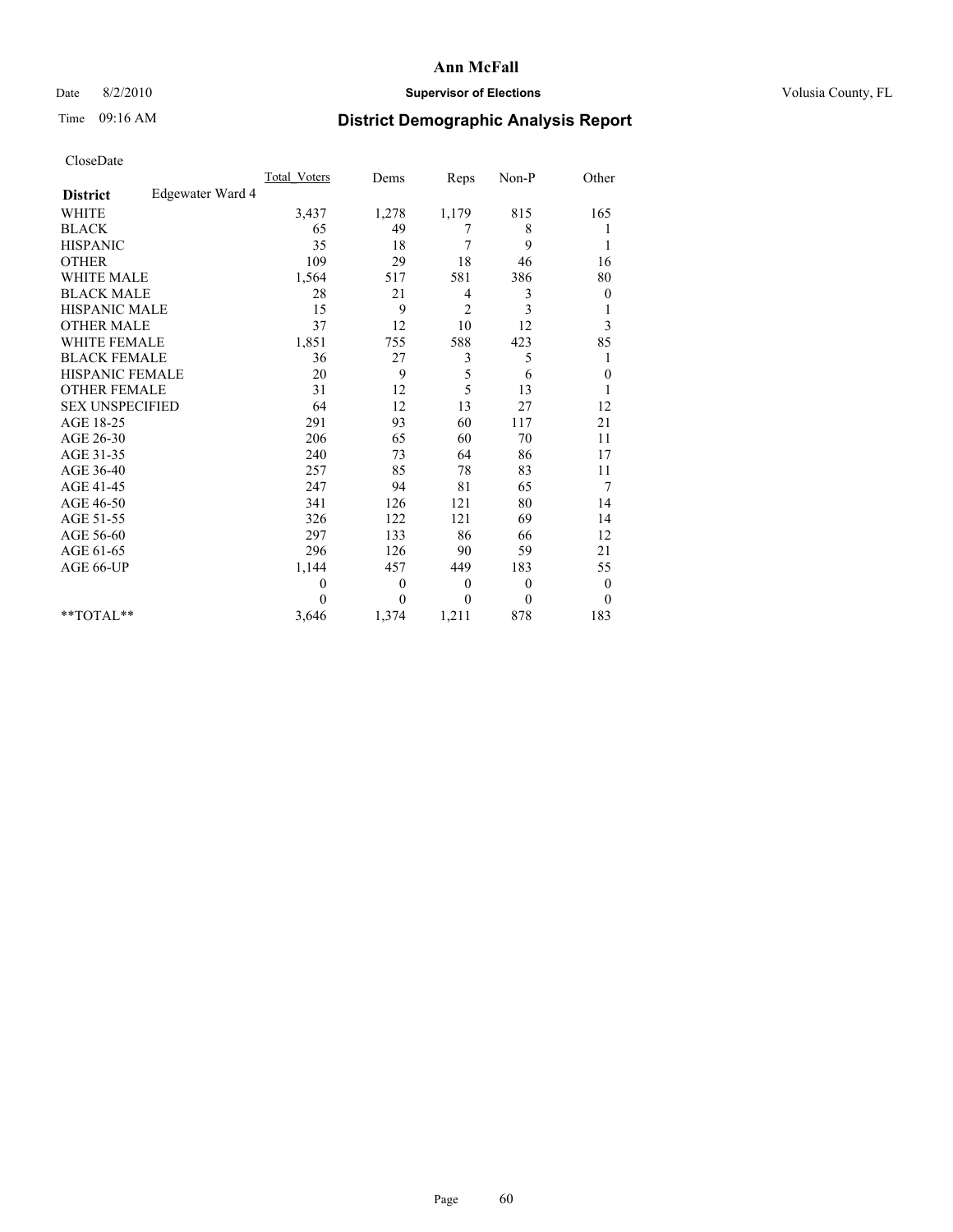# Ann McFall

Date 8/2/2010 **Supervisor of Elections** Volusia County, FL

Time 09:16 AM **District Demographic Analysis Report**

CloseDate

| | Total_Voters | Dems | Reps | Non-P | Other |
|---|---|---|---|---|---|
| **District** Edgewater Ward 4 | | | | | |
| WHITE | 3,437 | 1,278 | 1,179 | 815 | 165 |
| BLACK | 65 | 49 | 7 | 8 | 1 |
| HISPANIC | 35 | 18 | 7 | 9 | 1 |
| OTHER | 109 | 29 | 18 | 46 | 16 |
| WHITE MALE | 1,564 | 517 | 581 | 386 | 80 |
| BLACK MALE | 28 | 21 | 4 | 3 | 0 |
| HISPANIC MALE | 15 | 9 | 2 | 3 | 1 |
| OTHER MALE | 37 | 12 | 10 | 12 | 3 |
| WHITE FEMALE | 1,851 | 755 | 588 | 423 | 85 |
| BLACK FEMALE | 36 | 27 | 3 | 5 | 1 |
| HISPANIC FEMALE | 20 | 9 | 5 | 6 | 0 |
| OTHER FEMALE | 31 | 12 | 5 | 13 | 1 |
| SEX UNSPECIFIED | 64 | 12 | 13 | 27 | 12 |
| AGE 18-25 | 291 | 93 | 60 | 117 | 21 |
| AGE 26-30 | 206 | 65 | 60 | 70 | 11 |
| AGE 31-35 | 240 | 73 | 64 | 86 | 17 |
| AGE 36-40 | 257 | 85 | 78 | 83 | 11 |
| AGE 41-45 | 247 | 94 | 81 | 65 | 7 |
| AGE 46-50 | 341 | 126 | 121 | 80 | 14 |
| AGE 51-55 | 326 | 122 | 121 | 69 | 14 |
| AGE 56-60 | 297 | 133 | 86 | 66 | 12 |
| AGE 61-65 | 296 | 126 | 90 | 59 | 21 |
| AGE 66-UP | 1,144 | 457 | 449 | 183 | 55 |
| | 0 | 0 | 0 | 0 | 0 |
| | 0 | 0 | 0 | 0 | 0 |
| **TOTAL** | 3,646 | 1,374 | 1,211 | 878 | 183 |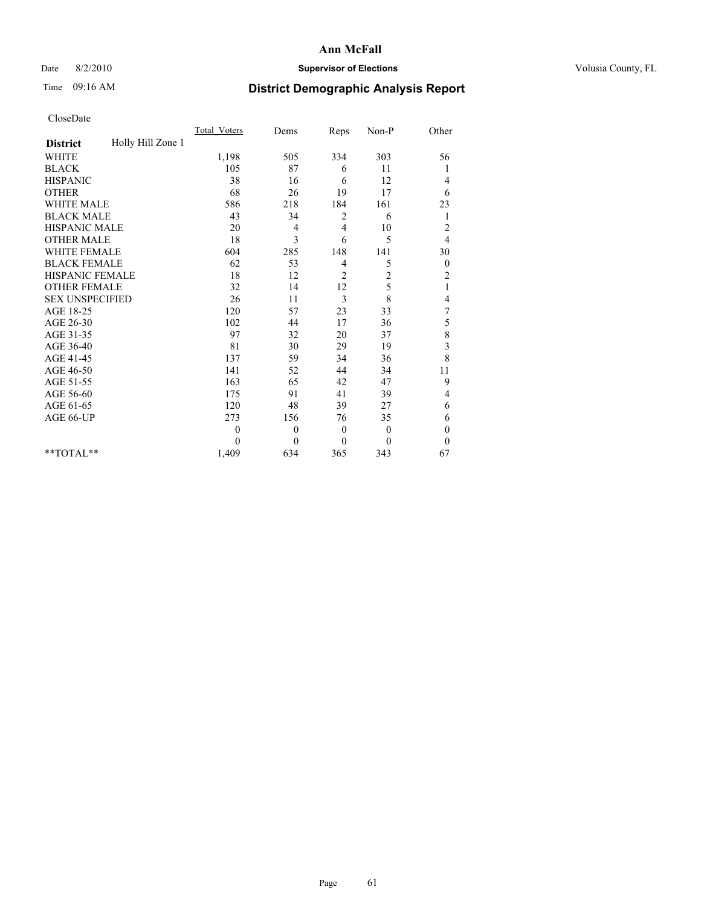# Ann McFall

Date 8/2/2010 **Supervisor of Elections** Volusia County, FL

Time 09:16 AM **District Demographic Analysis Report**

CloseDate

| | Total_Voters | Dems | Reps | Non-P | Other |
|---|---|---|---|---|---|
| **District** Holly Hill Zone 1 | | | | | |
| WHITE | 1,198 | 505 | 334 | 303 | 56 |
| BLACK | 105 | 87 | 6 | 11 | 1 |
| HISPANIC | 38 | 16 | 6 | 12 | 4 |
| OTHER | 68 | 26 | 19 | 17 | 6 |
| WHITE MALE | 586 | 218 | 184 | 161 | 23 |
| BLACK MALE | 43 | 34 | 2 | 6 | 1 |
| HISPANIC MALE | 20 | 4 | 4 | 10 | 2 |
| OTHER MALE | 18 | 3 | 6 | 5 | 4 |
| WHITE FEMALE | 604 | 285 | 148 | 141 | 30 |
| BLACK FEMALE | 62 | 53 | 4 | 5 | 0 |
| HISPANIC FEMALE | 18 | 12 | 2 | 2 | 2 |
| OTHER FEMALE | 32 | 14 | 12 | 5 | 1 |
| SEX UNSPECIFIED | 26 | 11 | 3 | 8 | 4 |
| AGE 18-25 | 120 | 57 | 23 | 33 | 7 |
| AGE 26-30 | 102 | 44 | 17 | 36 | 5 |
| AGE 31-35 | 97 | 32 | 20 | 37 | 8 |
| AGE 36-40 | 81 | 30 | 29 | 19 | 3 |
| AGE 41-45 | 137 | 59 | 34 | 36 | 8 |
| AGE 46-50 | 141 | 52 | 44 | 34 | 11 |
| AGE 51-55 | 163 | 65 | 42 | 47 | 9 |
| AGE 56-60 | 175 | 91 | 41 | 39 | 4 |
| AGE 61-65 | 120 | 48 | 39 | 27 | 6 |
| AGE 66-UP | 273 | 156 | 76 | 35 | 6 |
| | 0 | 0 | 0 | 0 | 0 |
| | 0 | 0 | 0 | 0 | 0 |
| **TOTAL** | 1,409 | 634 | 365 | 343 | 67 |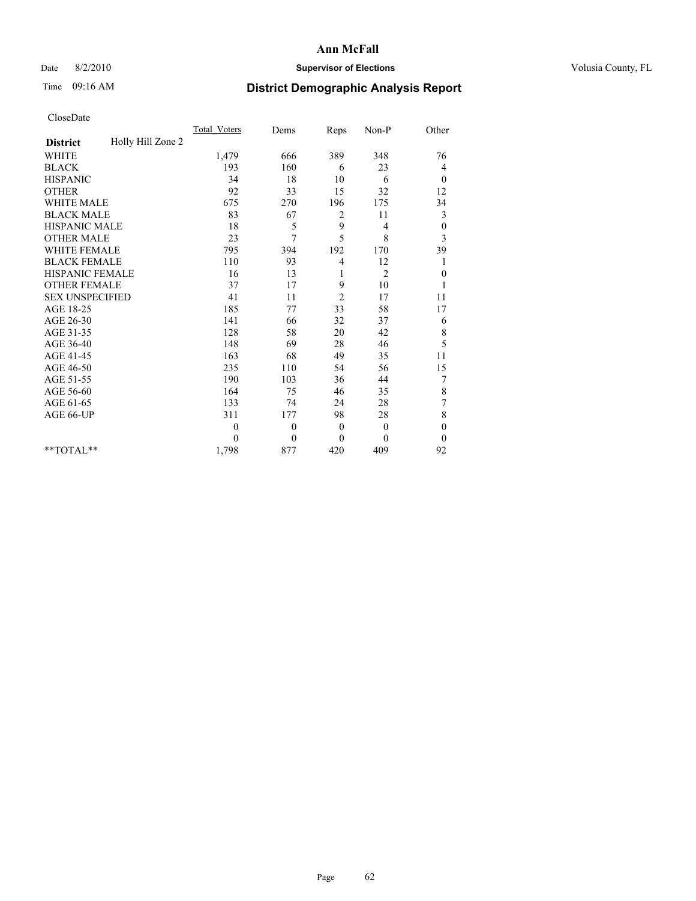# Ann McFall

Date 8/2/2010 **Supervisor of Elections** Volusia County, FL

Time 09:16 AM **District Demographic Analysis Report**

CloseDate

| **District** Holly Hill Zone 2 | Total_Voters | Dems | Reps | Non-P | Other |
|---|---|---|---|---|---|
| WHITE | 1,479 | 666 | 389 | 348 | 76 |
| BLACK | 193 | 160 | 6 | 23 | 4 |
| HISPANIC | 34 | 18 | 10 | 6 | 0 |
| OTHER | 92 | 33 | 15 | 32 | 12 |
| WHITE MALE | 675 | 270 | 196 | 175 | 34 |
| BLACK MALE | 83 | 67 | 2 | 11 | 3 |
| HISPANIC MALE | 18 | 5 | 9 | 4 | 0 |
| OTHER MALE | 23 | 7 | 5 | 8 | 3 |
| WHITE FEMALE | 795 | 394 | 192 | 170 | 39 |
| BLACK FEMALE | 110 | 93 | 4 | 12 | 1 |
| HISPANIC FEMALE | 16 | 13 | 1 | 2 | 0 |
| OTHER FEMALE | 37 | 17 | 9 | 10 | 1 |
| SEX UNSPECIFIED | 41 | 11 | 2 | 17 | 11 |
| AGE 18-25 | 185 | 77 | 33 | 58 | 17 |
| AGE 26-30 | 141 | 66 | 32 | 37 | 6 |
| AGE 31-35 | 128 | 58 | 20 | 42 | 8 |
| AGE 36-40 | 148 | 69 | 28 | 46 | 5 |
| AGE 41-45 | 163 | 68 | 49 | 35 | 11 |
| AGE 46-50 | 235 | 110 | 54 | 56 | 15 |
| AGE 51-55 | 190 | 103 | 36 | 44 | 7 |
| AGE 56-60 | 164 | 75 | 46 | 35 | 8 |
| AGE 61-65 | 133 | 74 | 24 | 28 | 7 |
| AGE 66-UP | 311 | 177 | 98 | 28 | 8 |
| | 0 | 0 | 0 | 0 | 0 |
| | 0 | 0 | 0 | 0 | 0 |
| **TOTAL** | 1,798 | 877 | 420 | 409 | 92 |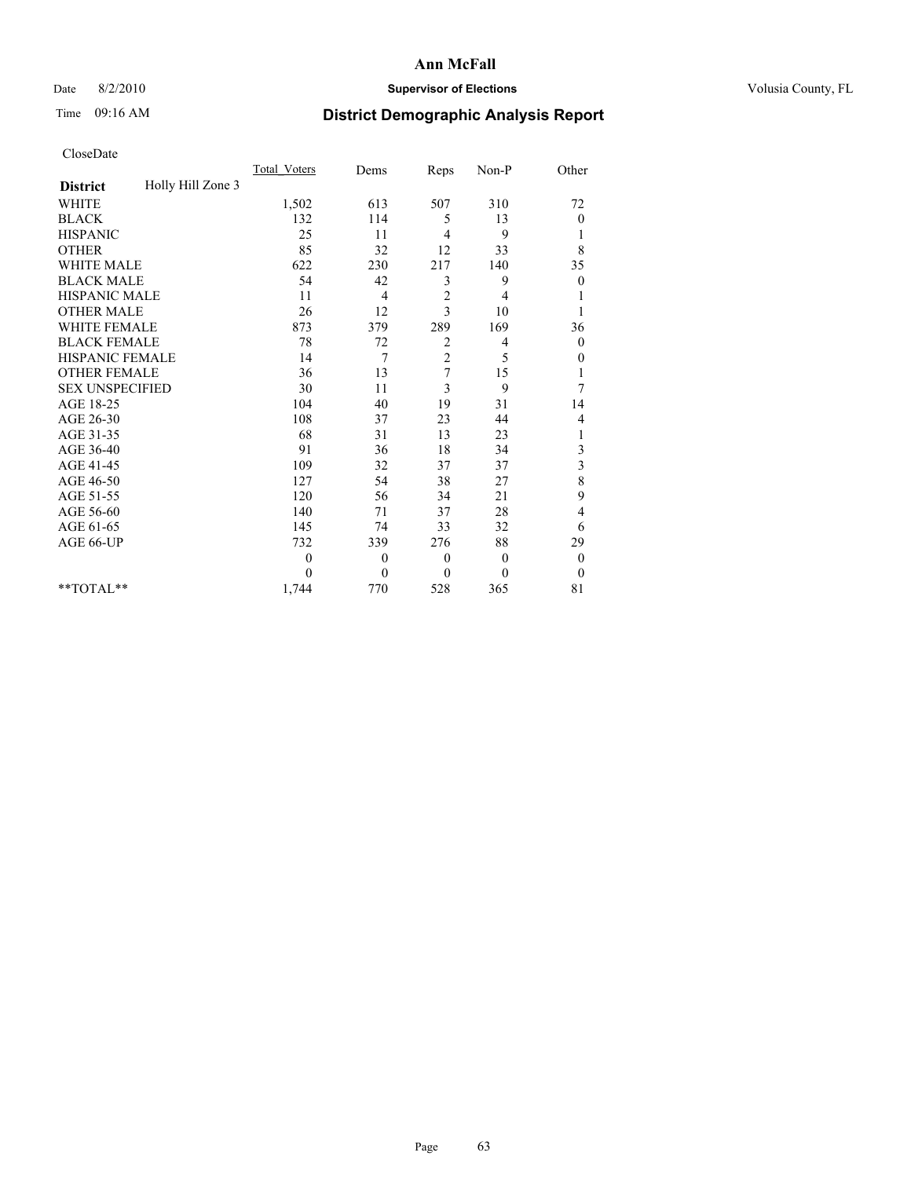# Ann McFall

Date 8/2/2010 **Supervisor of Elections** Volusia County, FL

Time 09:16 AM **District Demographic Analysis Report**

CloseDate

| | Total_Voters | Dems | Reps | Non-P | Other |
|---|---|---|---|---|---|
| **District** Holly Hill Zone 3 | | | | | |
| WHITE | 1,502 | 613 | 507 | 310 | 72 |
| BLACK | 132 | 114 | 5 | 13 | 0 |
| HISPANIC | 25 | 11 | 4 | 9 | 1 |
| OTHER | 85 | 32 | 12 | 33 | 8 |
| WHITE MALE | 622 | 230 | 217 | 140 | 35 |
| BLACK MALE | 54 | 42 | 3 | 9 | 0 |
| HISPANIC MALE | 11 | 4 | 2 | 4 | 1 |
| OTHER MALE | 26 | 12 | 3 | 10 | 1 |
| WHITE FEMALE | 873 | 379 | 289 | 169 | 36 |
| BLACK FEMALE | 78 | 72 | 2 | 4 | 0 |
| HISPANIC FEMALE | 14 | 7 | 2 | 5 | 0 |
| OTHER FEMALE | 36 | 13 | 7 | 15 | 1 |
| SEX UNSPECIFIED | 30 | 11 | 3 | 9 | 7 |
| AGE 18-25 | 104 | 40 | 19 | 31 | 14 |
| AGE 26-30 | 108 | 37 | 23 | 44 | 4 |
| AGE 31-35 | 68 | 31 | 13 | 23 | 1 |
| AGE 36-40 | 91 | 36 | 18 | 34 | 3 |
| AGE 41-45 | 109 | 32 | 37 | 37 | 3 |
| AGE 46-50 | 127 | 54 | 38 | 27 | 8 |
| AGE 51-55 | 120 | 56 | 34 | 21 | 9 |
| AGE 56-60 | 140 | 71 | 37 | 28 | 4 |
| AGE 61-65 | 145 | 74 | 33 | 32 | 6 |
| AGE 66-UP | 732 | 339 | 276 | 88 | 29 |
| | 0 | 0 | 0 | 0 | 0 |
| | 0 | 0 | 0 | 0 | 0 |
| **TOTAL** | 1,744 | 770 | 528 | 365 | 81 |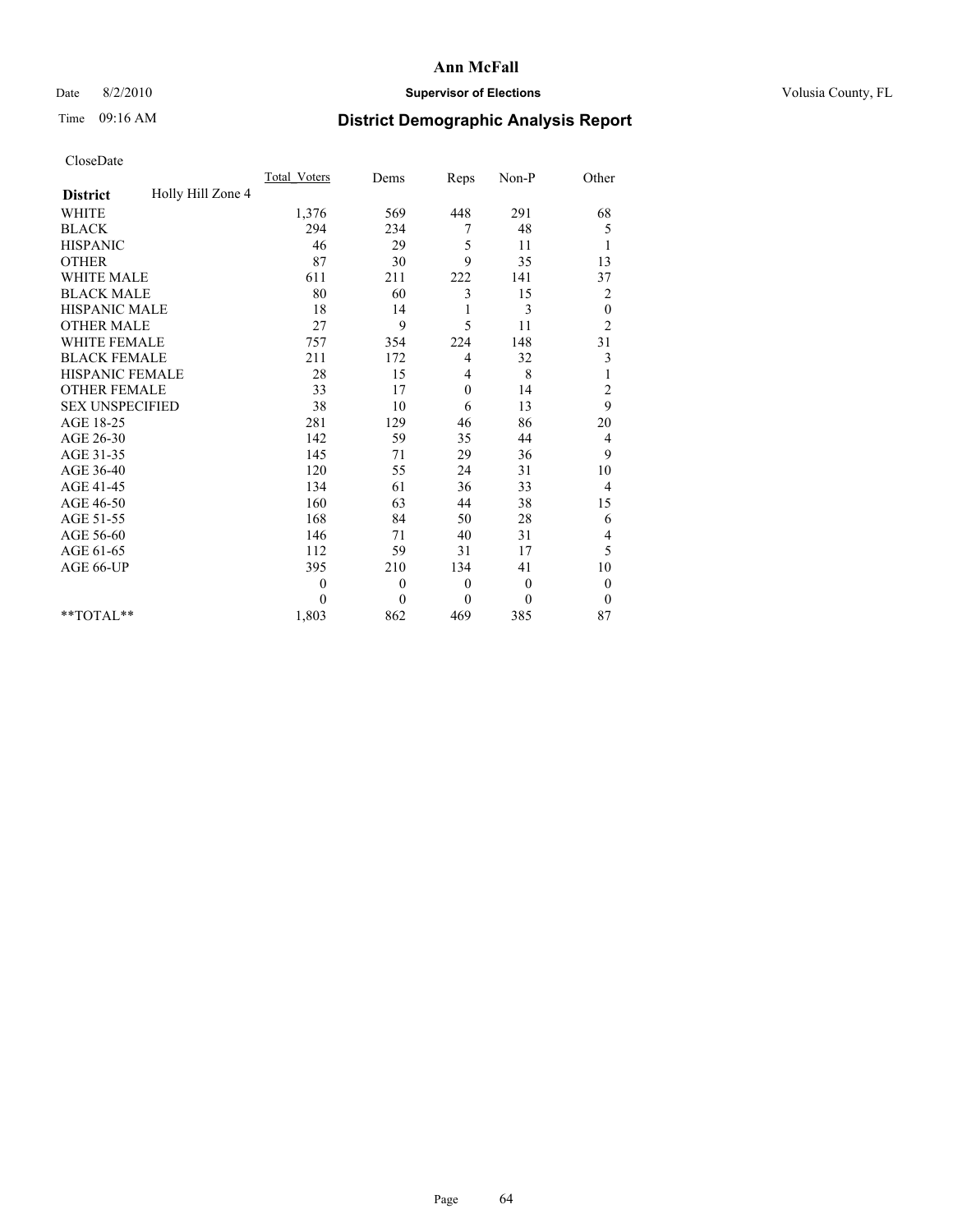# Ann McFall

Date 8/2/2010 **Supervisor of Elections** Volusia County, FL

Time 09:16 AM **District Demographic Analysis Report**

CloseDate

| **District** Holly Hill Zone 4 | Total_Voters | Dems | Reps | Non-P | Other |
|---|---|---|---|---|---|
| WHITE | 1,376 | 569 | 448 | 291 | 68 |
| BLACK | 294 | 234 | 7 | 48 | 5 |
| HISPANIC | 46 | 29 | 5 | 11 | 1 |
| OTHER | 87 | 30 | 9 | 35 | 13 |
| WHITE MALE | 611 | 211 | 222 | 141 | 37 |
| BLACK MALE | 80 | 60 | 3 | 15 | 2 |
| HISPANIC MALE | 18 | 14 | 1 | 3 | 0 |
| OTHER MALE | 27 | 9 | 5 | 11 | 2 |
| WHITE FEMALE | 757 | 354 | 224 | 148 | 31 |
| BLACK FEMALE | 211 | 172 | 4 | 32 | 3 |
| HISPANIC FEMALE | 28 | 15 | 4 | 8 | 1 |
| OTHER FEMALE | 33 | 17 | 0 | 14 | 2 |
| SEX UNSPECIFIED | 38 | 10 | 6 | 13 | 9 |
| AGE 18-25 | 281 | 129 | 46 | 86 | 20 |
| AGE 26-30 | 142 | 59 | 35 | 44 | 4 |
| AGE 31-35 | 145 | 71 | 29 | 36 | 9 |
| AGE 36-40 | 120 | 55 | 24 | 31 | 10 |
| AGE 41-45 | 134 | 61 | 36 | 33 | 4 |
| AGE 46-50 | 160 | 63 | 44 | 38 | 15 |
| AGE 51-55 | 168 | 84 | 50 | 28 | 6 |
| AGE 56-60 | 146 | 71 | 40 | 31 | 4 |
| AGE 61-65 | 112 | 59 | 31 | 17 | 5 |
| AGE 66-UP | 395 | 210 | 134 | 41 | 10 |
| | 0 | 0 | 0 | 0 | 0 |
| | 0 | 0 | 0 | 0 | 0 |
| **TOTAL** | 1,803 | 862 | 469 | 385 | 87 |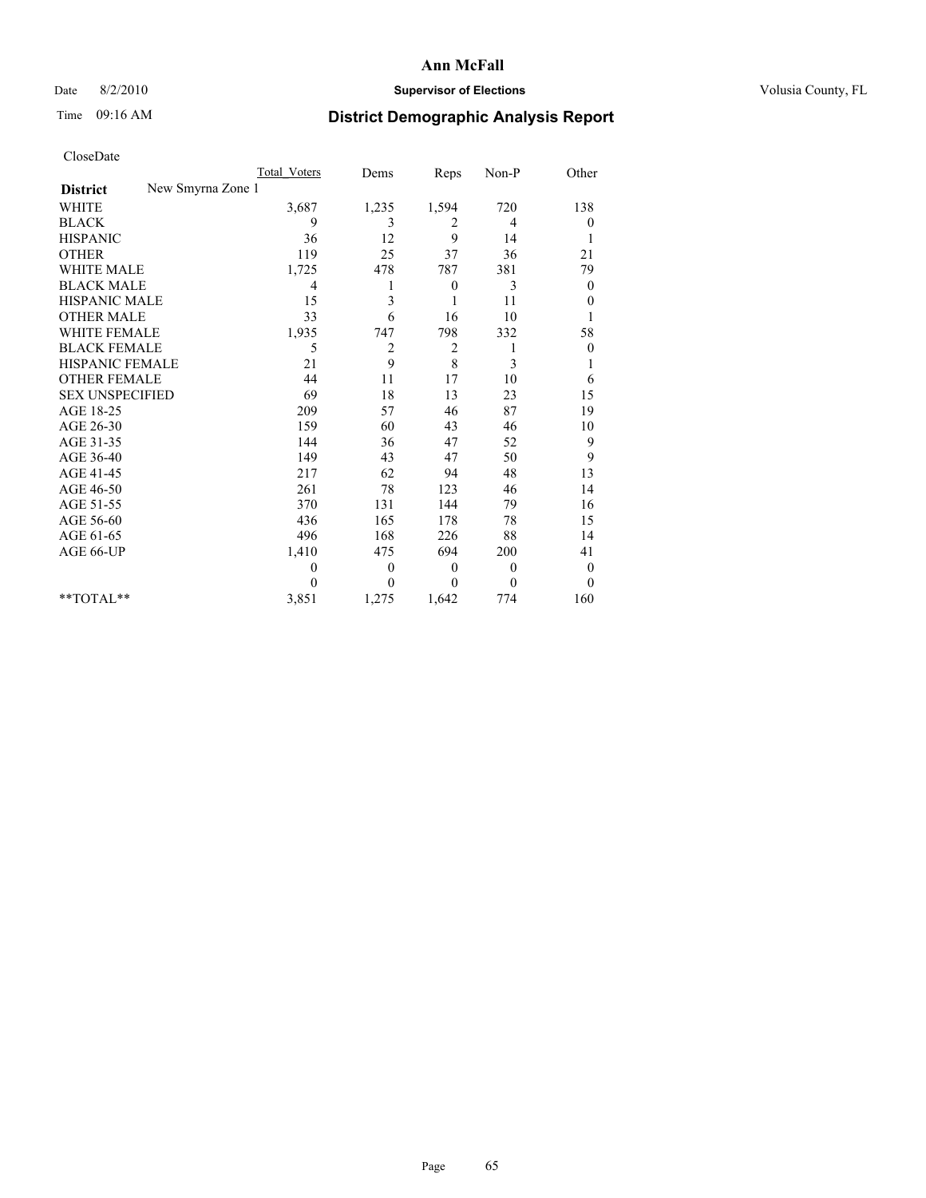**Ann McFall**

Date 8/2/2010 **Supervisor of Elections** Volusia County, FL

Time 09:16 AM

## District Demographic Analysis Report

CloseDate

| **District** New Smyrna Zone 1 | Total Voters | Dems | Reps | Non-P | Other |
|---|---|---|---|---|---|
| WHITE | 3,687 | 1,235 | 1,594 | 720 | 138 |
| BLACK | 9 | 3 | 2 | 4 | 0 |
| HISPANIC | 36 | 12 | 9 | 14 | 1 |
| OTHER | 119 | 25 | 37 | 36 | 21 |
| WHITE MALE | 1,725 | 478 | 787 | 381 | 79 |
| BLACK MALE | 4 | 1 | 0 | 3 | 0 |
| HISPANIC MALE | 15 | 3 | 1 | 11 | 0 |
| OTHER MALE | 33 | 6 | 16 | 10 | 1 |
| WHITE FEMALE | 1,935 | 747 | 798 | 332 | 58 |
| BLACK FEMALE | 5 | 2 | 2 | 1 | 0 |
| HISPANIC FEMALE | 21 | 9 | 8 | 3 | 1 |
| OTHER FEMALE | 44 | 11 | 17 | 10 | 6 |
| SEX UNSPECIFIED | 69 | 18 | 13 | 23 | 15 |
| AGE 18-25 | 209 | 57 | 46 | 87 | 19 |
| AGE 26-30 | 159 | 60 | 43 | 46 | 10 |
| AGE 31-35 | 144 | 36 | 47 | 52 | 9 |
| AGE 36-40 | 149 | 43 | 47 | 50 | 9 |
| AGE 41-45 | 217 | 62 | 94 | 48 | 13 |
| AGE 46-50 | 261 | 78 | 123 | 46 | 14 |
| AGE 51-55 | 370 | 131 | 144 | 79 | 16 |
| AGE 56-60 | 436 | 165 | 178 | 78 | 15 |
| AGE 61-65 | 496 | 168 | 226 | 88 | 14 |
| AGE 66-UP | 1,410 | 475 | 694 | 200 | 41 |
| | 0 | 0 | 0 | 0 | 0 |
| | 0 | 0 | 0 | 0 | 0 |
| **TOTAL** | 3,851 | 1,275 | 1,642 | 774 | 160 |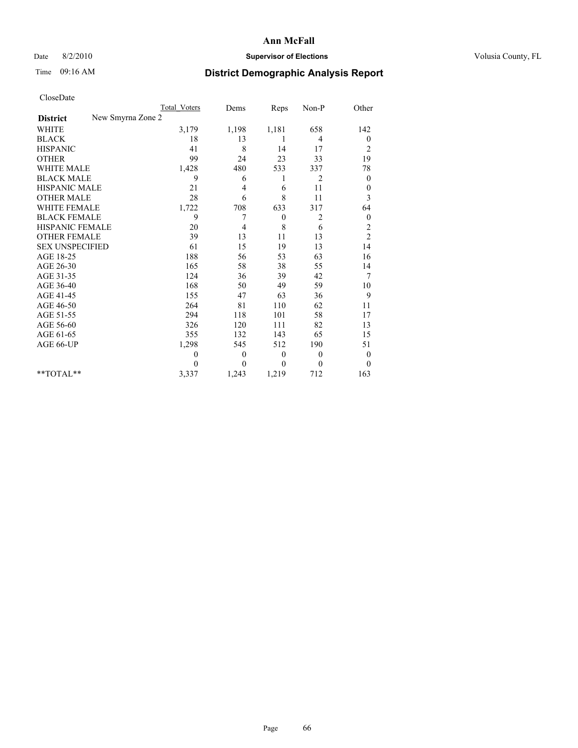# Ann McFall

Date 8/2/2010 **Supervisor of Elections** Volusia County, FL

Time 09:16 AM **District Demographic Analysis Report**

CloseDate

| | Total_Voters | Dems | Reps | Non-P | Other |
|---|---|---|---|---|---|
| **District** New Smyrna Zone 2 | | | | | |
| WHITE | 3,179 | 1,198 | 1,181 | 658 | 142 |
| BLACK | 18 | 13 | 1 | 4 | 0 |
| HISPANIC | 41 | 8 | 14 | 17 | 2 |
| OTHER | 99 | 24 | 23 | 33 | 19 |
| WHITE MALE | 1,428 | 480 | 533 | 337 | 78 |
| BLACK MALE | 9 | 6 | 1 | 2 | 0 |
| HISPANIC MALE | 21 | 4 | 6 | 11 | 0 |
| OTHER MALE | 28 | 6 | 8 | 11 | 3 |
| WHITE FEMALE | 1,722 | 708 | 633 | 317 | 64 |
| BLACK FEMALE | 9 | 7 | 0 | 2 | 0 |
| HISPANIC FEMALE | 20 | 4 | 8 | 6 | 2 |
| OTHER FEMALE | 39 | 13 | 11 | 13 | 2 |
| SEX UNSPECIFIED | 61 | 15 | 19 | 13 | 14 |
| AGE 18-25 | 188 | 56 | 53 | 63 | 16 |
| AGE 26-30 | 165 | 58 | 38 | 55 | 14 |
| AGE 31-35 | 124 | 36 | 39 | 42 | 7 |
| AGE 36-40 | 168 | 50 | 49 | 59 | 10 |
| AGE 41-45 | 155 | 47 | 63 | 36 | 9 |
| AGE 46-50 | 264 | 81 | 110 | 62 | 11 |
| AGE 51-55 | 294 | 118 | 101 | 58 | 17 |
| AGE 56-60 | 326 | 120 | 111 | 82 | 13 |
| AGE 61-65 | 355 | 132 | 143 | 65 | 15 |
| AGE 66-UP | 1,298 | 545 | 512 | 190 | 51 |
| | 0 | 0 | 0 | 0 | 0 |
| | 0 | 0 | 0 | 0 | 0 |
| **TOTAL** | 3,337 | 1,243 | 1,219 | 712 | 163 |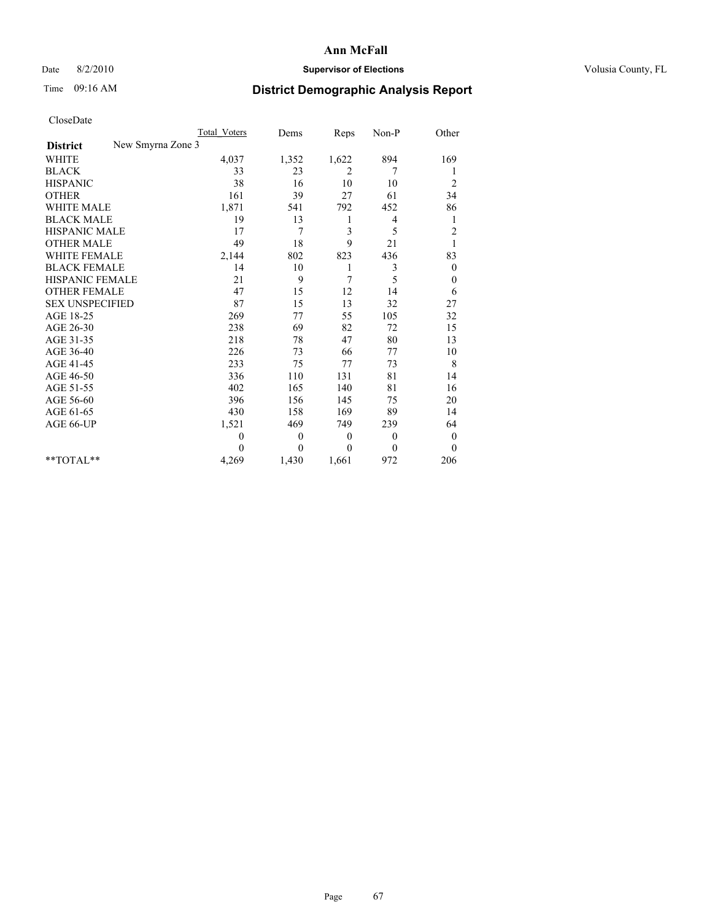# Ann McFall

Date 8/2/2010 **Supervisor of Elections** Volusia County, FL

Time 09:16 AM

## District Demographic Analysis Report

CloseDate

| | Total_Voters | Dems | Reps | Non-P | Other |
|---|---|---|---|---|---|
| **District** New Smyrna Zone 3 | | | | | |
| WHITE | 4,037 | 1,352 | 1,622 | 894 | 169 |
| BLACK | 33 | 23 | 2 | 7 | 1 |
| HISPANIC | 38 | 16 | 10 | 10 | 2 |
| OTHER | 161 | 39 | 27 | 61 | 34 |
| WHITE MALE | 1,871 | 541 | 792 | 452 | 86 |
| BLACK MALE | 19 | 13 | 1 | 4 | 1 |
| HISPANIC MALE | 17 | 7 | 3 | 5 | 2 |
| OTHER MALE | 49 | 18 | 9 | 21 | 1 |
| WHITE FEMALE | 2,144 | 802 | 823 | 436 | 83 |
| BLACK FEMALE | 14 | 10 | 1 | 3 | 0 |
| HISPANIC FEMALE | 21 | 9 | 7 | 5 | 0 |
| OTHER FEMALE | 47 | 15 | 12 | 14 | 6 |
| SEX UNSPECIFIED | 87 | 15 | 13 | 32 | 27 |
| AGE 18-25 | 269 | 77 | 55 | 105 | 32 |
| AGE 26-30 | 238 | 69 | 82 | 72 | 15 |
| AGE 31-35 | 218 | 78 | 47 | 80 | 13 |
| AGE 36-40 | 226 | 73 | 66 | 77 | 10 |
| AGE 41-45 | 233 | 75 | 77 | 73 | 8 |
| AGE 46-50 | 336 | 110 | 131 | 81 | 14 |
| AGE 51-55 | 402 | 165 | 140 | 81 | 16 |
| AGE 56-60 | 396 | 156 | 145 | 75 | 20 |
| AGE 61-65 | 430 | 158 | 169 | 89 | 14 |
| AGE 66-UP | 1,521 | 469 | 749 | 239 | 64 |
| | 0 | 0 | 0 | 0 | 0 |
| | 0 | 0 | 0 | 0 | 0 |
| **TOTAL** | 4,269 | 1,430 | 1,661 | 972 | 206 |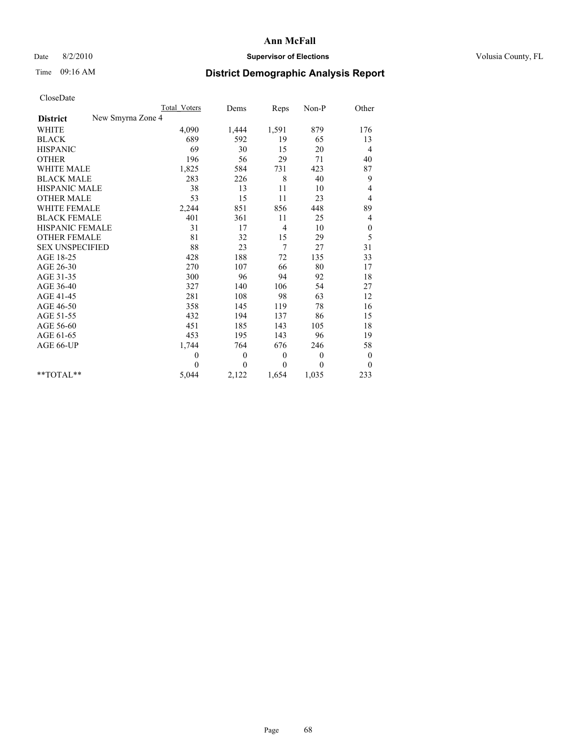# Ann McFall

Date 8/2/2010 **Supervisor of Elections** Volusia County, FL

Time 09:16 AM **District Demographic Analysis Report**

CloseDate

| | Total Voters | Dems | Reps | Non-P | Other |
|---|---|---|---|---|---|
| **District** New Smyrna Zone 4 | | | | | |
| WHITE | 4,090 | 1,444 | 1,591 | 879 | 176 |
| BLACK | 689 | 592 | 19 | 65 | 13 |
| HISPANIC | 69 | 30 | 15 | 20 | 4 |
| OTHER | 196 | 56 | 29 | 71 | 40 |
| WHITE MALE | 1,825 | 584 | 731 | 423 | 87 |
| BLACK MALE | 283 | 226 | 8 | 40 | 9 |
| HISPANIC MALE | 38 | 13 | 11 | 10 | 4 |
| OTHER MALE | 53 | 15 | 11 | 23 | 4 |
| WHITE FEMALE | 2,244 | 851 | 856 | 448 | 89 |
| BLACK FEMALE | 401 | 361 | 11 | 25 | 4 |
| HISPANIC FEMALE | 31 | 17 | 4 | 10 | 0 |
| OTHER FEMALE | 81 | 32 | 15 | 29 | 5 |
| SEX UNSPECIFIED | 88 | 23 | 7 | 27 | 31 |
| AGE 18-25 | 428 | 188 | 72 | 135 | 33 |
| AGE 26-30 | 270 | 107 | 66 | 80 | 17 |
| AGE 31-35 | 300 | 96 | 94 | 92 | 18 |
| AGE 36-40 | 327 | 140 | 106 | 54 | 27 |
| AGE 41-45 | 281 | 108 | 98 | 63 | 12 |
| AGE 46-50 | 358 | 145 | 119 | 78 | 16 |
| AGE 51-55 | 432 | 194 | 137 | 86 | 15 |
| AGE 56-60 | 451 | 185 | 143 | 105 | 18 |
| AGE 61-65 | 453 | 195 | 143 | 96 | 19 |
| AGE 66-UP | 1,744 | 764 | 676 | 246 | 58 |
| | 0 | 0 | 0 | 0 | 0 |
| | 0 | 0 | 0 | 0 | 0 |
| **TOTAL** | 5,044 | 2,122 | 1,654 | 1,035 | 233 |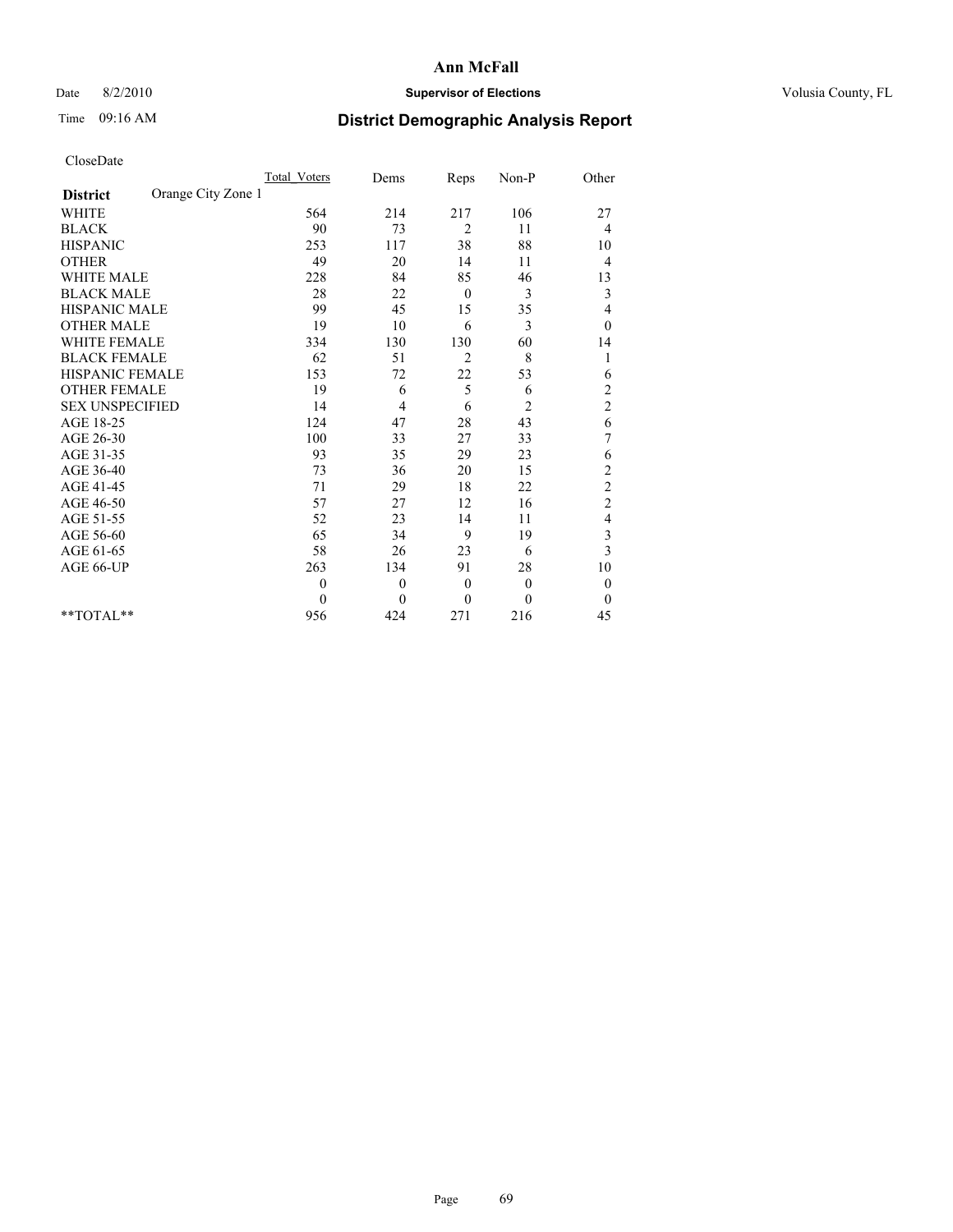# Ann McFall

Date 8/2/2010 **Supervisor of Elections** Volusia County, FL

Time 09:16 AM

## District Demographic Analysis Report

CloseDate

| | Total_Voters | Dems | Reps | Non-P | Other |
|---|---|---|---|---|---|
| **District** Orange City Zone 1 | | | | | |
| WHITE | 564 | 214 | 217 | 106 | 27 |
| BLACK | 90 | 73 | 2 | 11 | 4 |
| HISPANIC | 253 | 117 | 38 | 88 | 10 |
| OTHER | 49 | 20 | 14 | 11 | 4 |
| WHITE MALE | 228 | 84 | 85 | 46 | 13 |
| BLACK MALE | 28 | 22 | 0 | 3 | 3 |
| HISPANIC MALE | 99 | 45 | 15 | 35 | 4 |
| OTHER MALE | 19 | 10 | 6 | 3 | 0 |
| WHITE FEMALE | 334 | 130 | 130 | 60 | 14 |
| BLACK FEMALE | 62 | 51 | 2 | 8 | 1 |
| HISPANIC FEMALE | 153 | 72 | 22 | 53 | 6 |
| OTHER FEMALE | 19 | 6 | 5 | 6 | 2 |
| SEX UNSPECIFIED | 14 | 4 | 6 | 2 | 2 |
| AGE 18-25 | 124 | 47 | 28 | 43 | 6 |
| AGE 26-30 | 100 | 33 | 27 | 33 | 7 |
| AGE 31-35 | 93 | 35 | 29 | 23 | 6 |
| AGE 36-40 | 73 | 36 | 20 | 15 | 2 |
| AGE 41-45 | 71 | 29 | 18 | 22 | 2 |
| AGE 46-50 | 57 | 27 | 12 | 16 | 2 |
| AGE 51-55 | 52 | 23 | 14 | 11 | 4 |
| AGE 56-60 | 65 | 34 | 9 | 19 | 3 |
| AGE 61-65 | 58 | 26 | 23 | 6 | 3 |
| AGE 66-UP | 263 | 134 | 91 | 28 | 10 |
| | 0 | 0 | 0 | 0 | 0 |
| | 0 | 0 | 0 | 0 | 0 |
| **TOTAL** | 956 | 424 | 271 | 216 | 45 |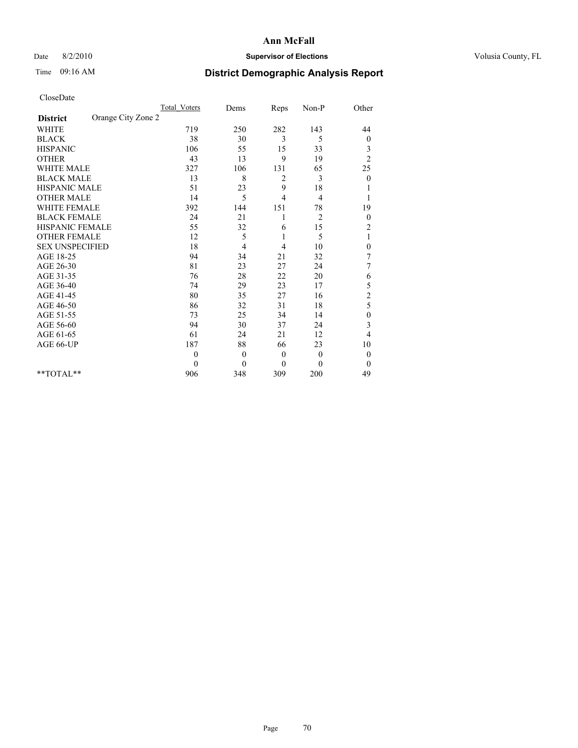**Ann McFall**

Date 8/2/2010 **Supervisor of Elections** Volusia County, FL

Time 09:16 AM **District Demographic Analysis Report**

CloseDate

| **District** Orange City Zone 2 | Total_Voters | Dems | Reps | Non-P | Other |
|---|---|---|---|---|---|
| WHITE | 719 | 250 | 282 | 143 | 44 |
| BLACK | 38 | 30 | 3 | 5 | 0 |
| HISPANIC | 106 | 55 | 15 | 33 | 3 |
| OTHER | 43 | 13 | 9 | 19 | 2 |
| WHITE MALE | 327 | 106 | 131 | 65 | 25 |
| BLACK MALE | 13 | 8 | 2 | 3 | 0 |
| HISPANIC MALE | 51 | 23 | 9 | 18 | 1 |
| OTHER MALE | 14 | 5 | 4 | 4 | 1 |
| WHITE FEMALE | 392 | 144 | 151 | 78 | 19 |
| BLACK FEMALE | 24 | 21 | 1 | 2 | 0 |
| HISPANIC FEMALE | 55 | 32 | 6 | 15 | 2 |
| OTHER FEMALE | 12 | 5 | 1 | 5 | 1 |
| SEX UNSPECIFIED | 18 | 4 | 4 | 10 | 0 |
| AGE 18-25 | 94 | 34 | 21 | 32 | 7 |
| AGE 26-30 | 81 | 23 | 27 | 24 | 7 |
| AGE 31-35 | 76 | 28 | 22 | 20 | 6 |
| AGE 36-40 | 74 | 29 | 23 | 17 | 5 |
| AGE 41-45 | 80 | 35 | 27 | 16 | 2 |
| AGE 46-50 | 86 | 32 | 31 | 18 | 5 |
| AGE 51-55 | 73 | 25 | 34 | 14 | 0 |
| AGE 56-60 | 94 | 30 | 37 | 24 | 3 |
| AGE 61-65 | 61 | 24 | 21 | 12 | 4 |
| AGE 66-UP | 187 | 88 | 66 | 23 | 10 |
| | 0 | 0 | 0 | 0 | 0 |
| | 0 | 0 | 0 | 0 | 0 |
| **TOTAL** | 906 | 348 | 309 | 200 | 49 |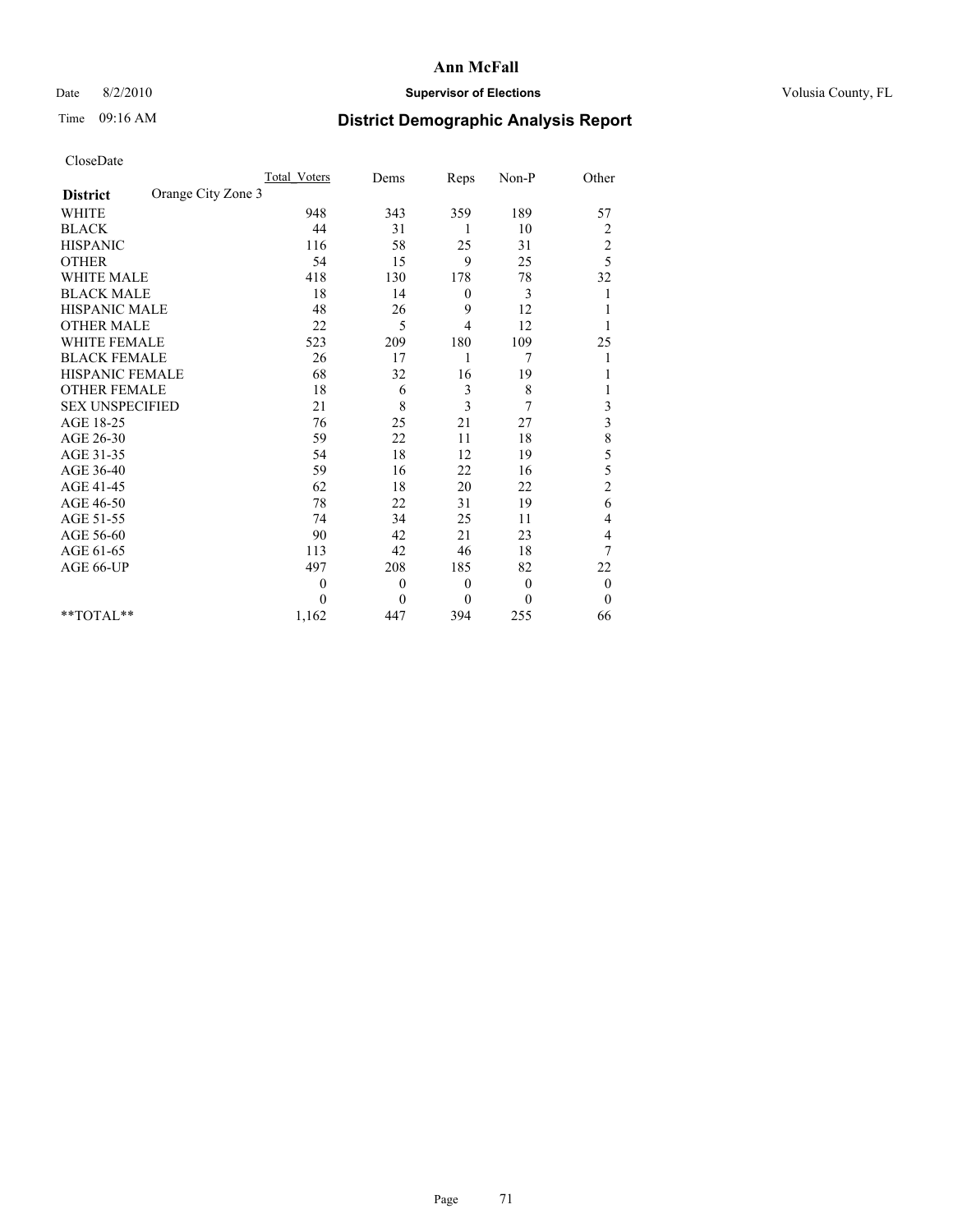**Ann McFall**

Date 8/2/2010 **Supervisor of Elections** Volusia County, FL

Time 09:16 AM

## District Demographic Analysis Report

CloseDate

| | Total_Voters | Dems | Reps | Non-P | Other |
|---|---|---|---|---|---|
| **District** Orange City Zone 3 | | | | | |
| WHITE | 948 | 343 | 359 | 189 | 57 |
| BLACK | 44 | 31 | 1 | 10 | 2 |
| HISPANIC | 116 | 58 | 25 | 31 | 2 |
| OTHER | 54 | 15 | 9 | 25 | 5 |
| WHITE MALE | 418 | 130 | 178 | 78 | 32 |
| BLACK MALE | 18 | 14 | 0 | 3 | 1 |
| HISPANIC MALE | 48 | 26 | 9 | 12 | 1 |
| OTHER MALE | 22 | 5 | 4 | 12 | 1 |
| WHITE FEMALE | 523 | 209 | 180 | 109 | 25 |
| BLACK FEMALE | 26 | 17 | 1 | 7 | 1 |
| HISPANIC FEMALE | 68 | 32 | 16 | 19 | 1 |
| OTHER FEMALE | 18 | 6 | 3 | 8 | 1 |
| SEX UNSPECIFIED | 21 | 8 | 3 | 7 | 3 |
| AGE 18-25 | 76 | 25 | 21 | 27 | 3 |
| AGE 26-30 | 59 | 22 | 11 | 18 | 8 |
| AGE 31-35 | 54 | 18 | 12 | 19 | 5 |
| AGE 36-40 | 59 | 16 | 22 | 16 | 5 |
| AGE 41-45 | 62 | 18 | 20 | 22 | 2 |
| AGE 46-50 | 78 | 22 | 31 | 19 | 6 |
| AGE 51-55 | 74 | 34 | 25 | 11 | 4 |
| AGE 56-60 | 90 | 42 | 21 | 23 | 4 |
| AGE 61-65 | 113 | 42 | 46 | 18 | 7 |
| AGE 66-UP | 497 | 208 | 185 | 82 | 22 |
| | 0 | 0 | 0 | 0 | 0 |
| | 0 | 0 | 0 | 0 | 0 |
| **TOTAL** | 1,162 | 447 | 394 | 255 | 66 |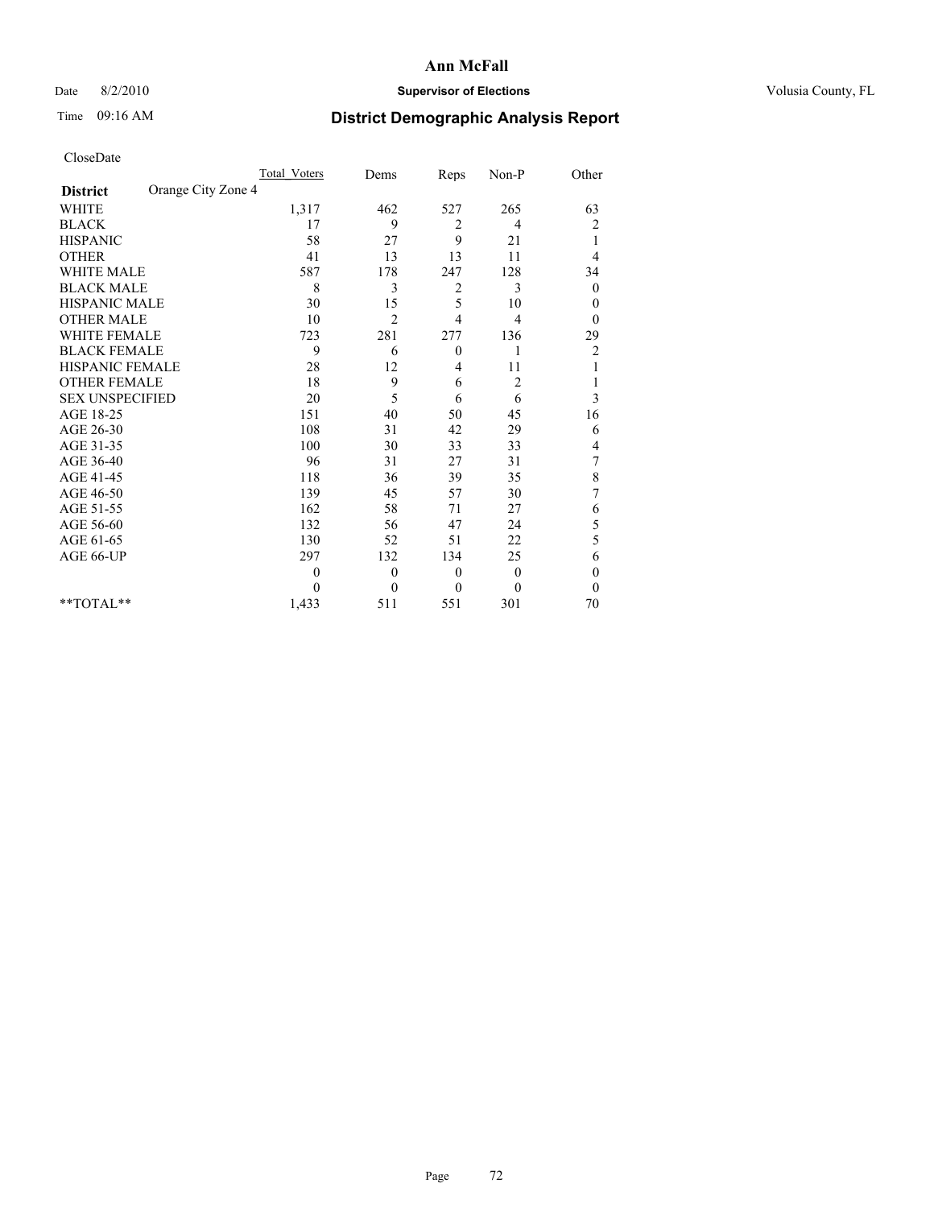**Ann McFall**

Date 8/2/2010 **Supervisor of Elections** Volusia County, FL

Time 09:16 AM

## District Demographic Analysis Report

CloseDate

| **District** Orange City Zone 4 | Total_Voters | Dems | Reps | Non-P | Other |
|---|---|---|---|---|---|
| WHITE | 1,317 | 462 | 527 | 265 | 63 |
| BLACK | 17 | 9 | 2 | 4 | 2 |
| HISPANIC | 58 | 27 | 9 | 21 | 1 |
| OTHER | 41 | 13 | 13 | 11 | 4 |
| WHITE MALE | 587 | 178 | 247 | 128 | 34 |
| BLACK MALE | 8 | 3 | 2 | 3 | 0 |
| HISPANIC MALE | 30 | 15 | 5 | 10 | 0 |
| OTHER MALE | 10 | 2 | 4 | 4 | 0 |
| WHITE FEMALE | 723 | 281 | 277 | 136 | 29 |
| BLACK FEMALE | 9 | 6 | 0 | 1 | 2 |
| HISPANIC FEMALE | 28 | 12 | 4 | 11 | 1 |
| OTHER FEMALE | 18 | 9 | 6 | 2 | 1 |
| SEX UNSPECIFIED | 20 | 5 | 6 | 6 | 3 |
| AGE 18-25 | 151 | 40 | 50 | 45 | 16 |
| AGE 26-30 | 108 | 31 | 42 | 29 | 6 |
| AGE 31-35 | 100 | 30 | 33 | 33 | 4 |
| AGE 36-40 | 96 | 31 | 27 | 31 | 7 |
| AGE 41-45 | 118 | 36 | 39 | 35 | 8 |
| AGE 46-50 | 139 | 45 | 57 | 30 | 7 |
| AGE 51-55 | 162 | 58 | 71 | 27 | 6 |
| AGE 56-60 | 132 | 56 | 47 | 24 | 5 |
| AGE 61-65 | 130 | 52 | 51 | 22 | 5 |
| AGE 66-UP | 297 | 132 | 134 | 25 | 6 |
| | 0 | 0 | 0 | 0 | 0 |
| | 0 | 0 | 0 | 0 | 0 |
| **TOTAL** | 1,433 | 511 | 551 | 301 | 70 |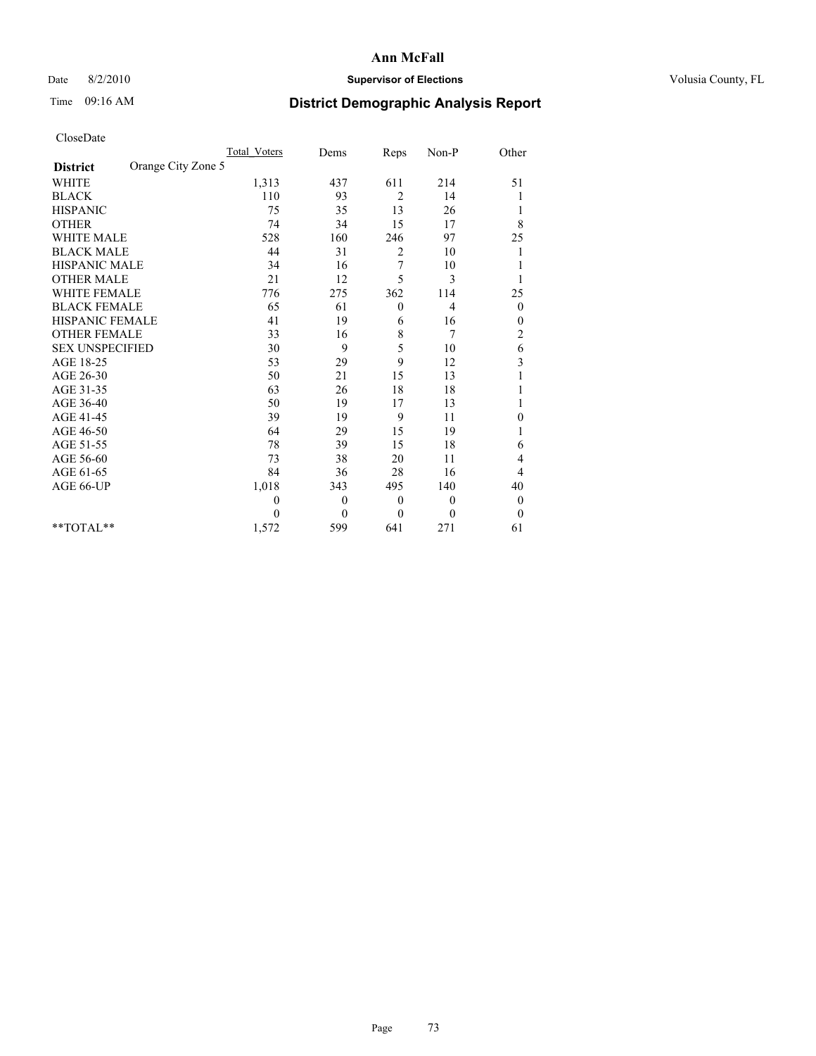**Ann McFall**

Date 8/2/2010 **Supervisor of Elections** Volusia County, FL

Time 09:16 AM **District Demographic Analysis Report**

CloseDate

| **District** Orange City Zone 5 | Total_Voters | Dems | Reps | Non-P | Other |
|---|---|---|---|---|---|
| WHITE | 1,313 | 437 | 611 | 214 | 51 |
| BLACK | 110 | 93 | 2 | 14 | 1 |
| HISPANIC | 75 | 35 | 13 | 26 | 1 |
| OTHER | 74 | 34 | 15 | 17 | 8 |
| WHITE MALE | 528 | 160 | 246 | 97 | 25 |
| BLACK MALE | 44 | 31 | 2 | 10 | 1 |
| HISPANIC MALE | 34 | 16 | 7 | 10 | 1 |
| OTHER MALE | 21 | 12 | 5 | 3 | 1 |
| WHITE FEMALE | 776 | 275 | 362 | 114 | 25 |
| BLACK FEMALE | 65 | 61 | 0 | 4 | 0 |
| HISPANIC FEMALE | 41 | 19 | 6 | 16 | 0 |
| OTHER FEMALE | 33 | 16 | 8 | 7 | 2 |
| SEX UNSPECIFIED | 30 | 9 | 5 | 10 | 6 |
| AGE 18-25 | 53 | 29 | 9 | 12 | 3 |
| AGE 26-30 | 50 | 21 | 15 | 13 | 1 |
| AGE 31-35 | 63 | 26 | 18 | 18 | 1 |
| AGE 36-40 | 50 | 19 | 17 | 13 | 1 |
| AGE 41-45 | 39 | 19 | 9 | 11 | 0 |
| AGE 46-50 | 64 | 29 | 15 | 19 | 1 |
| AGE 51-55 | 78 | 39 | 15 | 18 | 6 |
| AGE 56-60 | 73 | 38 | 20 | 11 | 4 |
| AGE 61-65 | 84 | 36 | 28 | 16 | 4 |
| AGE 66-UP | 1,018 | 343 | 495 | 140 | 40 |
| | 0 | 0 | 0 | 0 | 0 |
| | 0 | 0 | 0 | 0 | 0 |
| **TOTAL** | 1,572 | 599 | 641 | 271 | 61 |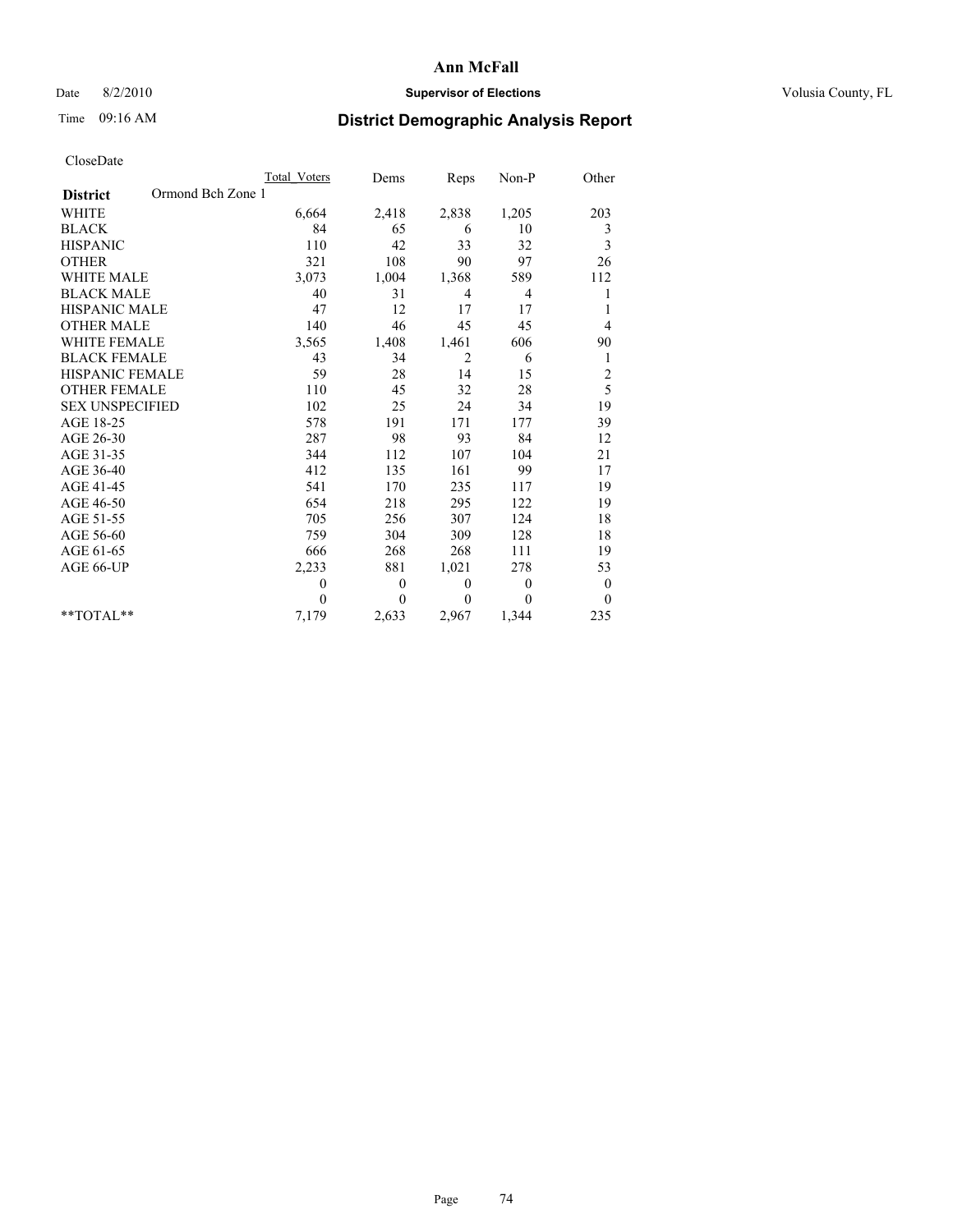# Ann McFall

Date 8/2/2010 **Supervisor of Elections** Volusia County, FL

Time 09:16 AM **District Demographic Analysis Report**

CloseDate

| | Total_Voters | Dems | Reps | Non-P | Other |
|---|---|---|---|---|---|
| **District** Ormond Bch Zone 1 | | | | | |
| WHITE | 6,664 | 2,418 | 2,838 | 1,205 | 203 |
| BLACK | 84 | 65 | 6 | 10 | 3 |
| HISPANIC | 110 | 42 | 33 | 32 | 3 |
| OTHER | 321 | 108 | 90 | 97 | 26 |
| WHITE MALE | 3,073 | 1,004 | 1,368 | 589 | 112 |
| BLACK MALE | 40 | 31 | 4 | 4 | 1 |
| HISPANIC MALE | 47 | 12 | 17 | 17 | 1 |
| OTHER MALE | 140 | 46 | 45 | 45 | 4 |
| WHITE FEMALE | 3,565 | 1,408 | 1,461 | 606 | 90 |
| BLACK FEMALE | 43 | 34 | 2 | 6 | 1 |
| HISPANIC FEMALE | 59 | 28 | 14 | 15 | 2 |
| OTHER FEMALE | 110 | 45 | 32 | 28 | 5 |
| SEX UNSPECIFIED | 102 | 25 | 24 | 34 | 19 |
| AGE 18-25 | 578 | 191 | 171 | 177 | 39 |
| AGE 26-30 | 287 | 98 | 93 | 84 | 12 |
| AGE 31-35 | 344 | 112 | 107 | 104 | 21 |
| AGE 36-40 | 412 | 135 | 161 | 99 | 17 |
| AGE 41-45 | 541 | 170 | 235 | 117 | 19 |
| AGE 46-50 | 654 | 218 | 295 | 122 | 19 |
| AGE 51-55 | 705 | 256 | 307 | 124 | 18 |
| AGE 56-60 | 759 | 304 | 309 | 128 | 18 |
| AGE 61-65 | 666 | 268 | 268 | 111 | 19 |
| AGE 66-UP | 2,233 | 881 | 1,021 | 278 | 53 |
| | 0 | 0 | 0 | 0 | 0 |
| | 0 | 0 | 0 | 0 | 0 |
| **TOTAL** | 7,179 | 2,633 | 2,967 | 1,344 | 235 |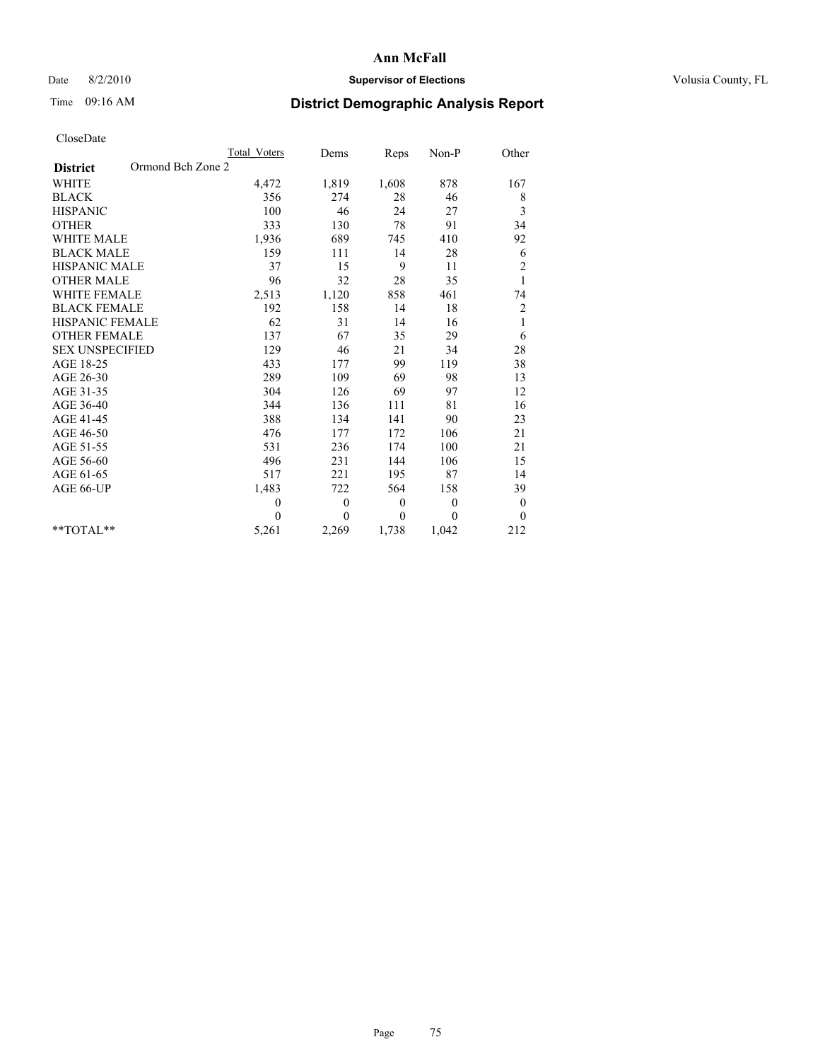# Ann McFall

Date 8/2/2010 **Supervisor of Elections** Volusia County, FL

Time 09:16 AM **District Demographic Analysis Report**

CloseDate

| **District** Ormond Bch Zone 2 | Total Voters | Dems | Reps | Non-P | Other |
|---|---|---|---|---|---|
| WHITE | 4,472 | 1,819 | 1,608 | 878 | 167 |
| BLACK | 356 | 274 | 28 | 46 | 8 |
| HISPANIC | 100 | 46 | 24 | 27 | 3 |
| OTHER | 333 | 130 | 78 | 91 | 34 |
| WHITE MALE | 1,936 | 689 | 745 | 410 | 92 |
| BLACK MALE | 159 | 111 | 14 | 28 | 6 |
| HISPANIC MALE | 37 | 15 | 9 | 11 | 2 |
| OTHER MALE | 96 | 32 | 28 | 35 | 1 |
| WHITE FEMALE | 2,513 | 1,120 | 858 | 461 | 74 |
| BLACK FEMALE | 192 | 158 | 14 | 18 | 2 |
| HISPANIC FEMALE | 62 | 31 | 14 | 16 | 1 |
| OTHER FEMALE | 137 | 67 | 35 | 29 | 6 |
| SEX UNSPECIFIED | 129 | 46 | 21 | 34 | 28 |
| AGE 18-25 | 433 | 177 | 99 | 119 | 38 |
| AGE 26-30 | 289 | 109 | 69 | 98 | 13 |
| AGE 31-35 | 304 | 126 | 69 | 97 | 12 |
| AGE 36-40 | 344 | 136 | 111 | 81 | 16 |
| AGE 41-45 | 388 | 134 | 141 | 90 | 23 |
| AGE 46-50 | 476 | 177 | 172 | 106 | 21 |
| AGE 51-55 | 531 | 236 | 174 | 100 | 21 |
| AGE 56-60 | 496 | 231 | 144 | 106 | 15 |
| AGE 61-65 | 517 | 221 | 195 | 87 | 14 |
| AGE 66-UP | 1,483 | 722 | 564 | 158 | 39 |
| | 0 | 0 | 0 | 0 | 0 |
| | 0 | 0 | 0 | 0 | 0 |
| **TOTAL** | 5,261 | 2,269 | 1,738 | 1,042 | 212 |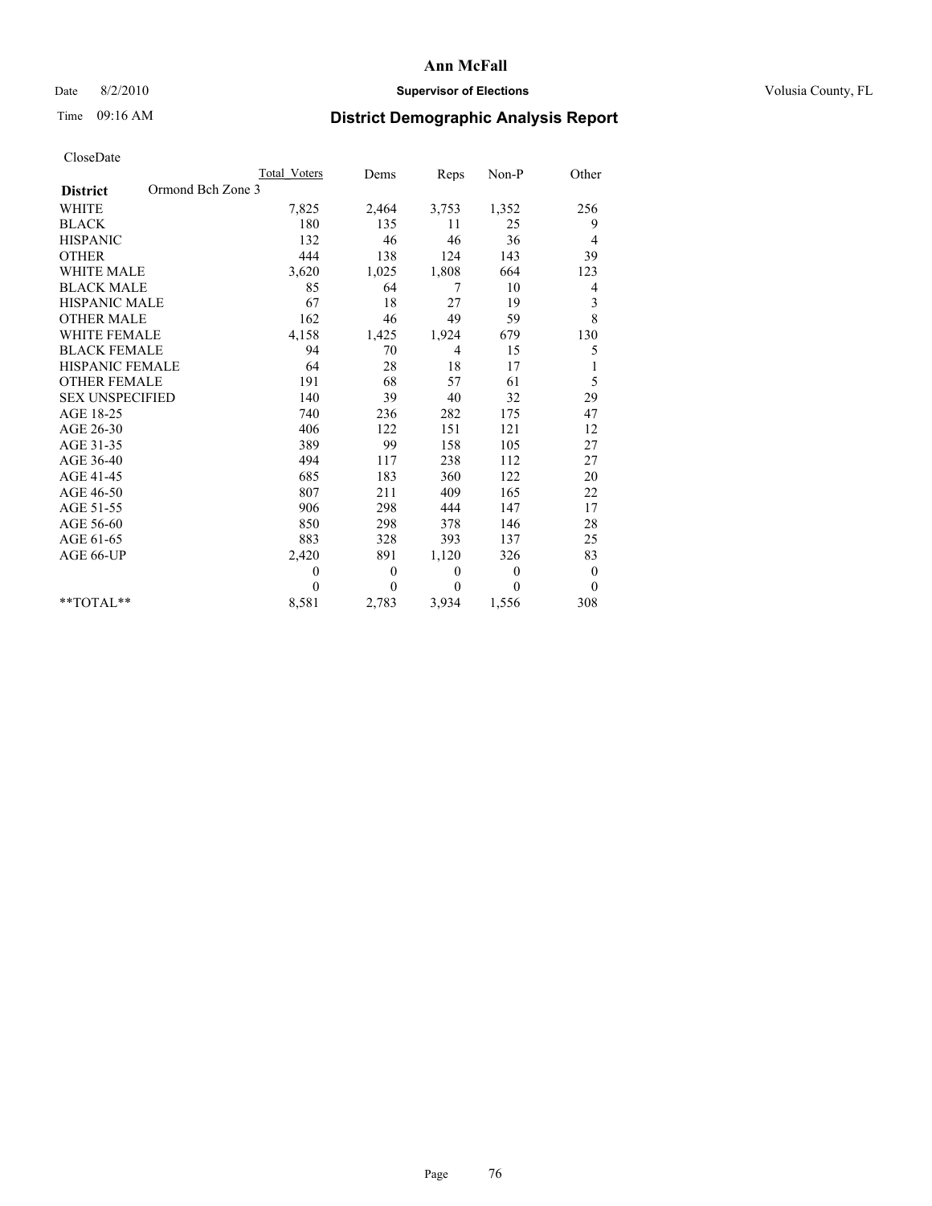# Ann McFall

Date 8/2/2010 **Supervisor of Elections** Volusia County, FL

Time 09:16 AM **District Demographic Analysis Report**

CloseDate

| **District** Ormond Bch Zone 3 | Total Voters | Dems | Reps | Non-P | Other |
|---|---|---|---|---|---|
| WHITE | 7,825 | 2,464 | 3,753 | 1,352 | 256 |
| BLACK | 180 | 135 | 11 | 25 | 9 |
| HISPANIC | 132 | 46 | 46 | 36 | 4 |
| OTHER | 444 | 138 | 124 | 143 | 39 |
| WHITE MALE | 3,620 | 1,025 | 1,808 | 664 | 123 |
| BLACK MALE | 85 | 64 | 7 | 10 | 4 |
| HISPANIC MALE | 67 | 18 | 27 | 19 | 3 |
| OTHER MALE | 162 | 46 | 49 | 59 | 8 |
| WHITE FEMALE | 4,158 | 1,425 | 1,924 | 679 | 130 |
| BLACK FEMALE | 94 | 70 | 4 | 15 | 5 |
| HISPANIC FEMALE | 64 | 28 | 18 | 17 | 1 |
| OTHER FEMALE | 191 | 68 | 57 | 61 | 5 |
| SEX UNSPECIFIED | 140 | 39 | 40 | 32 | 29 |
| AGE 18-25 | 740 | 236 | 282 | 175 | 47 |
| AGE 26-30 | 406 | 122 | 151 | 121 | 12 |
| AGE 31-35 | 389 | 99 | 158 | 105 | 27 |
| AGE 36-40 | 494 | 117 | 238 | 112 | 27 |
| AGE 41-45 | 685 | 183 | 360 | 122 | 20 |
| AGE 46-50 | 807 | 211 | 409 | 165 | 22 |
| AGE 51-55 | 906 | 298 | 444 | 147 | 17 |
| AGE 56-60 | 850 | 298 | 378 | 146 | 28 |
| AGE 61-65 | 883 | 328 | 393 | 137 | 25 |
| AGE 66-UP | 2,420 | 891 | 1,120 | 326 | 83 |
| | 0 | 0 | 0 | 0 | 0 |
| | 0 | 0 | 0 | 0 | 0 |
| **TOTAL** | 8,581 | 2,783 | 3,934 | 1,556 | 308 |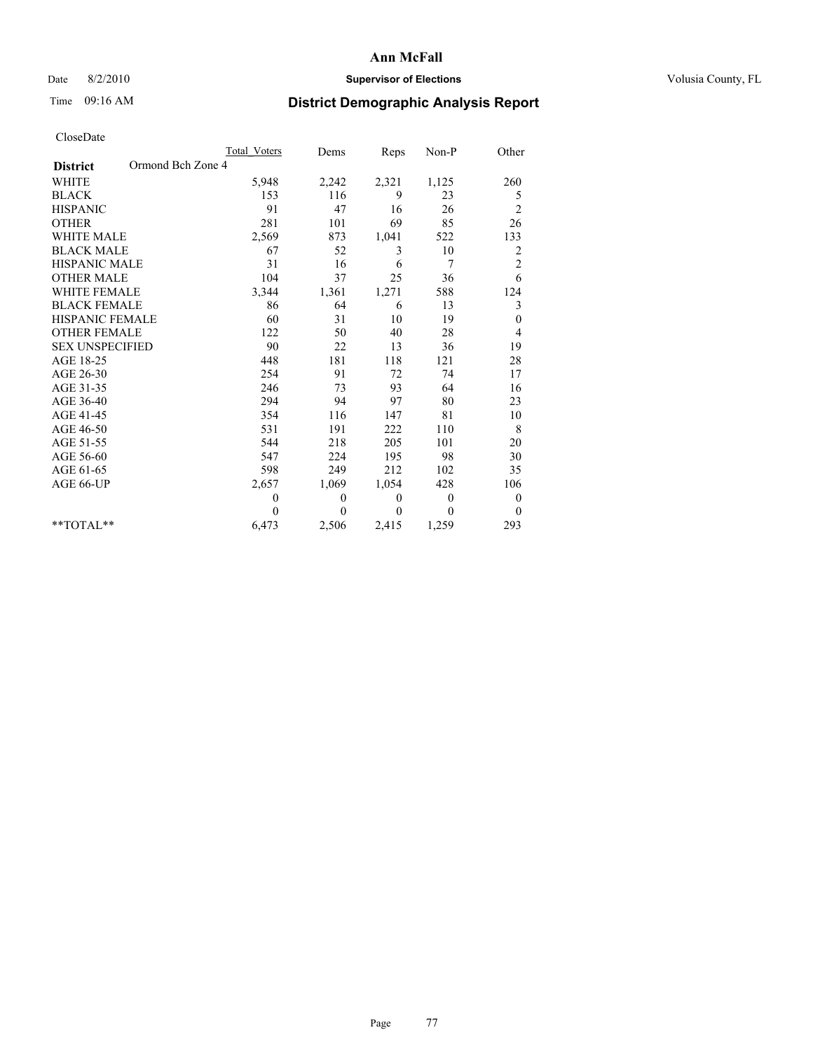# Ann McFall

Date 8/2/2010 **Supervisor of Elections** Volusia County, FL

Time 09:16 AM **District Demographic Analysis Report**

CloseDate

| | Total_Voters | Dems | Reps | Non-P | Other |
|---|---|---|---|---|---|
| **District** Ormond Bch Zone 4 | | | | | |
| WHITE | 5,948 | 2,242 | 2,321 | 1,125 | 260 |
| BLACK | 153 | 116 | 9 | 23 | 5 |
| HISPANIC | 91 | 47 | 16 | 26 | 2 |
| OTHER | 281 | 101 | 69 | 85 | 26 |
| WHITE MALE | 2,569 | 873 | 1,041 | 522 | 133 |
| BLACK MALE | 67 | 52 | 3 | 10 | 2 |
| HISPANIC MALE | 31 | 16 | 6 | 7 | 2 |
| OTHER MALE | 104 | 37 | 25 | 36 | 6 |
| WHITE FEMALE | 3,344 | 1,361 | 1,271 | 588 | 124 |
| BLACK FEMALE | 86 | 64 | 6 | 13 | 3 |
| HISPANIC FEMALE | 60 | 31 | 10 | 19 | 0 |
| OTHER FEMALE | 122 | 50 | 40 | 28 | 4 |
| SEX UNSPECIFIED | 90 | 22 | 13 | 36 | 19 |
| AGE 18-25 | 448 | 181 | 118 | 121 | 28 |
| AGE 26-30 | 254 | 91 | 72 | 74 | 17 |
| AGE 31-35 | 246 | 73 | 93 | 64 | 16 |
| AGE 36-40 | 294 | 94 | 97 | 80 | 23 |
| AGE 41-45 | 354 | 116 | 147 | 81 | 10 |
| AGE 46-50 | 531 | 191 | 222 | 110 | 8 |
| AGE 51-55 | 544 | 218 | 205 | 101 | 20 |
| AGE 56-60 | 547 | 224 | 195 | 98 | 30 |
| AGE 61-65 | 598 | 249 | 212 | 102 | 35 |
| AGE 66-UP | 2,657 | 1,069 | 1,054 | 428 | 106 |
| | 0 | 0 | 0 | 0 | 0 |
| | 0 | 0 | 0 | 0 | 0 |
| **TOTAL** | 6,473 | 2,506 | 2,415 | 1,259 | 293 |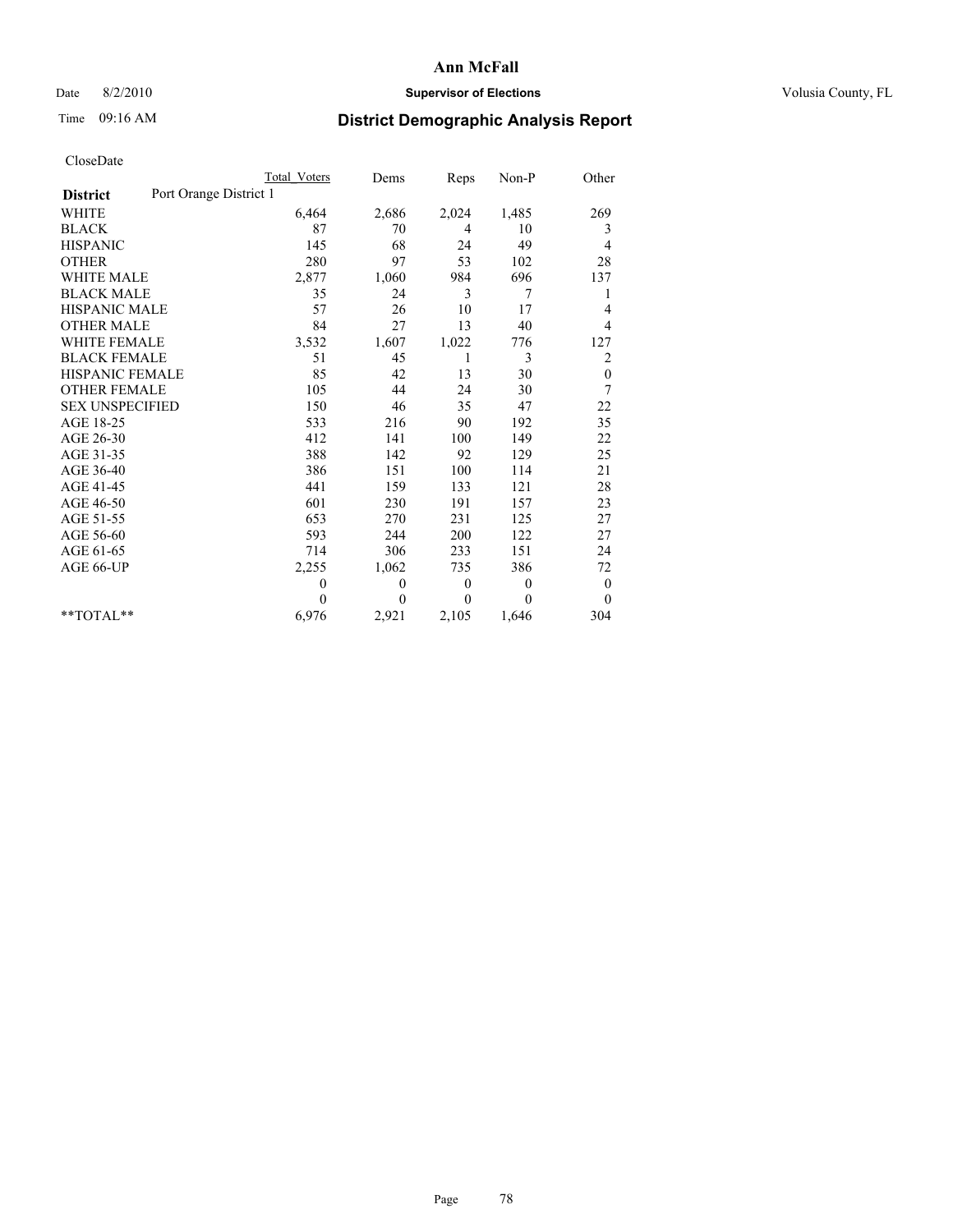# Ann McFall

Date 8/2/2010 **Supervisor of Elections** Volusia County, FL

Time 09:16 AM **District Demographic Analysis Report**

CloseDate

| **District** Port Orange District 1 | Total Voters | Dems | Reps | Non-P | Other |
|---|---|---|---|---|---|
| WHITE | 6,464 | 2,686 | 2,024 | 1,485 | 269 |
| BLACK | 87 | 70 | 4 | 10 | 3 |
| HISPANIC | 145 | 68 | 24 | 49 | 4 |
| OTHER | 280 | 97 | 53 | 102 | 28 |
| WHITE MALE | 2,877 | 1,060 | 984 | 696 | 137 |
| BLACK MALE | 35 | 24 | 3 | 7 | 1 |
| HISPANIC MALE | 57 | 26 | 10 | 17 | 4 |
| OTHER MALE | 84 | 27 | 13 | 40 | 4 |
| WHITE FEMALE | 3,532 | 1,607 | 1,022 | 776 | 127 |
| BLACK FEMALE | 51 | 45 | 1 | 3 | 2 |
| HISPANIC FEMALE | 85 | 42 | 13 | 30 | 0 |
| OTHER FEMALE | 105 | 44 | 24 | 30 | 7 |
| SEX UNSPECIFIED | 150 | 46 | 35 | 47 | 22 |
| AGE 18-25 | 533 | 216 | 90 | 192 | 35 |
| AGE 26-30 | 412 | 141 | 100 | 149 | 22 |
| AGE 31-35 | 388 | 142 | 92 | 129 | 25 |
| AGE 36-40 | 386 | 151 | 100 | 114 | 21 |
| AGE 41-45 | 441 | 159 | 133 | 121 | 28 |
| AGE 46-50 | 601 | 230 | 191 | 157 | 23 |
| AGE 51-55 | 653 | 270 | 231 | 125 | 27 |
| AGE 56-60 | 593 | 244 | 200 | 122 | 27 |
| AGE 61-65 | 714 | 306 | 233 | 151 | 24 |
| AGE 66-UP | 2,255 | 1,062 | 735 | 386 | 72 |
| | 0 | 0 | 0 | 0 | 0 |
| | 0 | 0 | 0 | 0 | 0 |
| **TOTAL** | 6,976 | 2,921 | 2,105 | 1,646 | 304 |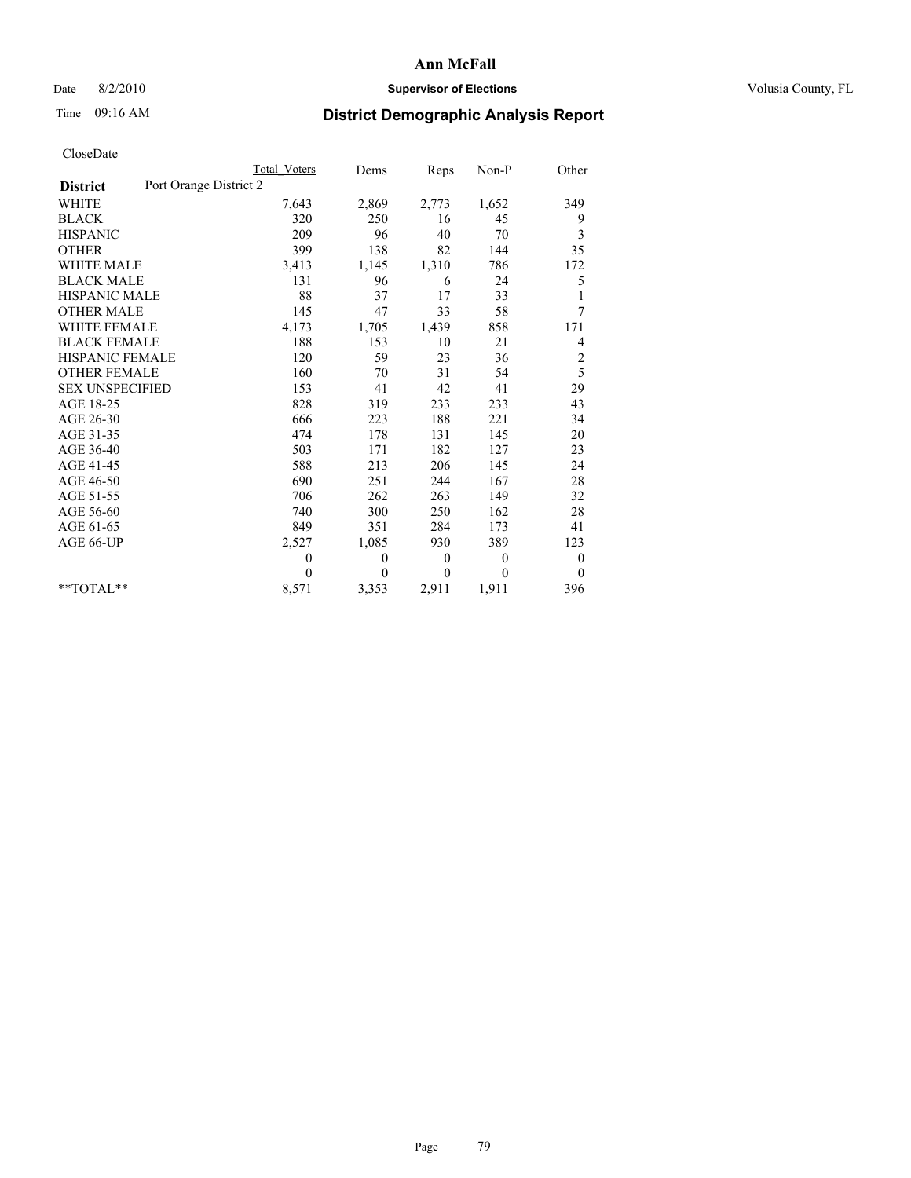**Ann McFall**

Date 8/2/2010 **Supervisor of Elections** Volusia County, FL

Time 09:16 AM

# District Demographic Analysis Report

CloseDate

| | Total Voters | Dems | Reps | Non-P | Other |
|---|---|---|---|---|---|
| **District** Port Orange District 2 | | | | | |
| WHITE | 7,643 | 2,869 | 2,773 | 1,652 | 349 |
| BLACK | 320 | 250 | 16 | 45 | 9 |
| HISPANIC | 209 | 96 | 40 | 70 | 3 |
| OTHER | 399 | 138 | 82 | 144 | 35 |
| WHITE MALE | 3,413 | 1,145 | 1,310 | 786 | 172 |
| BLACK MALE | 131 | 96 | 6 | 24 | 5 |
| HISPANIC MALE | 88 | 37 | 17 | 33 | 1 |
| OTHER MALE | 145 | 47 | 33 | 58 | 7 |
| WHITE FEMALE | 4,173 | 1,705 | 1,439 | 858 | 171 |
| BLACK FEMALE | 188 | 153 | 10 | 21 | 4 |
| HISPANIC FEMALE | 120 | 59 | 23 | 36 | 2 |
| OTHER FEMALE | 160 | 70 | 31 | 54 | 5 |
| SEX UNSPECIFIED | 153 | 41 | 42 | 41 | 29 |
| AGE 18-25 | 828 | 319 | 233 | 233 | 43 |
| AGE 26-30 | 666 | 223 | 188 | 221 | 34 |
| AGE 31-35 | 474 | 178 | 131 | 145 | 20 |
| AGE 36-40 | 503 | 171 | 182 | 127 | 23 |
| AGE 41-45 | 588 | 213 | 206 | 145 | 24 |
| AGE 46-50 | 690 | 251 | 244 | 167 | 28 |
| AGE 51-55 | 706 | 262 | 263 | 149 | 32 |
| AGE 56-60 | 740 | 300 | 250 | 162 | 28 |
| AGE 61-65 | 849 | 351 | 284 | 173 | 41 |
| AGE 66-UP | 2,527 | 1,085 | 930 | 389 | 123 |
| | 0 | 0 | 0 | 0 | 0 |
| | 0 | 0 | 0 | 0 | 0 |
| **TOTAL** | 8,571 | 3,353 | 2,911 | 1,911 | 396 |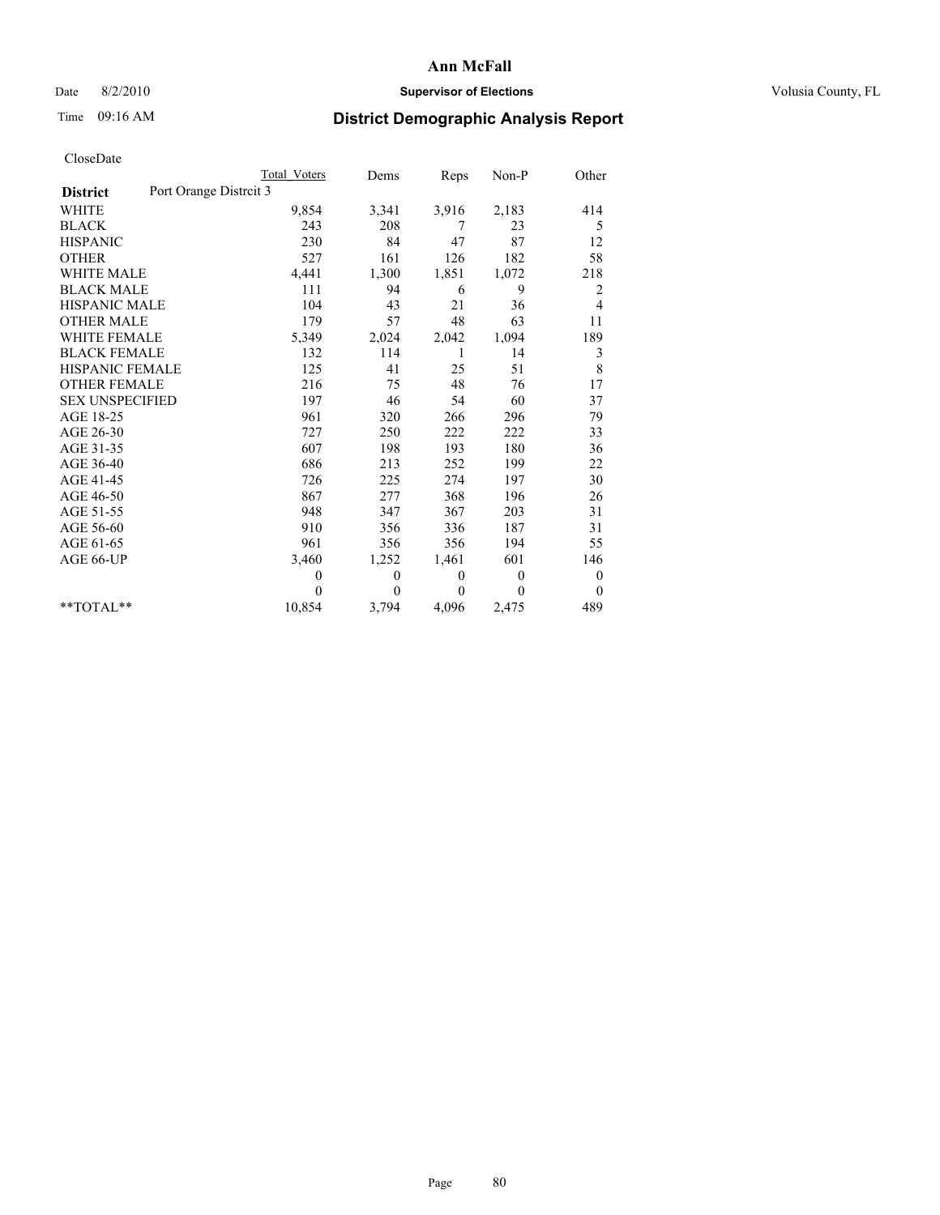# Ann McFall

Date 8/2/2010 **Supervisor of Elections** Volusia County, FL

Time 09:16 AM **District Demographic Analysis Report**

CloseDate

| | Total Voters | Dems | Reps | Non-P | Other |
|---|---|---|---|---|---|
| **District** Port Orange Distrcit 3 | | | | | |
| WHITE | 9,854 | 3,341 | 3,916 | 2,183 | 414 |
| BLACK | 243 | 208 | 7 | 23 | 5 |
| HISPANIC | 230 | 84 | 47 | 87 | 12 |
| OTHER | 527 | 161 | 126 | 182 | 58 |
| WHITE MALE | 4,441 | 1,300 | 1,851 | 1,072 | 218 |
| BLACK MALE | 111 | 94 | 6 | 9 | 2 |
| HISPANIC MALE | 104 | 43 | 21 | 36 | 4 |
| OTHER MALE | 179 | 57 | 48 | 63 | 11 |
| WHITE FEMALE | 5,349 | 2,024 | 2,042 | 1,094 | 189 |
| BLACK FEMALE | 132 | 114 | 1 | 14 | 3 |
| HISPANIC FEMALE | 125 | 41 | 25 | 51 | 8 |
| OTHER FEMALE | 216 | 75 | 48 | 76 | 17 |
| SEX UNSPECIFIED | 197 | 46 | 54 | 60 | 37 |
| AGE 18-25 | 961 | 320 | 266 | 296 | 79 |
| AGE 26-30 | 727 | 250 | 222 | 222 | 33 |
| AGE 31-35 | 607 | 198 | 193 | 180 | 36 |
| AGE 36-40 | 686 | 213 | 252 | 199 | 22 |
| AGE 41-45 | 726 | 225 | 274 | 197 | 30 |
| AGE 46-50 | 867 | 277 | 368 | 196 | 26 |
| AGE 51-55 | 948 | 347 | 367 | 203 | 31 |
| AGE 56-60 | 910 | 356 | 336 | 187 | 31 |
| AGE 61-65 | 961 | 356 | 356 | 194 | 55 |
| AGE 66-UP | 3,460 | 1,252 | 1,461 | 601 | 146 |
| | 0 | 0 | 0 | 0 | 0 |
| | 0 | 0 | 0 | 0 | 0 |
| **TOTAL** | 10,854 | 3,794 | 4,096 | 2,475 | 489 |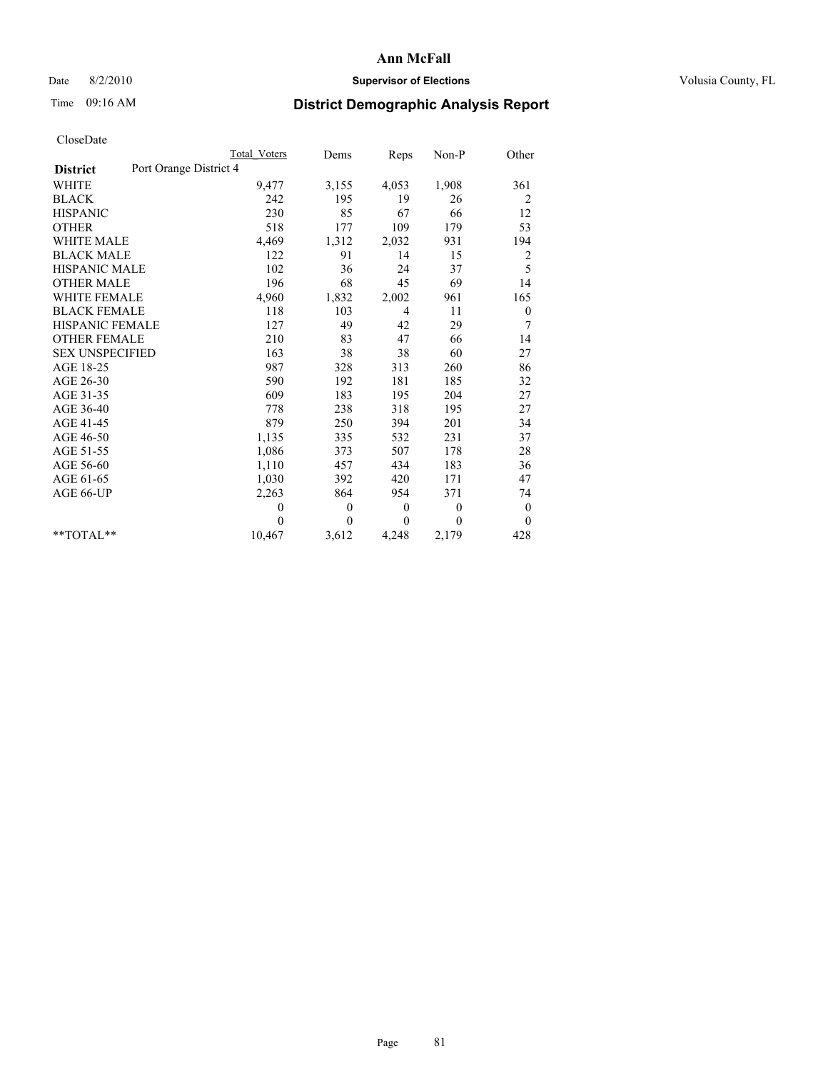# Ann McFall

Date 8/2/2010 **Supervisor of Elections** Volusia County, FL

Time 09:16 AM **District Demographic Analysis Report**

CloseDate

| | Total Voters | Dems | Reps | Non-P | Other |
|---|---|---|---|---|---|
| **District** Port Orange District 4 | | | | | |
| WHITE | 9,477 | 3,155 | 4,053 | 1,908 | 361 |
| BLACK | 242 | 195 | 19 | 26 | 2 |
| HISPANIC | 230 | 85 | 67 | 66 | 12 |
| OTHER | 518 | 177 | 109 | 179 | 53 |
| WHITE MALE | 4,469 | 1,312 | 2,032 | 931 | 194 |
| BLACK MALE | 122 | 91 | 14 | 15 | 2 |
| HISPANIC MALE | 102 | 36 | 24 | 37 | 5 |
| OTHER MALE | 196 | 68 | 45 | 69 | 14 |
| WHITE FEMALE | 4,960 | 1,832 | 2,002 | 961 | 165 |
| BLACK FEMALE | 118 | 103 | 4 | 11 | 0 |
| HISPANIC FEMALE | 127 | 49 | 42 | 29 | 7 |
| OTHER FEMALE | 210 | 83 | 47 | 66 | 14 |
| SEX UNSPECIFIED | 163 | 38 | 38 | 60 | 27 |
| AGE 18-25 | 987 | 328 | 313 | 260 | 86 |
| AGE 26-30 | 590 | 192 | 181 | 185 | 32 |
| AGE 31-35 | 609 | 183 | 195 | 204 | 27 |
| AGE 36-40 | 778 | 238 | 318 | 195 | 27 |
| AGE 41-45 | 879 | 250 | 394 | 201 | 34 |
| AGE 46-50 | 1,135 | 335 | 532 | 231 | 37 |
| AGE 51-55 | 1,086 | 373 | 507 | 178 | 28 |
| AGE 56-60 | 1,110 | 457 | 434 | 183 | 36 |
| AGE 61-65 | 1,030 | 392 | 420 | 171 | 47 |
| AGE 66-UP | 2,263 | 864 | 954 | 371 | 74 |
| | 0 | 0 | 0 | 0 | 0 |
| | 0 | 0 | 0 | 0 | 0 |
| **TOTAL** | 10,467 | 3,612 | 4,248 | 2,179 | 428 |